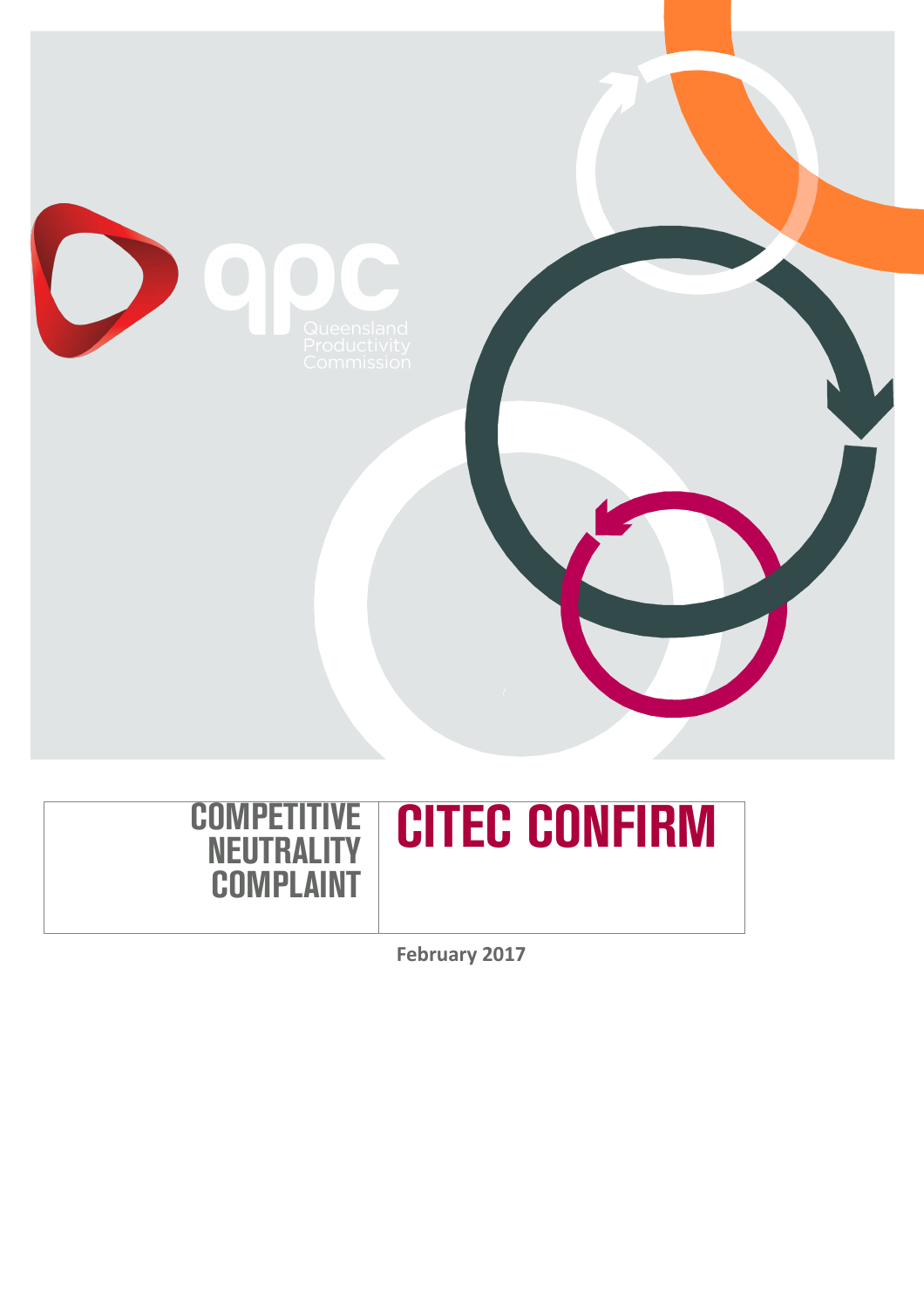qpc

Queensland Productivity Commission

# COMPETITIVE NEUTRALITY COMPLAINT

# CITEC CONFIRM

**February 2017**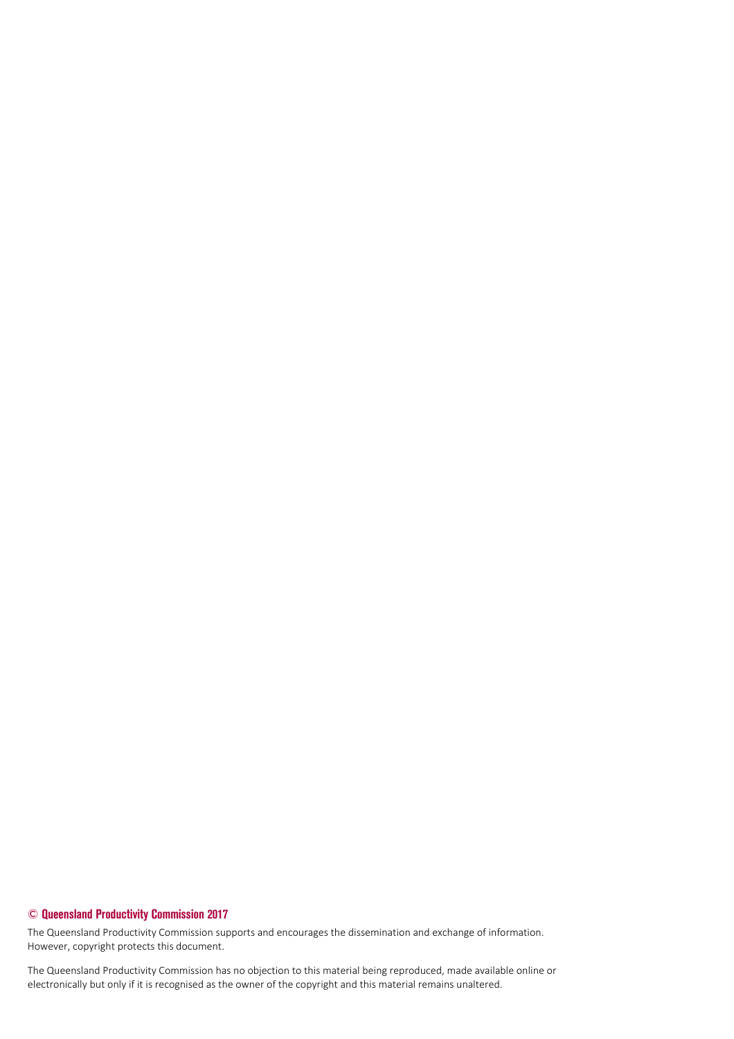**© Queensland Productivity Commission 2017**

The Queensland Productivity Commission supports and encourages the dissemination and exchange of information. However, copyright protects this document.

The Queensland Productivity Commission has no objection to this material being reproduced, made available online or electronically but only if it is recognised as the owner of the copyright and this material remains unaltered.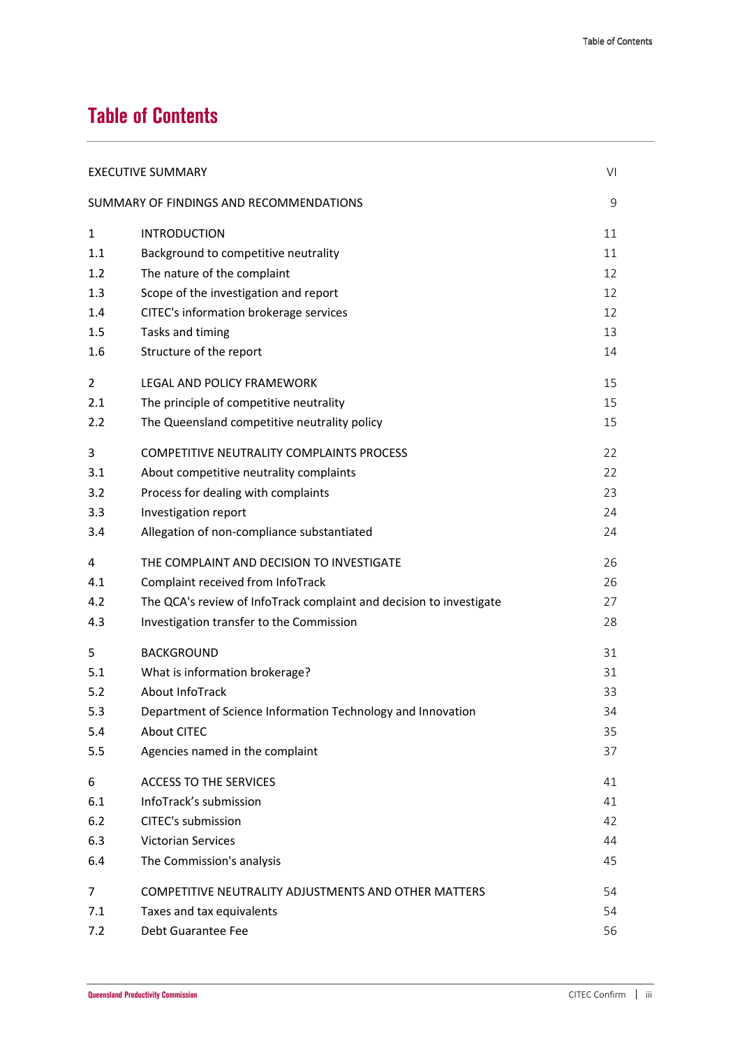# Table of Contents

| | | |
|---|---|---|
| EXECUTIVE SUMMARY | | VI |
| SUMMARY OF FINDINGS AND RECOMMENDATIONS | | 9 |
| 1 | INTRODUCTION | 11 |
| 1.1 | Background to competitive neutrality | 11 |
| 1.2 | The nature of the complaint | 12 |
| 1.3 | Scope of the investigation and report | 12 |
| 1.4 | CITEC's information brokerage services | 12 |
| 1.5 | Tasks and timing | 13 |
| 1.6 | Structure of the report | 14 |
| 2 | LEGAL AND POLICY FRAMEWORK | 15 |
| 2.1 | The principle of competitive neutrality | 15 |
| 2.2 | The Queensland competitive neutrality policy | 15 |
| 3 | COMPETITIVE NEUTRALITY COMPLAINTS PROCESS | 22 |
| 3.1 | About competitive neutrality complaints | 22 |
| 3.2 | Process for dealing with complaints | 23 |
| 3.3 | Investigation report | 24 |
| 3.4 | Allegation of non-compliance substantiated | 24 |
| 4 | THE COMPLAINT AND DECISION TO INVESTIGATE | 26 |
| 4.1 | Complaint received from InfoTrack | 26 |
| 4.2 | The QCA's review of InfoTrack complaint and decision to investigate | 27 |
| 4.3 | Investigation transfer to the Commission | 28 |
| 5 | BACKGROUND | 31 |
| 5.1 | What is information brokerage? | 31 |
| 5.2 | About InfoTrack | 33 |
| 5.3 | Department of Science Information Technology and Innovation | 34 |
| 5.4 | About CITEC | 35 |
| 5.5 | Agencies named in the complaint | 37 |
| 6 | ACCESS TO THE SERVICES | 41 |
| 6.1 | InfoTrack's submission | 41 |
| 6.2 | CITEC's submission | 42 |
| 6.3 | Victorian Services | 44 |
| 6.4 | The Commission's analysis | 45 |
| 7 | COMPETITIVE NEUTRALITY ADJUSTMENTS AND OTHER MATTERS | 54 |
| 7.1 | Taxes and tax equivalents | 54 |
| 7.2 | Debt Guarantee Fee | 56 |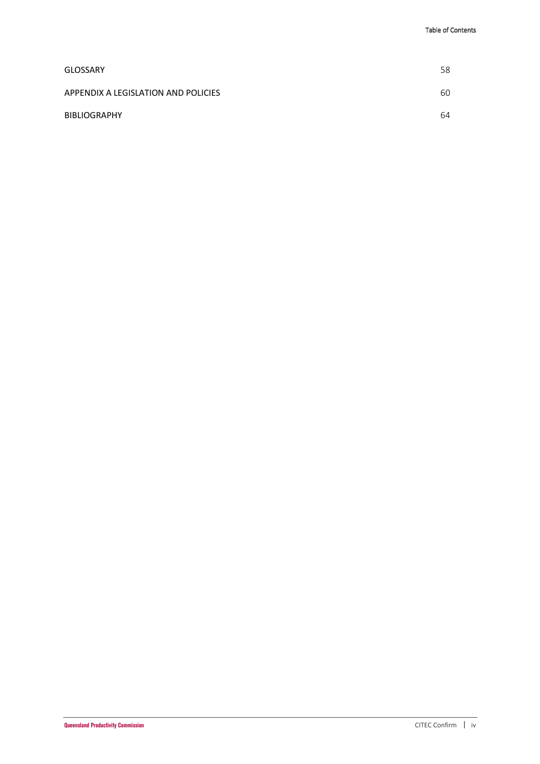| | |
|---|---|
| GLOSSARY | 58 |
| APPENDIX A LEGISLATION AND POLICIES | 60 |
| BIBLIOGRAPHY | 64 |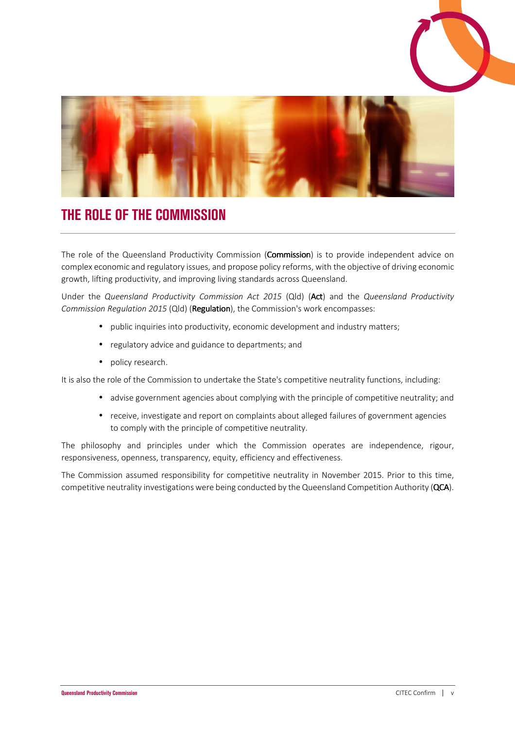# THE ROLE OF THE COMMISSION

The role of the Queensland Productivity Commission (**Commission**) is to provide independent advice on complex economic and regulatory issues, and propose policy reforms, with the objective of driving economic growth, lifting productivity, and improving living standards across Queensland.

Under the *Queensland Productivity Commission Act 2015* (Qld) (**Act**) and the *Queensland Productivity Commission Regulation 2015* (Qld) (**Regulation**), the Commission's work encompasses:

- public inquiries into productivity, economic development and industry matters;
- regulatory advice and guidance to departments; and
- policy research.

It is also the role of the Commission to undertake the State's competitive neutrality functions, including:

- advise government agencies about complying with the principle of competitive neutrality; and
- receive, investigate and report on complaints about alleged failures of government agencies to comply with the principle of competitive neutrality.

The philosophy and principles under which the Commission operates are independence, rigour, responsiveness, openness, transparency, equity, efficiency and effectiveness.

The Commission assumed responsibility for competitive neutrality in November 2015. Prior to this time, competitive neutrality investigations were being conducted by the Queensland Competition Authority (**QCA**).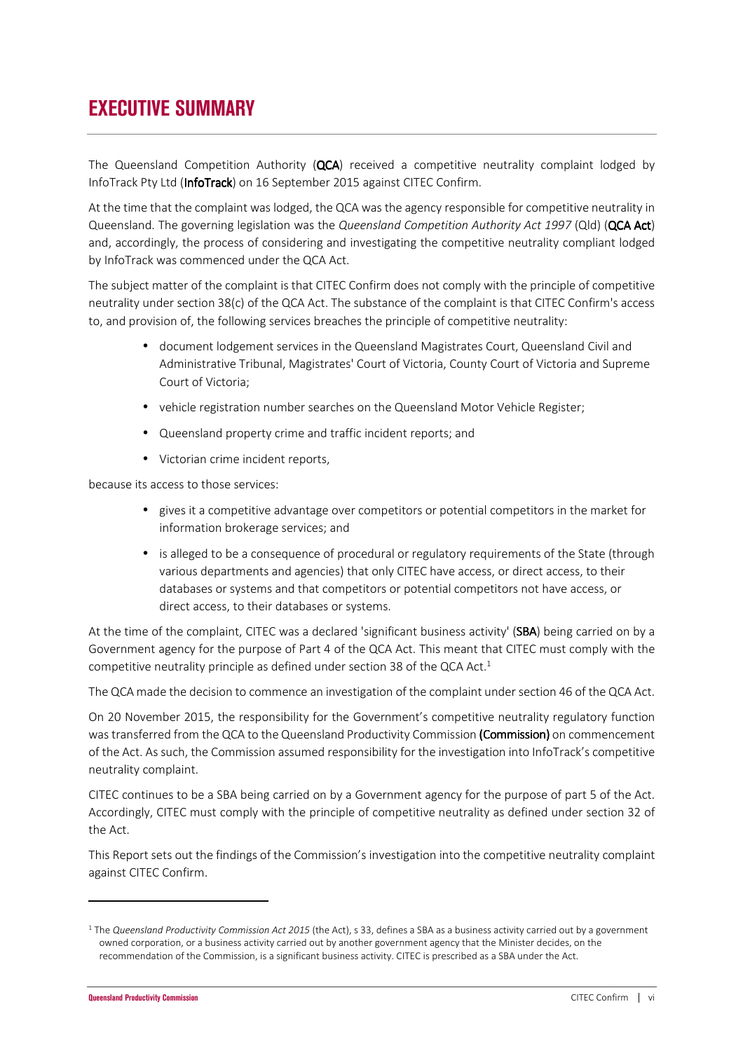# EXECUTIVE SUMMARY

The Queensland Competition Authority (**QCA**) received a competitive neutrality complaint lodged by InfoTrack Pty Ltd (**InfoTrack**) on 16 September 2015 against CITEC Confirm.

At the time that the complaint was lodged, the QCA was the agency responsible for competitive neutrality in Queensland. The governing legislation was the *Queensland Competition Authority Act 1997* (Qld) (**QCA Act**) and, accordingly, the process of considering and investigating the competitive neutrality compliant lodged by InfoTrack was commenced under the QCA Act.

The subject matter of the complaint is that CITEC Confirm does not comply with the principle of competitive neutrality under section 38(c) of the QCA Act. The substance of the complaint is that CITEC Confirm's access to, and provision of, the following services breaches the principle of competitive neutrality:

- document lodgement services in the Queensland Magistrates Court, Queensland Civil and Administrative Tribunal, Magistrates' Court of Victoria, County Court of Victoria and Supreme Court of Victoria;
- vehicle registration number searches on the Queensland Motor Vehicle Register;
- Queensland property crime and traffic incident reports; and
- Victorian crime incident reports,

because its access to those services:

- gives it a competitive advantage over competitors or potential competitors in the market for information brokerage services; and
- is alleged to be a consequence of procedural or regulatory requirements of the State (through various departments and agencies) that only CITEC have access, or direct access, to their databases or systems and that competitors or potential competitors not have access, or direct access, to their databases or systems.

At the time of the complaint, CITEC was a declared 'significant business activity' (**SBA**) being carried on by a Government agency for the purpose of Part 4 of the QCA Act. This meant that CITEC must comply with the competitive neutrality principle as defined under section 38 of the QCA Act.[1]

The QCA made the decision to commence an investigation of the complaint under section 46 of the QCA Act.

On 20 November 2015, the responsibility for the Government's competitive neutrality regulatory function was transferred from the QCA to the Queensland Productivity Commission **(Commission)** on commencement of the Act. As such, the Commission assumed responsibility for the investigation into InfoTrack's competitive neutrality complaint.

CITEC continues to be a SBA being carried on by a Government agency for the purpose of part 5 of the Act. Accordingly, CITEC must comply with the principle of competitive neutrality as defined under section 32 of the Act.

This Report sets out the findings of the Commission's investigation into the competitive neutrality complaint against CITEC Confirm.

---

[1] The *Queensland Productivity Commission Act 2015* (the Act), s 33, defines a SBA as a business activity carried out by a government owned corporation, or a business activity carried out by another government agency that the Minister decides, on the recommendation of the Commission, is a significant business activity. CITEC is prescribed as a SBA under the Act.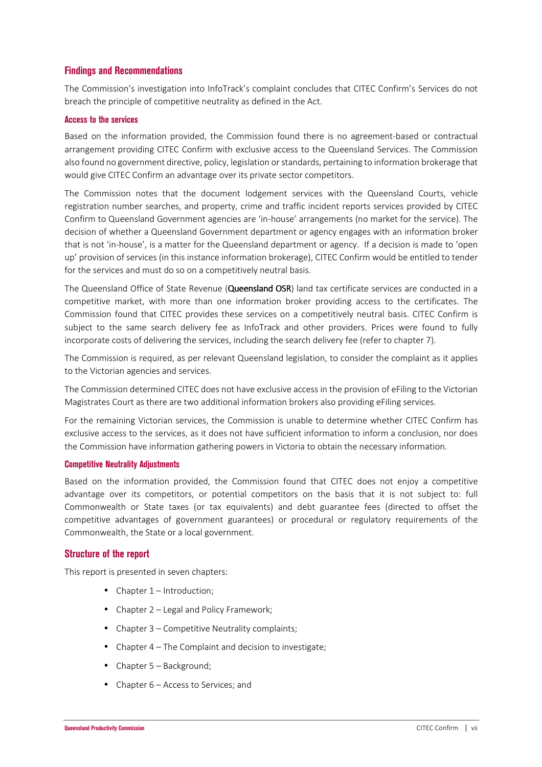## Findings and Recommendations

The Commission's investigation into InfoTrack's complaint concludes that CITEC Confirm's Services do not breach the principle of competitive neutrality as defined in the Act.

### Access to the services

Based on the information provided, the Commission found there is no agreement-based or contractual arrangement providing CITEC Confirm with exclusive access to the Queensland Services. The Commission also found no government directive, policy, legislation or standards, pertaining to information brokerage that would give CITEC Confirm an advantage over its private sector competitors.

The Commission notes that the document lodgement services with the Queensland Courts, vehicle registration number searches, and property, crime and traffic incident reports services provided by CITEC Confirm to Queensland Government agencies are 'in-house' arrangements (no market for the service). The decision of whether a Queensland Government department or agency engages with an information broker that is not 'in-house', is a matter for the Queensland department or agency. If a decision is made to 'open up' provision of services (in this instance information brokerage), CITEC Confirm would be entitled to tender for the services and must do so on a competitively neutral basis.

The Queensland Office of State Revenue (Queensland OSR) land tax certificate services are conducted in a competitive market, with more than one information broker providing access to the certificates. The Commission found that CITEC provides these services on a competitively neutral basis. CITEC Confirm is subject to the same search delivery fee as InfoTrack and other providers. Prices were found to fully incorporate costs of delivering the services, including the search delivery fee (refer to chapter 7).

The Commission is required, as per relevant Queensland legislation, to consider the complaint as it applies to the Victorian agencies and services.

The Commission determined CITEC does not have exclusive access in the provision of eFiling to the Victorian Magistrates Court as there are two additional information brokers also providing eFiling services.

For the remaining Victorian services, the Commission is unable to determine whether CITEC Confirm has exclusive access to the services, as it does not have sufficient information to inform a conclusion, nor does the Commission have information gathering powers in Victoria to obtain the necessary information.

### Competitive Neutrality Adjustments

Based on the information provided, the Commission found that CITEC does not enjoy a competitive advantage over its competitors, or potential competitors on the basis that it is not subject to: full Commonwealth or State taxes (or tax equivalents) and debt guarantee fees (directed to offset the competitive advantages of government guarantees) or procedural or regulatory requirements of the Commonwealth, the State or a local government.

## Structure of the report

This report is presented in seven chapters:

- Chapter 1 – Introduction;
- Chapter 2 – Legal and Policy Framework;
- Chapter 3 – Competitive Neutrality complaints;
- Chapter 4 – The Complaint and decision to investigate;
- Chapter 5 – Background;
- Chapter 6 – Access to Services; and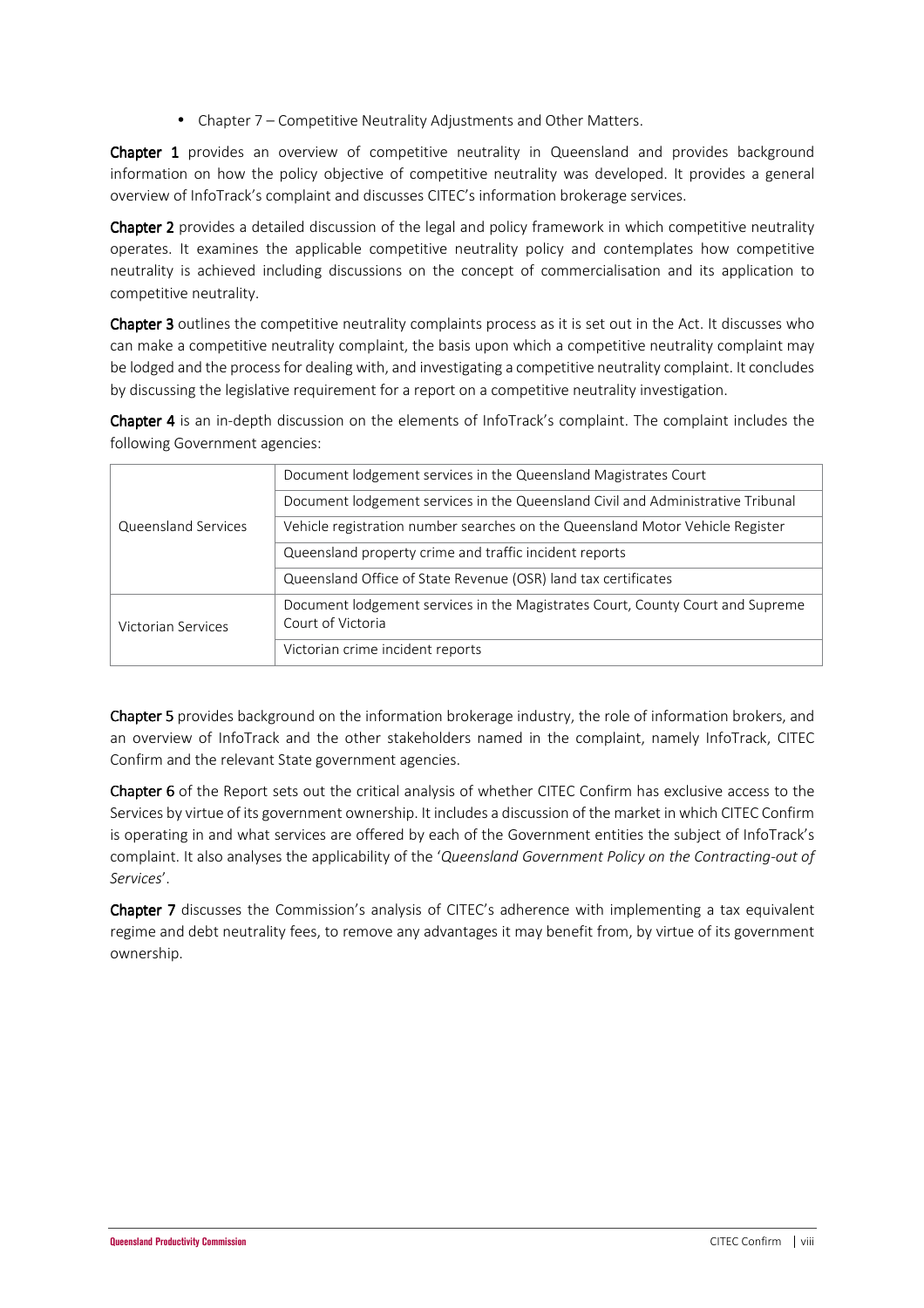- Chapter 7 – Competitive Neutrality Adjustments and Other Matters.

**Chapter 1** provides an overview of competitive neutrality in Queensland and provides background information on how the policy objective of competitive neutrality was developed. It provides a general overview of InfoTrack's complaint and discusses CITEC's information brokerage services.

**Chapter 2** provides a detailed discussion of the legal and policy framework in which competitive neutrality operates. It examines the applicable competitive neutrality policy and contemplates how competitive neutrality is achieved including discussions on the concept of commercialisation and its application to competitive neutrality.

**Chapter 3** outlines the competitive neutrality complaints process as it is set out in the Act. It discusses who can make a competitive neutrality complaint, the basis upon which a competitive neutrality complaint may be lodged and the process for dealing with, and investigating a competitive neutrality complaint. It concludes by discussing the legislative requirement for a report on a competitive neutrality investigation.

**Chapter 4** is an in-depth discussion on the elements of InfoTrack's complaint. The complaint includes the following Government agencies:

| | |
|---|---|
| Queensland Services | Document lodgement services in the Queensland Magistrates Court |
| | Document lodgement services in the Queensland Civil and Administrative Tribunal |
| | Vehicle registration number searches on the Queensland Motor Vehicle Register |
| | Queensland property crime and traffic incident reports |
| | Queensland Office of State Revenue (OSR) land tax certificates |
| Victorian Services | Document lodgement services in the Magistrates Court, County Court and Supreme Court of Victoria |
| | Victorian crime incident reports |

**Chapter 5** provides background on the information brokerage industry, the role of information brokers, and an overview of InfoTrack and the other stakeholders named in the complaint, namely InfoTrack, CITEC Confirm and the relevant State government agencies.

**Chapter 6** of the Report sets out the critical analysis of whether CITEC Confirm has exclusive access to the Services by virtue of its government ownership. It includes a discussion of the market in which CITEC Confirm is operating in and what services are offered by each of the Government entities the subject of InfoTrack's complaint. It also analyses the applicability of the '*Queensland Government Policy on the Contracting-out of Services*'.

**Chapter 7** discusses the Commission's analysis of CITEC's adherence with implementing a tax equivalent regime and debt neutrality fees, to remove any advantages it may benefit from, by virtue of its government ownership.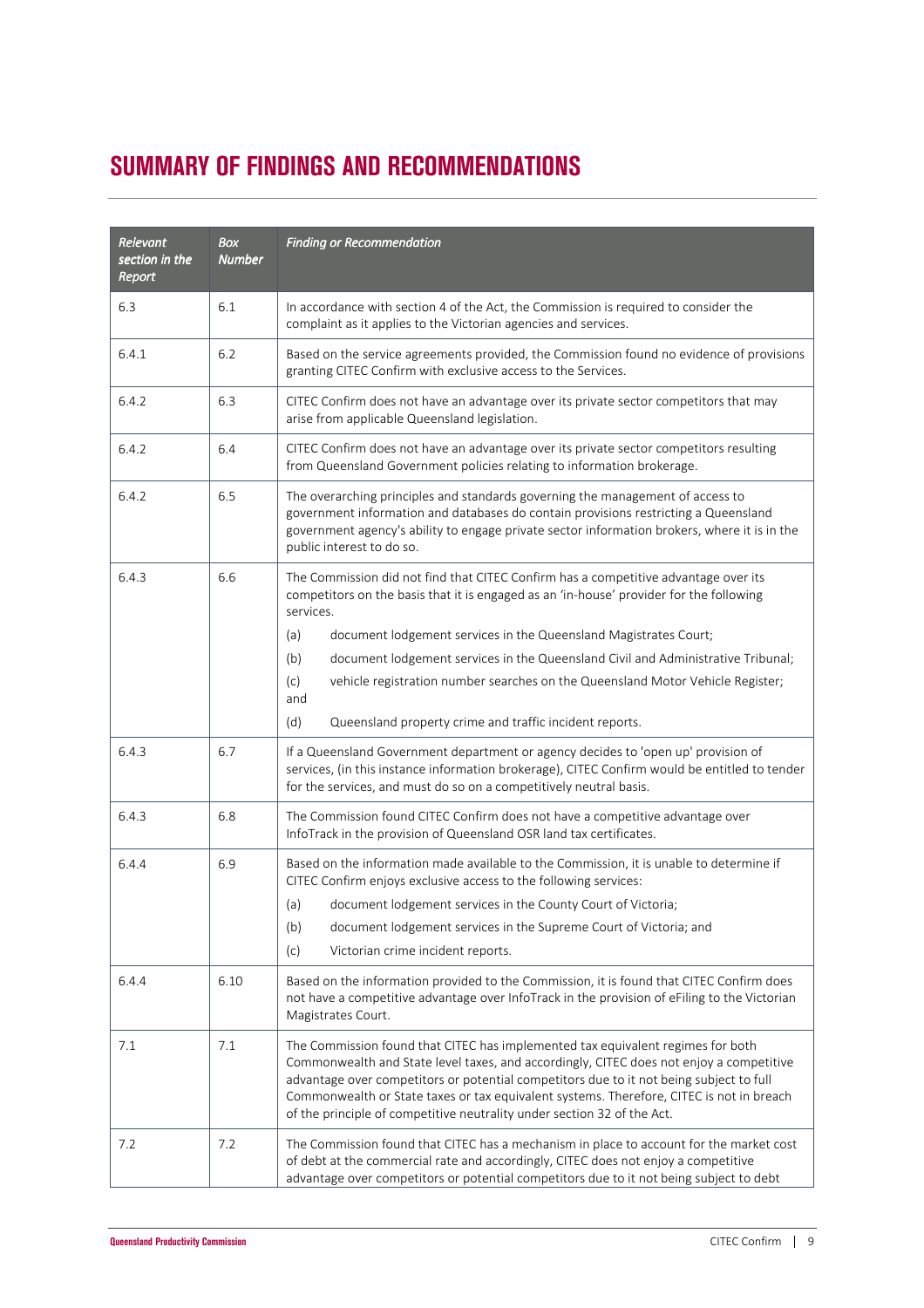# SUMMARY OF FINDINGS AND RECOMMENDATIONS

| *Relevant section in the Report* | *Box Number* | *Finding or Recommendation* |
|---|---|---|
| 6.3 | 6.1 | In accordance with section 4 of the Act, the Commission is required to consider the complaint as it applies to the Victorian agencies and services. |
| 6.4.1 | 6.2 | Based on the service agreements provided, the Commission found no evidence of provisions granting CITEC Confirm with exclusive access to the Services. |
| 6.4.2 | 6.3 | CITEC Confirm does not have an advantage over its private sector competitors that may arise from applicable Queensland legislation. |
| 6.4.2 | 6.4 | CITEC Confirm does not have an advantage over its private sector competitors resulting from Queensland Government policies relating to information brokerage. |
| 6.4.2 | 6.5 | The overarching principles and standards governing the management of access to government information and databases do contain provisions restricting a Queensland government agency's ability to engage private sector information brokers, where it is in the public interest to do so. |
| 6.4.3 | 6.6 | The Commission did not find that CITEC Confirm has a competitive advantage over its competitors on the basis that it is engaged as an 'in-house' provider for the following services.<br>(a) document lodgement services in the Queensland Magistrates Court;<br>(b) document lodgement services in the Queensland Civil and Administrative Tribunal;<br>(c) vehicle registration number searches on the Queensland Motor Vehicle Register; and<br>(d) Queensland property crime and traffic incident reports. |
| 6.4.3 | 6.7 | If a Queensland Government department or agency decides to 'open up' provision of services, (in this instance information brokerage), CITEC Confirm would be entitled to tender for the services, and must do so on a competitively neutral basis. |
| 6.4.3 | 6.8 | The Commission found CITEC Confirm does not have a competitive advantage over InfoTrack in the provision of Queensland OSR land tax certificates. |
| 6.4.4 | 6.9 | Based on the information made available to the Commission, it is unable to determine if CITEC Confirm enjoys exclusive access to the following services:<br>(a) document lodgement services in the County Court of Victoria;<br>(b) document lodgement services in the Supreme Court of Victoria; and<br>(c) Victorian crime incident reports. |
| 6.4.4 | 6.10 | Based on the information provided to the Commission, it is found that CITEC Confirm does not have a competitive advantage over InfoTrack in the provision of eFiling to the Victorian Magistrates Court. |
| 7.1 | 7.1 | The Commission found that CITEC has implemented tax equivalent regimes for both Commonwealth and State level taxes, and accordingly, CITEC does not enjoy a competitive advantage over competitors or potential competitors due to it not being subject to full Commonwealth or State taxes or tax equivalent systems. Therefore, CITEC is not in breach of the principle of competitive neutrality under section 32 of the Act. |
| 7.2 | 7.2 | The Commission found that CITEC has a mechanism in place to account for the market cost of debt at the commercial rate and accordingly, CITEC does not enjoy a competitive advantage over competitors or potential competitors due to it not being subject to debt |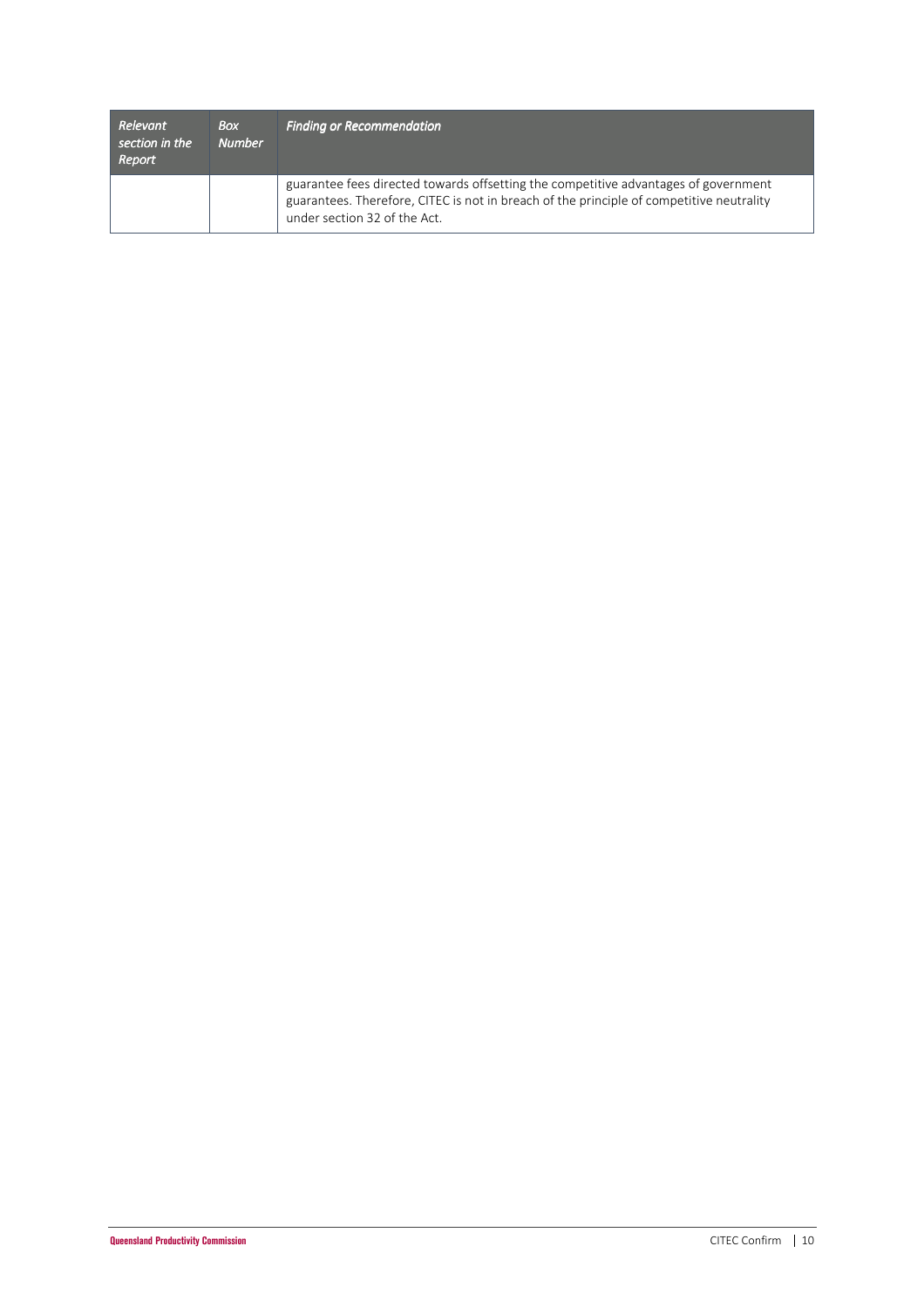| *Relevant section in the Report* | *Box Number* | *Finding or Recommendation* |
|---|---|---|
| | | guarantee fees directed towards offsetting the competitive advantages of government guarantees. Therefore, CITEC is not in breach of the principle of competitive neutrality under section 32 of the Act. |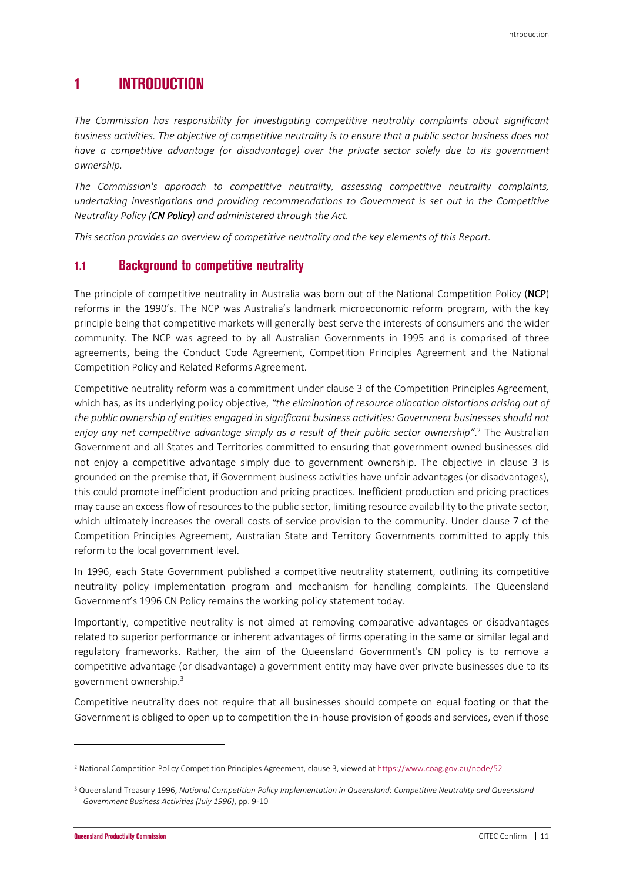# 1 INTRODUCTION

*The Commission has responsibility for investigating competitive neutrality complaints about significant business activities. The objective of competitive neutrality is to ensure that a public sector business does not have a competitive advantage (or disadvantage) over the private sector solely due to its government ownership.*

*The Commission's approach to competitive neutrality, assessing competitive neutrality complaints, undertaking investigations and providing recommendations to Government is set out in the Competitive Neutrality Policy (**CN Policy**) and administered through the Act.*

*This section provides an overview of competitive neutrality and the key elements of this Report.*

## 1.1 Background to competitive neutrality

The principle of competitive neutrality in Australia was born out of the National Competition Policy (**NCP**) reforms in the 1990's. The NCP was Australia's landmark microeconomic reform program, with the key principle being that competitive markets will generally best serve the interests of consumers and the wider community. The NCP was agreed to by all Australian Governments in 1995 and is comprised of three agreements, being the Conduct Code Agreement, Competition Principles Agreement and the National Competition Policy and Related Reforms Agreement.

Competitive neutrality reform was a commitment under clause 3 of the Competition Principles Agreement, which has, as its underlying policy objective, *"the elimination of resource allocation distortions arising out of the public ownership of entities engaged in significant business activities: Government businesses should not enjoy any net competitive advantage simply as a result of their public sector ownership"*.[2] The Australian Government and all States and Territories committed to ensuring that government owned businesses did not enjoy a competitive advantage simply due to government ownership. The objective in clause 3 is grounded on the premise that, if Government business activities have unfair advantages (or disadvantages), this could promote inefficient production and pricing practices. Inefficient production and pricing practices may cause an excess flow of resources to the public sector, limiting resource availability to the private sector, which ultimately increases the overall costs of service provision to the community. Under clause 7 of the Competition Principles Agreement, Australian State and Territory Governments committed to apply this reform to the local government level.

In 1996, each State Government published a competitive neutrality statement, outlining its competitive neutrality policy implementation program and mechanism for handling complaints. The Queensland Government's 1996 CN Policy remains the working policy statement today.

Importantly, competitive neutrality is not aimed at removing comparative advantages or disadvantages related to superior performance or inherent advantages of firms operating in the same or similar legal and regulatory frameworks. Rather, the aim of the Queensland Government's CN policy is to remove a competitive advantage (or disadvantage) a government entity may have over private businesses due to its government ownership.[3]

Competitive neutrality does not require that all businesses should compete on equal footing or that the Government is obliged to open up to competition the in-house provision of goods and services, even if those

---

[2] National Competition Policy Competition Principles Agreement, clause 3, viewed at https://www.coag.gov.au/node/52

[3] Queensland Treasury 1996, *National Competition Policy Implementation in Queensland: Competitive Neutrality and Queensland Government Business Activities (July 1996)*, pp. 9-10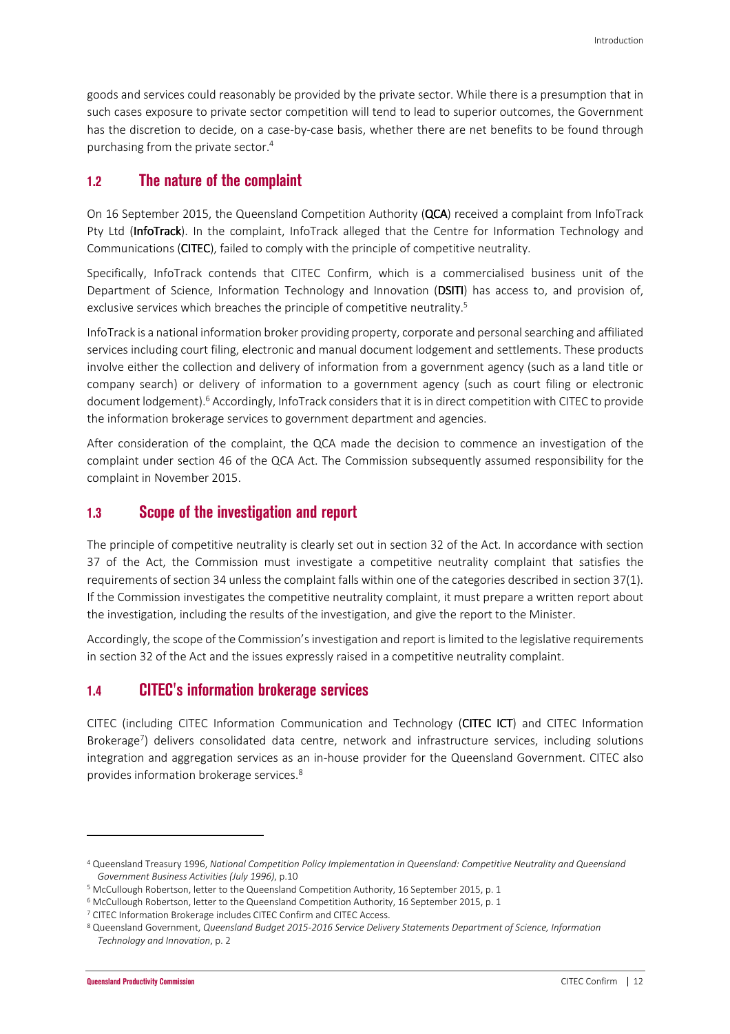goods and services could reasonably be provided by the private sector. While there is a presumption that in such cases exposure to private sector competition will tend to lead to superior outcomes, the Government has the discretion to decide, on a case-by-case basis, whether there are net benefits to be found through purchasing from the private sector.[4]

## 1.2 The nature of the complaint

On 16 September 2015, the Queensland Competition Authority (**QCA**) received a complaint from InfoTrack Pty Ltd (**InfoTrack**). In the complaint, InfoTrack alleged that the Centre for Information Technology and Communications (**CITEC**), failed to comply with the principle of competitive neutrality.

Specifically, InfoTrack contends that CITEC Confirm, which is a commercialised business unit of the Department of Science, Information Technology and Innovation (**DSITI**) has access to, and provision of, exclusive services which breaches the principle of competitive neutrality.[5]

InfoTrack is a national information broker providing property, corporate and personal searching and affiliated services including court filing, electronic and manual document lodgement and settlements. These products involve either the collection and delivery of information from a government agency (such as a land title or company search) or delivery of information to a government agency (such as court filing or electronic document lodgement).[6] Accordingly, InfoTrack considers that it is in direct competition with CITEC to provide the information brokerage services to government department and agencies.

After consideration of the complaint, the QCA made the decision to commence an investigation of the complaint under section 46 of the QCA Act. The Commission subsequently assumed responsibility for the complaint in November 2015.

## 1.3 Scope of the investigation and report

The principle of competitive neutrality is clearly set out in section 32 of the Act. In accordance with section 37 of the Act, the Commission must investigate a competitive neutrality complaint that satisfies the requirements of section 34 unless the complaint falls within one of the categories described in section 37(1). If the Commission investigates the competitive neutrality complaint, it must prepare a written report about the investigation, including the results of the investigation, and give the report to the Minister.

Accordingly, the scope of the Commission's investigation and report is limited to the legislative requirements in section 32 of the Act and the issues expressly raised in a competitive neutrality complaint.

## 1.4 CITEC's information brokerage services

CITEC (including CITEC Information Communication and Technology (**CITEC ICT**) and CITEC Information Brokerage[7]) delivers consolidated data centre, network and infrastructure services, including solutions integration and aggregation services as an in-house provider for the Queensland Government. CITEC also provides information brokerage services.[8]

---

[4] Queensland Treasury 1996, *National Competition Policy Implementation in Queensland: Competitive Neutrality and Queensland Government Business Activities (July 1996)*, p.10

[5] McCullough Robertson, letter to the Queensland Competition Authority, 16 September 2015, p. 1

[6] McCullough Robertson, letter to the Queensland Competition Authority, 16 September 2015, p. 1

[7] CITEC Information Brokerage includes CITEC Confirm and CITEC Access.

[8] Queensland Government, *Queensland Budget 2015-2016 Service Delivery Statements Department of Science, Information Technology and Innovation*, p. 2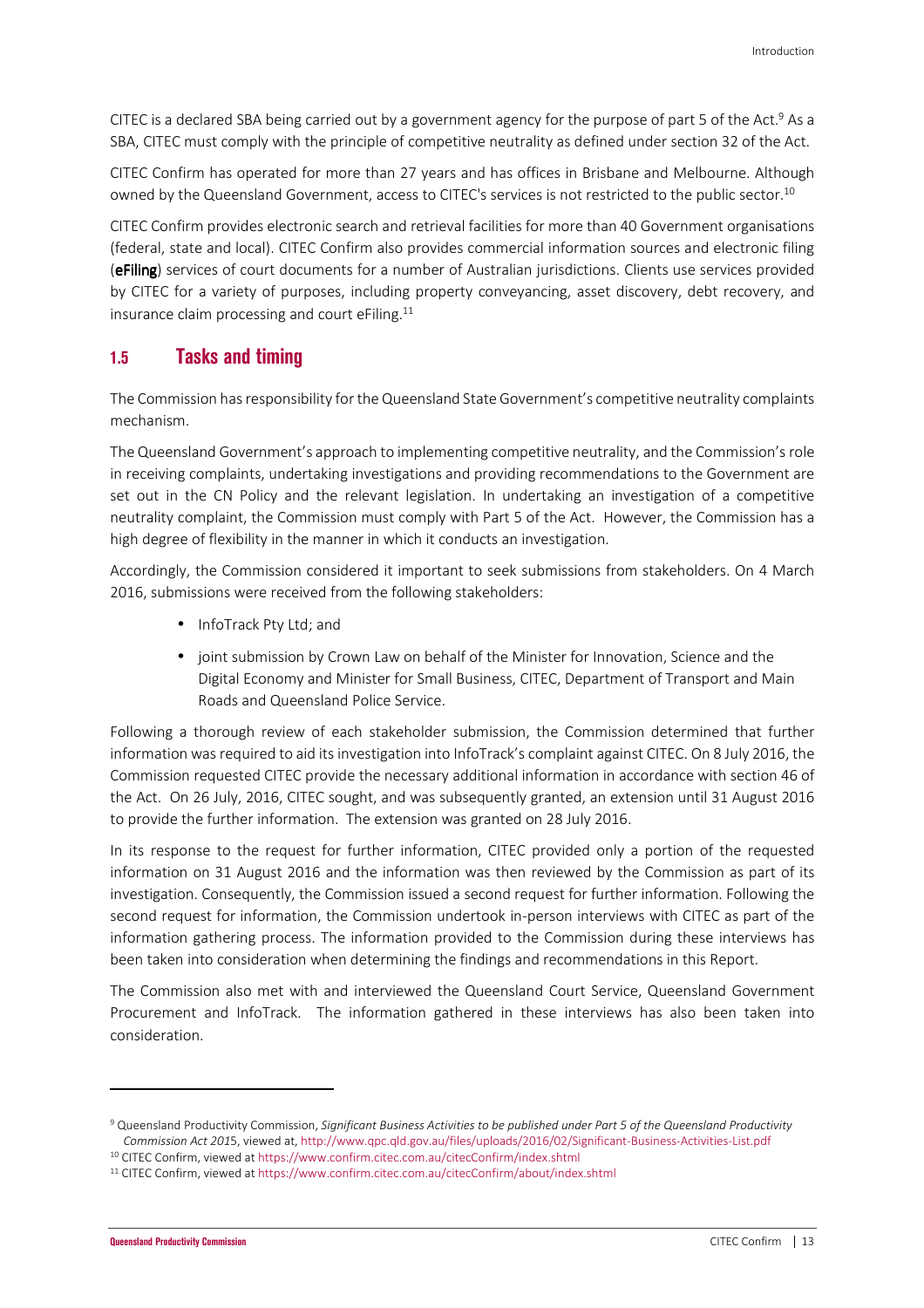CITEC is a declared SBA being carried out by a government agency for the purpose of part 5 of the Act.[9] As a SBA, CITEC must comply with the principle of competitive neutrality as defined under section 32 of the Act.

CITEC Confirm has operated for more than 27 years and has offices in Brisbane and Melbourne. Although owned by the Queensland Government, access to CITEC's services is not restricted to the public sector.[10]

CITEC Confirm provides electronic search and retrieval facilities for more than 40 Government organisations (federal, state and local). CITEC Confirm also provides commercial information sources and electronic filing (**eFiling**) services of court documents for a number of Australian jurisdictions. Clients use services provided by CITEC for a variety of purposes, including property conveyancing, asset discovery, debt recovery, and insurance claim processing and court eFiling.[11]

## 1.5 Tasks and timing

The Commission has responsibility for the Queensland State Government's competitive neutrality complaints mechanism.

The Queensland Government's approach to implementing competitive neutrality, and the Commission's role in receiving complaints, undertaking investigations and providing recommendations to the Government are set out in the CN Policy and the relevant legislation. In undertaking an investigation of a competitive neutrality complaint, the Commission must comply with Part 5 of the Act. However, the Commission has a high degree of flexibility in the manner in which it conducts an investigation.

Accordingly, the Commission considered it important to seek submissions from stakeholders. On 4 March 2016, submissions were received from the following stakeholders:

- InfoTrack Pty Ltd; and
- joint submission by Crown Law on behalf of the Minister for Innovation, Science and the Digital Economy and Minister for Small Business, CITEC, Department of Transport and Main Roads and Queensland Police Service.

Following a thorough review of each stakeholder submission, the Commission determined that further information was required to aid its investigation into InfoTrack's complaint against CITEC. On 8 July 2016, the Commission requested CITEC provide the necessary additional information in accordance with section 46 of the Act. On 26 July, 2016, CITEC sought, and was subsequently granted, an extension until 31 August 2016 to provide the further information. The extension was granted on 28 July 2016.

In its response to the request for further information, CITEC provided only a portion of the requested information on 31 August 2016 and the information was then reviewed by the Commission as part of its investigation. Consequently, the Commission issued a second request for further information. Following the second request for information, the Commission undertook in-person interviews with CITEC as part of the information gathering process. The information provided to the Commission during these interviews has been taken into consideration when determining the findings and recommendations in this Report.

The Commission also met with and interviewed the Queensland Court Service, Queensland Government Procurement and InfoTrack. The information gathered in these interviews has also been taken into consideration.

---

[9] Queensland Productivity Commission, *Significant Business Activities to be published under Part 5 of the Queensland Productivity Commission Act 2015*, viewed at, http://www.qpc.qld.gov.au/files/uploads/2016/02/Significant-Business-Activities-List.pdf

[10] CITEC Confirm, viewed at https://www.confirm.citec.com.au/citecConfirm/index.shtml

[11] CITEC Confirm, viewed at https://www.confirm.citec.com.au/citecConfirm/about/index.shtml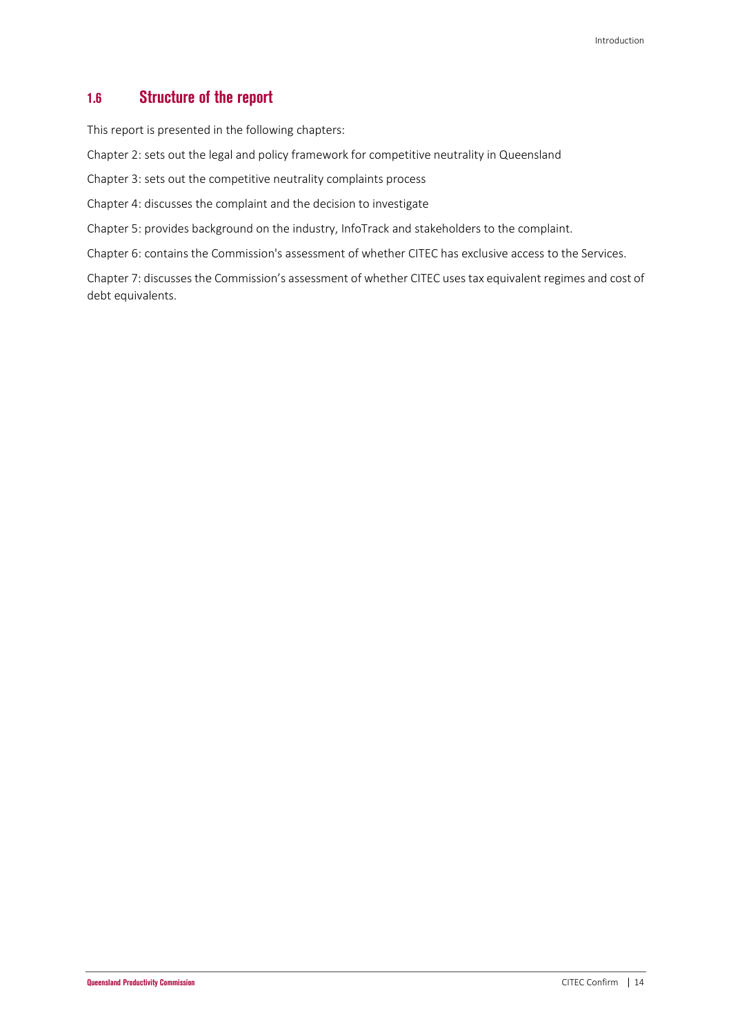## 1.6 Structure of the report

This report is presented in the following chapters:

Chapter 2: sets out the legal and policy framework for competitive neutrality in Queensland

Chapter 3: sets out the competitive neutrality complaints process

Chapter 4: discusses the complaint and the decision to investigate

Chapter 5: provides background on the industry, InfoTrack and stakeholders to the complaint.

Chapter 6: contains the Commission's assessment of whether CITEC has exclusive access to the Services.

Chapter 7: discusses the Commission's assessment of whether CITEC uses tax equivalent regimes and cost of debt equivalents.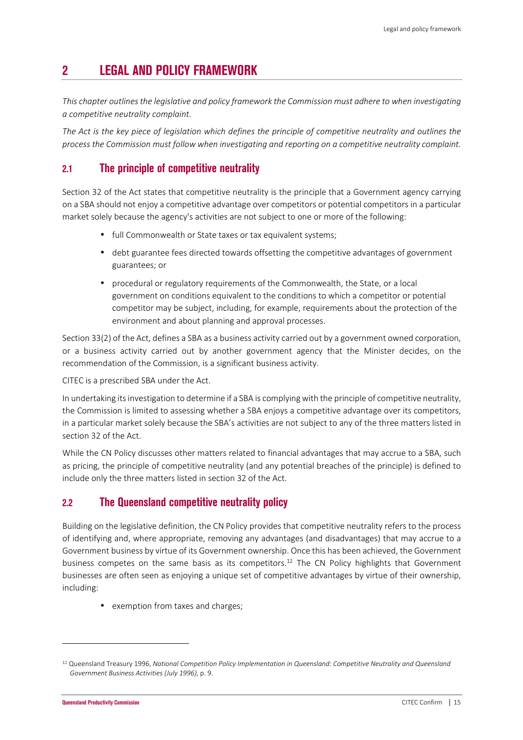# 2 LEGAL AND POLICY FRAMEWORK

*This chapter outlines the legislative and policy framework the Commission must adhere to when investigating a competitive neutrality complaint.*

*The Act is the key piece of legislation which defines the principle of competitive neutrality and outlines the process the Commission must follow when investigating and reporting on a competitive neutrality complaint.*

## 2.1 The principle of competitive neutrality

Section 32 of the Act states that competitive neutrality is the principle that a Government agency carrying on a SBA should not enjoy a competitive advantage over competitors or potential competitors in a particular market solely because the agency's activities are not subject to one or more of the following:

- full Commonwealth or State taxes or tax equivalent systems;
- debt guarantee fees directed towards offsetting the competitive advantages of government guarantees; or
- procedural or regulatory requirements of the Commonwealth, the State, or a local government on conditions equivalent to the conditions to which a competitor or potential competitor may be subject, including, for example, requirements about the protection of the environment and about planning and approval processes.

Section 33(2) of the Act, defines a SBA as a business activity carried out by a government owned corporation, or a business activity carried out by another government agency that the Minister decides, on the recommendation of the Commission, is a significant business activity.

CITEC is a prescribed SBA under the Act.

In undertaking its investigation to determine if a SBA is complying with the principle of competitive neutrality, the Commission is limited to assessing whether a SBA enjoys a competitive advantage over its competitors, in a particular market solely because the SBA's activities are not subject to any of the three matters listed in section 32 of the Act.

While the CN Policy discusses other matters related to financial advantages that may accrue to a SBA, such as pricing, the principle of competitive neutrality (and any potential breaches of the principle) is defined to include only the three matters listed in section 32 of the Act.

## 2.2 The Queensland competitive neutrality policy

Building on the legislative definition, the CN Policy provides that competitive neutrality refers to the process of identifying and, where appropriate, removing any advantages (and disadvantages) that may accrue to a Government business by virtue of its Government ownership. Once this has been achieved, the Government business competes on the same basis as its competitors.[12] The CN Policy highlights that Government businesses are often seen as enjoying a unique set of competitive advantages by virtue of their ownership, including:

- exemption from taxes and charges;

---

[12] Queensland Treasury 1996, *National Competition Policy Implementation in Queensland: Competitive Neutrality and Queensland Government Business Activities (July 1996)*, p. 9.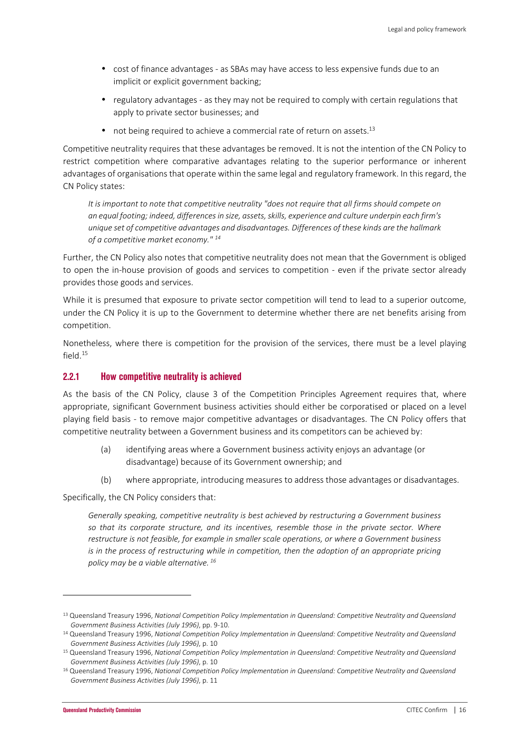- cost of finance advantages - as SBAs may have access to less expensive funds due to an implicit or explicit government backing;
- regulatory advantages - as they may not be required to comply with certain regulations that apply to private sector businesses; and
- not being required to achieve a commercial rate of return on assets.[13]

Competitive neutrality requires that these advantages be removed. It is not the intention of the CN Policy to restrict competition where comparative advantages relating to the superior performance or inherent advantages of organisations that operate within the same legal and regulatory framework. In this regard, the CN Policy states:

> *It is important to note that competitive neutrality "does not require that all firms should compete on an equal footing; indeed, differences in size, assets, skills, experience and culture underpin each firm's unique set of competitive advantages and disadvantages. Differences of these kinds are the hallmark of a competitive market economy."* [14]

Further, the CN Policy also notes that competitive neutrality does not mean that the Government is obliged to open the in-house provision of goods and services to competition - even if the private sector already provides those goods and services.

While it is presumed that exposure to private sector competition will tend to lead to a superior outcome, under the CN Policy it is up to the Government to determine whether there are net benefits arising from competition.

Nonetheless, where there is competition for the provision of the services, there must be a level playing field.[15]

### 2.2.1 How competitive neutrality is achieved

As the basis of the CN Policy, clause 3 of the Competition Principles Agreement requires that, where appropriate, significant Government business activities should either be corporatised or placed on a level playing field basis - to remove major competitive advantages or disadvantages. The CN Policy offers that competitive neutrality between a Government business and its competitors can be achieved by:

(a) identifying areas where a Government business activity enjoys an advantage (or disadvantage) because of its Government ownership; and

(b) where appropriate, introducing measures to address those advantages or disadvantages.

Specifically, the CN Policy considers that:

> *Generally speaking, competitive neutrality is best achieved by restructuring a Government business so that its corporate structure, and its incentives, resemble those in the private sector. Where restructure is not feasible, for example in smaller scale operations, or where a Government business is in the process of restructuring while in competition, then the adoption of an appropriate pricing policy may be a viable alternative.* [16]

---

[13] Queensland Treasury 1996, *National Competition Policy Implementation in Queensland: Competitive Neutrality and Queensland Government Business Activities (July 1996)*, pp. 9-10.

[14] Queensland Treasury 1996, *National Competition Policy Implementation in Queensland: Competitive Neutrality and Queensland Government Business Activities (July 1996)*, p. 10

[15] Queensland Treasury 1996, *National Competition Policy Implementation in Queensland: Competitive Neutrality and Queensland Government Business Activities (July 1996)*, p. 10

[16] Queensland Treasury 1996, *National Competition Policy Implementation in Queensland: Competitive Neutrality and Queensland Government Business Activities (July 1996)*, p. 11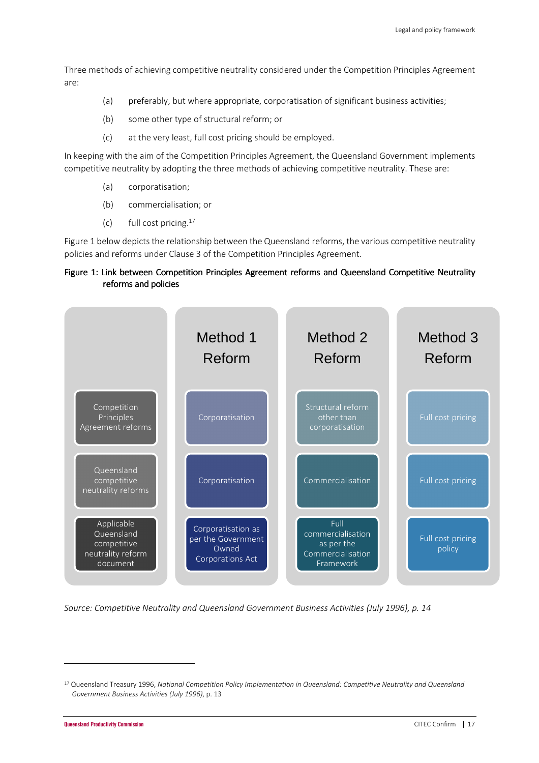Three methods of achieving competitive neutrality considered under the Competition Principles Agreement are:

- (a) preferably, but where appropriate, corporatisation of significant business activities;
- (b) some other type of structural reform; or
- (c) at the very least, full cost pricing should be employed.

In keeping with the aim of the Competition Principles Agreement, the Queensland Government implements competitive neutrality by adopting the three methods of achieving competitive neutrality. These are:

- (a) corporatisation;
- (b) commercialisation; or
- (c) full cost pricing.[17]

Figure 1 below depicts the relationship between the Queensland reforms, the various competitive neutrality policies and reforms under Clause 3 of the Competition Principles Agreement.

**Figure 1: Link between Competition Principles Agreement reforms and Queensland Competitive Neutrality reforms and policies**

| | Method 1 Reform | Method 2 Reform | Method 3 Reform |
|---|---|---|---|
| Competition Principles Agreement reforms | Corporatisation | Structural reform other than corporatisation | Full cost pricing |
| Queensland competitive neutrality reforms | Corporatisation | Commercialisation | Full cost pricing |
| Applicable Queensland competitive neutrality reform document | Corporatisation as per the Government Owned Corporations Act | Full commercialisation as per the Commercialisation Framework | Full cost pricing policy |

*Source: Competitive Neutrality and Queensland Government Business Activities (July 1996), p. 14*

[17] Queensland Treasury 1996, *National Competition Policy Implementation in Queensland: Competitive Neutrality and Queensland Government Business Activities (July 1996)*, p. 13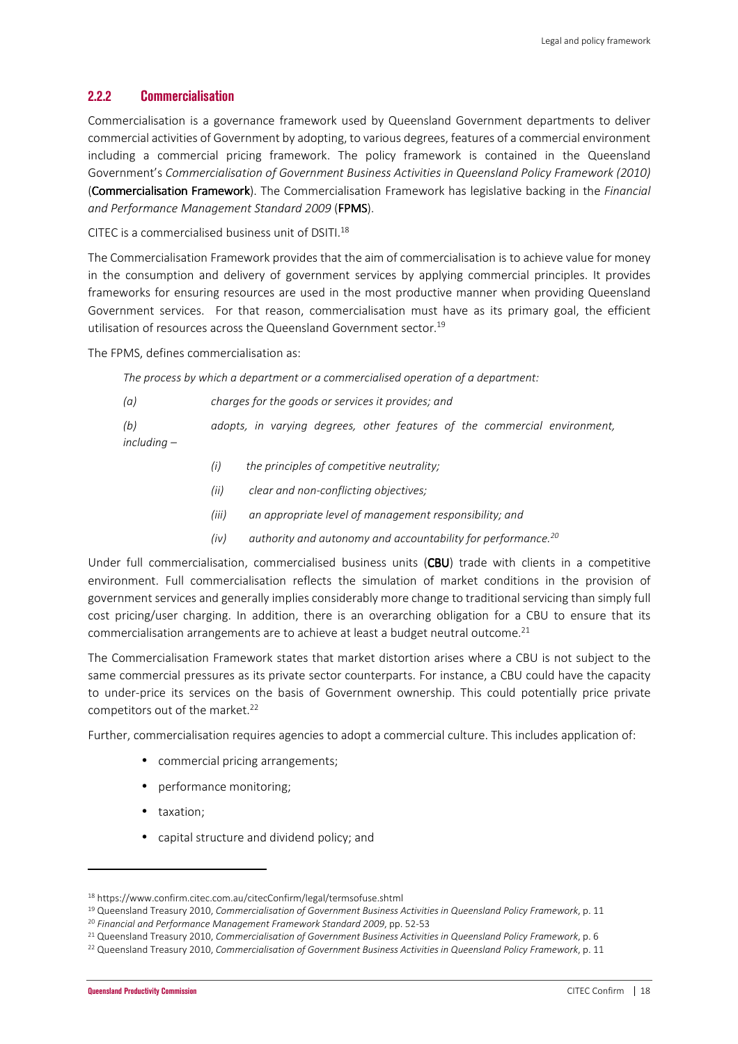### 2.2.2 Commercialisation

Commercialisation is a governance framework used by Queensland Government departments to deliver commercial activities of Government by adopting, to various degrees, features of a commercial environment including a commercial pricing framework. The policy framework is contained in the Queensland Government's *Commercialisation of Government Business Activities in Queensland Policy Framework (2010)* (**Commercialisation Framework**). The Commercialisation Framework has legislative backing in the *Financial and Performance Management Standard 2009* (**FPMS**).

CITEC is a commercialised business unit of DSITI.[18]

The Commercialisation Framework provides that the aim of commercialisation is to achieve value for money in the consumption and delivery of government services by applying commercial principles. It provides frameworks for ensuring resources are used in the most productive manner when providing Queensland Government services. For that reason, commercialisation must have as its primary goal, the efficient utilisation of resources across the Queensland Government sector.[19]

The FPMS, defines commercialisation as:

> *The process by which a department or a commercialised operation of a department:*
>
> *(a) charges for the goods or services it provides; and*
>
> *(b) adopts, in varying degrees, other features of the commercial environment, including –*
>
> *(i) the principles of competitive neutrality;*
>
> *(ii) clear and non-conflicting objectives;*
>
> *(iii) an appropriate level of management responsibility; and*
>
> *(iv) authority and autonomy and accountability for performance.*[20]

Under full commercialisation, commercialised business units (**CBU**) trade with clients in a competitive environment. Full commercialisation reflects the simulation of market conditions in the provision of government services and generally implies considerably more change to traditional servicing than simply full cost pricing/user charging. In addition, there is an overarching obligation for a CBU to ensure that its commercialisation arrangements are to achieve at least a budget neutral outcome.[21]

The Commercialisation Framework states that market distortion arises where a CBU is not subject to the same commercial pressures as its private sector counterparts. For instance, a CBU could have the capacity to under-price its services on the basis of Government ownership. This could potentially price private competitors out of the market.[22]

Further, commercialisation requires agencies to adopt a commercial culture. This includes application of:

- commercial pricing arrangements;
- performance monitoring;
- taxation;
- capital structure and dividend policy; and

---

[18] https://www.confirm.citec.com.au/citecConfirm/legal/termsofuse.shtml

[19] Queensland Treasury 2010, *Commercialisation of Government Business Activities in Queensland Policy Framework*, p. 11

[20] *Financial and Performance Management Framework Standard 2009*, pp. 52-53

[21] Queensland Treasury 2010, *Commercialisation of Government Business Activities in Queensland Policy Framework*, p. 6

[22] Queensland Treasury 2010, *Commercialisation of Government Business Activities in Queensland Policy Framework*, p. 11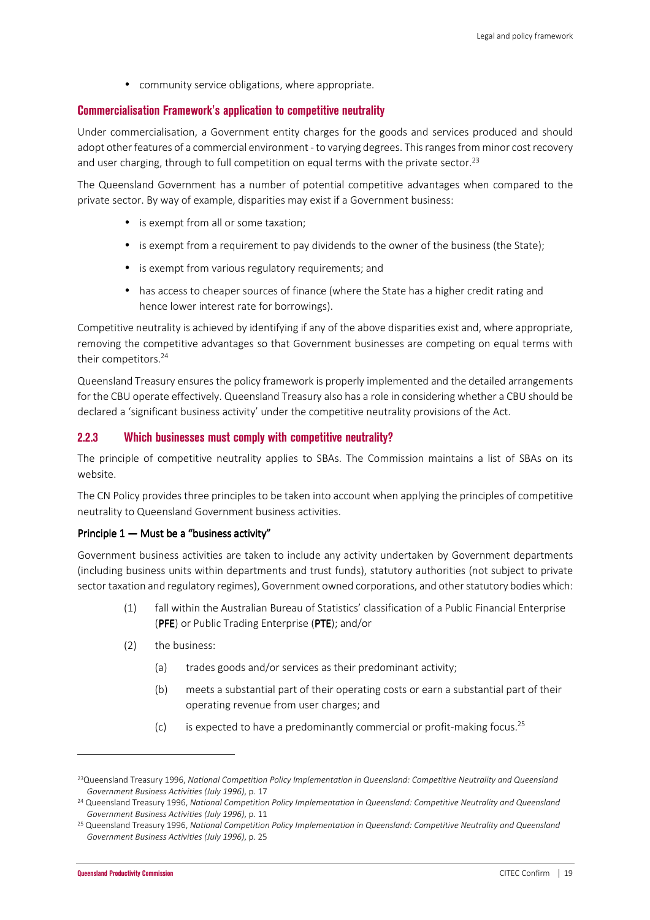- community service obligations, where appropriate.

### Commercialisation Framework's application to competitive neutrality

Under commercialisation, a Government entity charges for the goods and services produced and should adopt other features of a commercial environment - to varying degrees. This ranges from minor cost recovery and user charging, through to full competition on equal terms with the private sector.[23]

The Queensland Government has a number of potential competitive advantages when compared to the private sector. By way of example, disparities may exist if a Government business:

- is exempt from all or some taxation;
- is exempt from a requirement to pay dividends to the owner of the business (the State);
- is exempt from various regulatory requirements; and
- has access to cheaper sources of finance (where the State has a higher credit rating and hence lower interest rate for borrowings).

Competitive neutrality is achieved by identifying if any of the above disparities exist and, where appropriate, removing the competitive advantages so that Government businesses are competing on equal terms with their competitors.[24]

Queensland Treasury ensures the policy framework is properly implemented and the detailed arrangements for the CBU operate effectively. Queensland Treasury also has a role in considering whether a CBU should be declared a 'significant business activity' under the competitive neutrality provisions of the Act.

### 2.2.3 Which businesses must comply with competitive neutrality?

The principle of competitive neutrality applies to SBAs. The Commission maintains a list of SBAs on its website.

The CN Policy provides three principles to be taken into account when applying the principles of competitive neutrality to Queensland Government business activities.

**Principle 1 — Must be a "business activity"**

Government business activities are taken to include any activity undertaken by Government departments (including business units within departments and trust funds), statutory authorities (not subject to private sector taxation and regulatory regimes), Government owned corporations, and other statutory bodies which:

(1) fall within the Australian Bureau of Statistics' classification of a Public Financial Enterprise (**PFE**) or Public Trading Enterprise (**PTE**); and/or

(2) the business:

  (a) trades goods and/or services as their predominant activity;

  (b) meets a substantial part of their operating costs or earn a substantial part of their operating revenue from user charges; and

  (c) is expected to have a predominantly commercial or profit-making focus.[25]

---

[23] Queensland Treasury 1996, *National Competition Policy Implementation in Queensland: Competitive Neutrality and Queensland Government Business Activities (July 1996)*, p. 17

[24] Queensland Treasury 1996, *National Competition Policy Implementation in Queensland: Competitive Neutrality and Queensland Government Business Activities (July 1996)*, p. 11

[25] Queensland Treasury 1996, *National Competition Policy Implementation in Queensland: Competitive Neutrality and Queensland Government Business Activities (July 1996)*, p. 25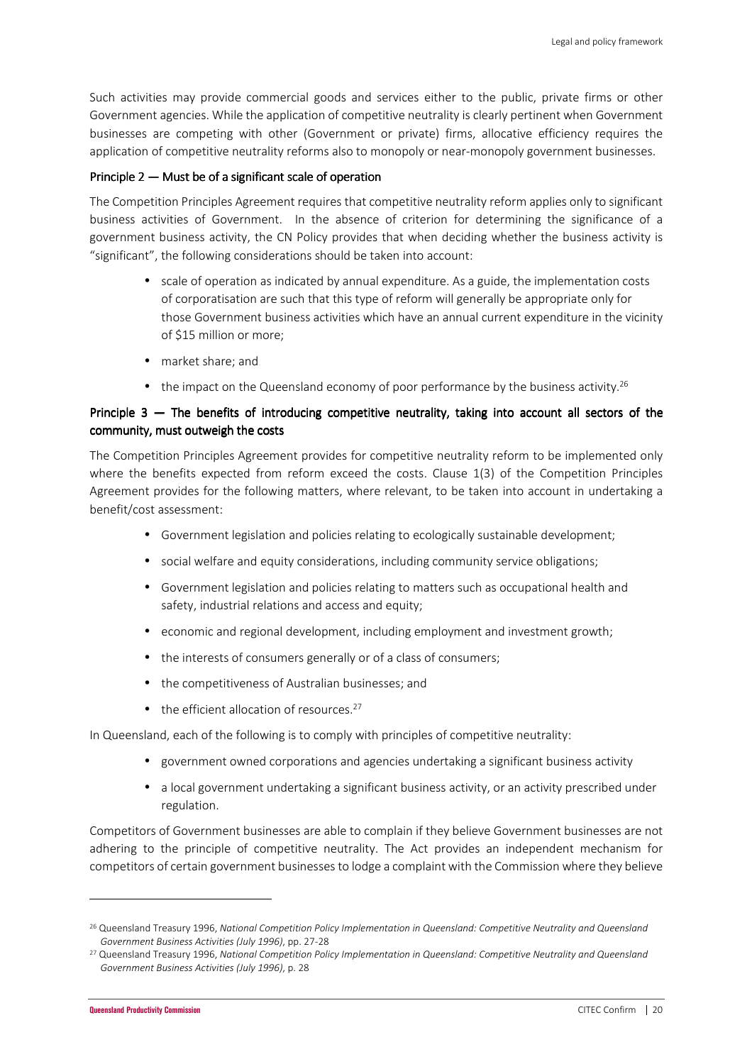Such activities may provide commercial goods and services either to the public, private firms or other Government agencies. While the application of competitive neutrality is clearly pertinent when Government businesses are competing with other (Government or private) firms, allocative efficiency requires the application of competitive neutrality reforms also to monopoly or near-monopoly government businesses.

#### Principle 2 — Must be of a significant scale of operation

The Competition Principles Agreement requires that competitive neutrality reform applies only to significant business activities of Government. In the absence of criterion for determining the significance of a government business activity, the CN Policy provides that when deciding whether the business activity is "significant", the following considerations should be taken into account:

- scale of operation as indicated by annual expenditure. As a guide, the implementation costs of corporatisation are such that this type of reform will generally be appropriate only for those Government business activities which have an annual current expenditure in the vicinity of $15 million or more;
- market share; and
- the impact on the Queensland economy of poor performance by the business activity.[26]

#### Principle 3 — The benefits of introducing competitive neutrality, taking into account all sectors of the community, must outweigh the costs

The Competition Principles Agreement provides for competitive neutrality reform to be implemented only where the benefits expected from reform exceed the costs. Clause 1(3) of the Competition Principles Agreement provides for the following matters, where relevant, to be taken into account in undertaking a benefit/cost assessment:

- Government legislation and policies relating to ecologically sustainable development;
- social welfare and equity considerations, including community service obligations;
- Government legislation and policies relating to matters such as occupational health and safety, industrial relations and access and equity;
- economic and regional development, including employment and investment growth;
- the interests of consumers generally or of a class of consumers;
- the competitiveness of Australian businesses; and
- the efficient allocation of resources.[27]

In Queensland, each of the following is to comply with principles of competitive neutrality:

- government owned corporations and agencies undertaking a significant business activity
- a local government undertaking a significant business activity, or an activity prescribed under regulation.

Competitors of Government businesses are able to complain if they believe Government businesses are not adhering to the principle of competitive neutrality. The Act provides an independent mechanism for competitors of certain government businesses to lodge a complaint with the Commission where they believe

---

[26] Queensland Treasury 1996, *National Competition Policy Implementation in Queensland: Competitive Neutrality and Queensland Government Business Activities (July 1996)*, pp. 27-28

[27] Queensland Treasury 1996, *National Competition Policy Implementation in Queensland: Competitive Neutrality and Queensland Government Business Activities (July 1996)*, p. 28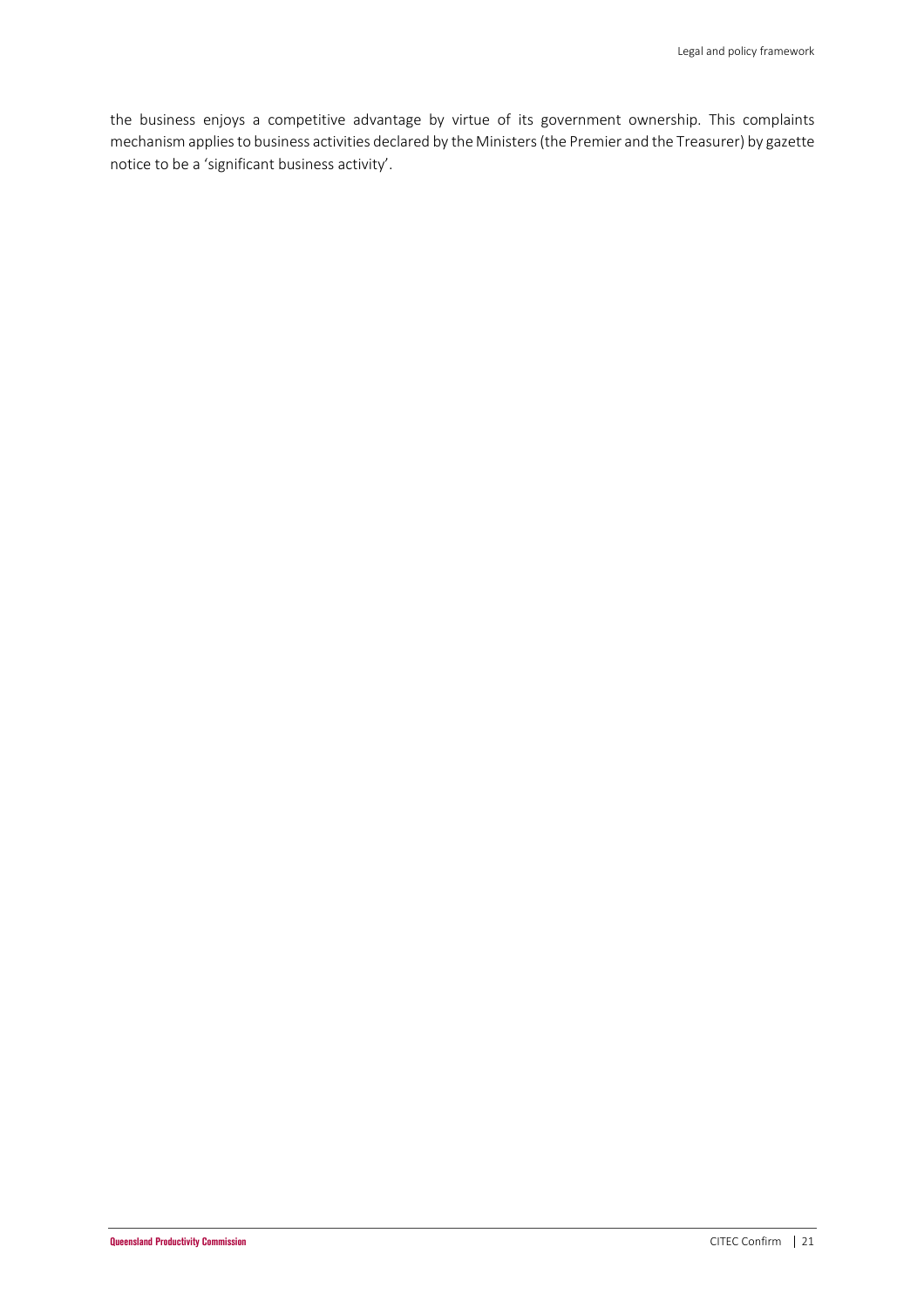the business enjoys a competitive advantage by virtue of its government ownership. This complaints mechanism applies to business activities declared by the Ministers (the Premier and the Treasurer) by gazette notice to be a 'significant business activity'.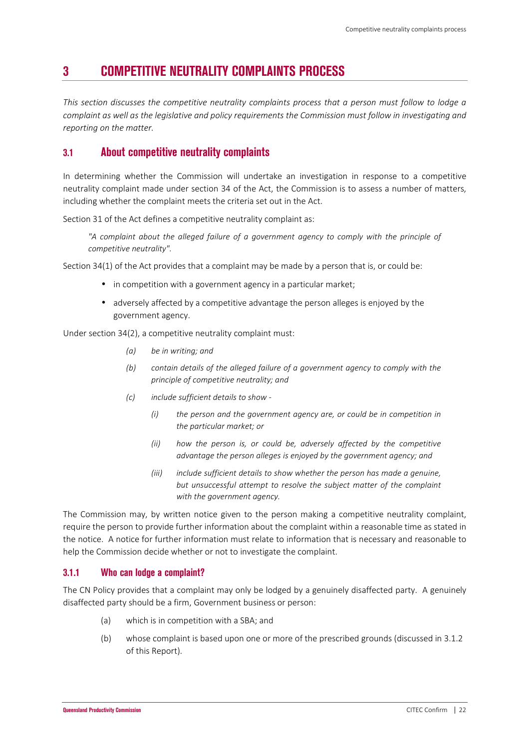# 3 COMPETITIVE NEUTRALITY COMPLAINTS PROCESS

*This section discusses the competitive neutrality complaints process that a person must follow to lodge a complaint as well as the legislative and policy requirements the Commission must follow in investigating and reporting on the matter.*

## 3.1 About competitive neutrality complaints

In determining whether the Commission will undertake an investigation in response to a competitive neutrality complaint made under section 34 of the Act, the Commission is to assess a number of matters, including whether the complaint meets the criteria set out in the Act.

Section 31 of the Act defines a competitive neutrality complaint as:

> *"A complaint about the alleged failure of a government agency to comply with the principle of competitive neutrality".*

Section 34(1) of the Act provides that a complaint may be made by a person that is, or could be:

- in competition with a government agency in a particular market;
- adversely affected by a competitive advantage the person alleges is enjoyed by the government agency.

Under section 34(2), a competitive neutrality complaint must:

> *(a) be in writing; and*
>
> *(b) contain details of the alleged failure of a government agency to comply with the principle of competitive neutrality; and*
>
> *(c) include sufficient details to show -*
>
> > *(i) the person and the government agency are, or could be in competition in the particular market; or*
> >
> > *(ii) how the person is, or could be, adversely affected by the competitive advantage the person alleges is enjoyed by the government agency; and*
> >
> > *(iii) include sufficient details to show whether the person has made a genuine, but unsuccessful attempt to resolve the subject matter of the complaint with the government agency.*

The Commission may, by written notice given to the person making a competitive neutrality complaint, require the person to provide further information about the complaint within a reasonable time as stated in the notice. A notice for further information must relate to information that is necessary and reasonable to help the Commission decide whether or not to investigate the complaint.

### 3.1.1 Who can lodge a complaint?

The CN Policy provides that a complaint may only be lodged by a genuinely disaffected party. A genuinely disaffected party should be a firm, Government business or person:

(a) which is in competition with a SBA; and

(b) whose complaint is based upon one or more of the prescribed grounds (discussed in 3.1.2 of this Report).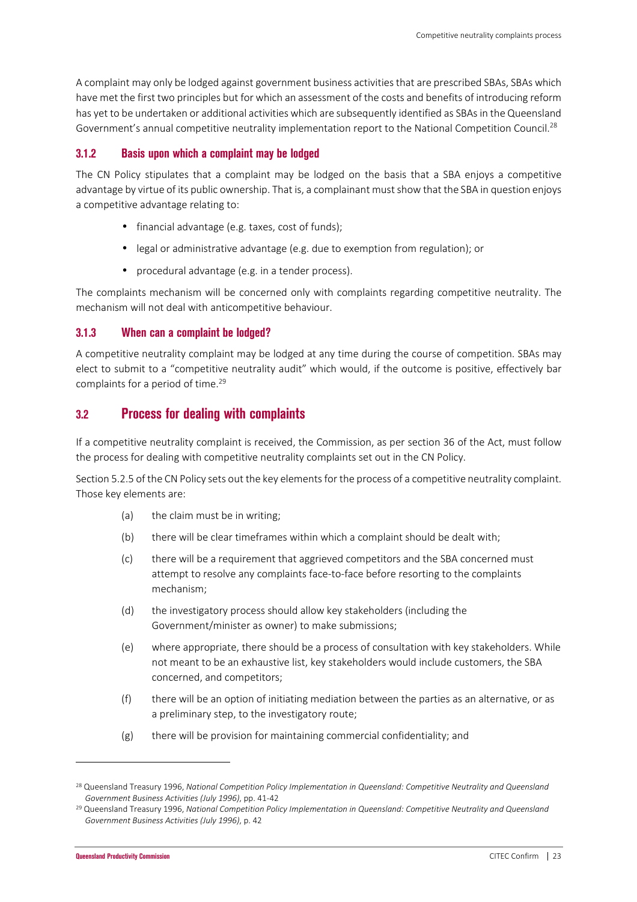A complaint may only be lodged against government business activities that are prescribed SBAs, SBAs which have met the first two principles but for which an assessment of the costs and benefits of introducing reform has yet to be undertaken or additional activities which are subsequently identified as SBAs in the Queensland Government's annual competitive neutrality implementation report to the National Competition Council.[28]

### 3.1.2 Basis upon which a complaint may be lodged

The CN Policy stipulates that a complaint may be lodged on the basis that a SBA enjoys a competitive advantage by virtue of its public ownership. That is, a complainant must show that the SBA in question enjoys a competitive advantage relating to:

- financial advantage (e.g. taxes, cost of funds);
- legal or administrative advantage (e.g. due to exemption from regulation); or
- procedural advantage (e.g. in a tender process).

The complaints mechanism will be concerned only with complaints regarding competitive neutrality. The mechanism will not deal with anticompetitive behaviour.

### 3.1.3 When can a complaint be lodged?

A competitive neutrality complaint may be lodged at any time during the course of competition. SBAs may elect to submit to a "competitive neutrality audit" which would, if the outcome is positive, effectively bar complaints for a period of time.[29]

## 3.2 Process for dealing with complaints

If a competitive neutrality complaint is received, the Commission, as per section 36 of the Act, must follow the process for dealing with competitive neutrality complaints set out in the CN Policy.

Section 5.2.5 of the CN Policy sets out the key elements for the process of a competitive neutrality complaint. Those key elements are:

(a) the claim must be in writing;

(b) there will be clear timeframes within which a complaint should be dealt with;

(c) there will be a requirement that aggrieved competitors and the SBA concerned must attempt to resolve any complaints face-to-face before resorting to the complaints mechanism;

(d) the investigatory process should allow key stakeholders (including the Government/minister as owner) to make submissions;

(e) where appropriate, there should be a process of consultation with key stakeholders. While not meant to be an exhaustive list, key stakeholders would include customers, the SBA concerned, and competitors;

(f) there will be an option of initiating mediation between the parties as an alternative, or as a preliminary step, to the investigatory route;

(g) there will be provision for maintaining commercial confidentiality; and

---

[28] Queensland Treasury 1996, *National Competition Policy Implementation in Queensland: Competitive Neutrality and Queensland Government Business Activities (July 1996)*, pp. 41-42

[29] Queensland Treasury 1996, *National Competition Policy Implementation in Queensland: Competitive Neutrality and Queensland Government Business Activities (July 1996)*, p. 42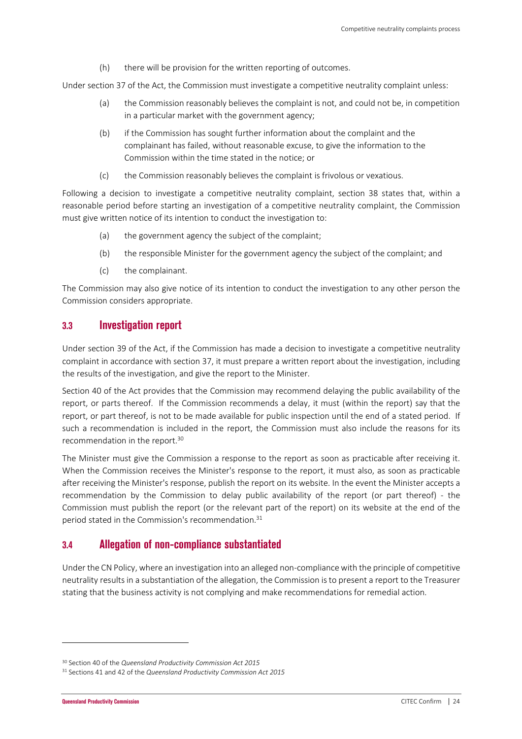(h) there will be provision for the written reporting of outcomes.

Under section 37 of the Act, the Commission must investigate a competitive neutrality complaint unless:

(a) the Commission reasonably believes the complaint is not, and could not be, in competition in a particular market with the government agency;

(b) if the Commission has sought further information about the complaint and the complainant has failed, without reasonable excuse, to give the information to the Commission within the time stated in the notice; or

(c) the Commission reasonably believes the complaint is frivolous or vexatious.

Following a decision to investigate a competitive neutrality complaint, section 38 states that, within a reasonable period before starting an investigation of a competitive neutrality complaint, the Commission must give written notice of its intention to conduct the investigation to:

(a) the government agency the subject of the complaint;

(b) the responsible Minister for the government agency the subject of the complaint; and

(c) the complainant.

The Commission may also give notice of its intention to conduct the investigation to any other person the Commission considers appropriate.

## 3.3 Investigation report

Under section 39 of the Act, if the Commission has made a decision to investigate a competitive neutrality complaint in accordance with section 37, it must prepare a written report about the investigation, including the results of the investigation, and give the report to the Minister.

Section 40 of the Act provides that the Commission may recommend delaying the public availability of the report, or parts thereof. If the Commission recommends a delay, it must (within the report) say that the report, or part thereof, is not to be made available for public inspection until the end of a stated period. If such a recommendation is included in the report, the Commission must also include the reasons for its recommendation in the report.[30]

The Minister must give the Commission a response to the report as soon as practicable after receiving it. When the Commission receives the Minister's response to the report, it must also, as soon as practicable after receiving the Minister's response, publish the report on its website. In the event the Minister accepts a recommendation by the Commission to delay public availability of the report (or part thereof) - the Commission must publish the report (or the relevant part of the report) on its website at the end of the period stated in the Commission's recommendation.[31]

## 3.4 Allegation of non-compliance substantiated

Under the CN Policy, where an investigation into an alleged non-compliance with the principle of competitive neutrality results in a substantiation of the allegation, the Commission is to present a report to the Treasurer stating that the business activity is not complying and make recommendations for remedial action.

---

[30] Section 40 of the *Queensland Productivity Commission Act 2015*

[31] Sections 41 and 42 of the *Queensland Productivity Commission Act 2015*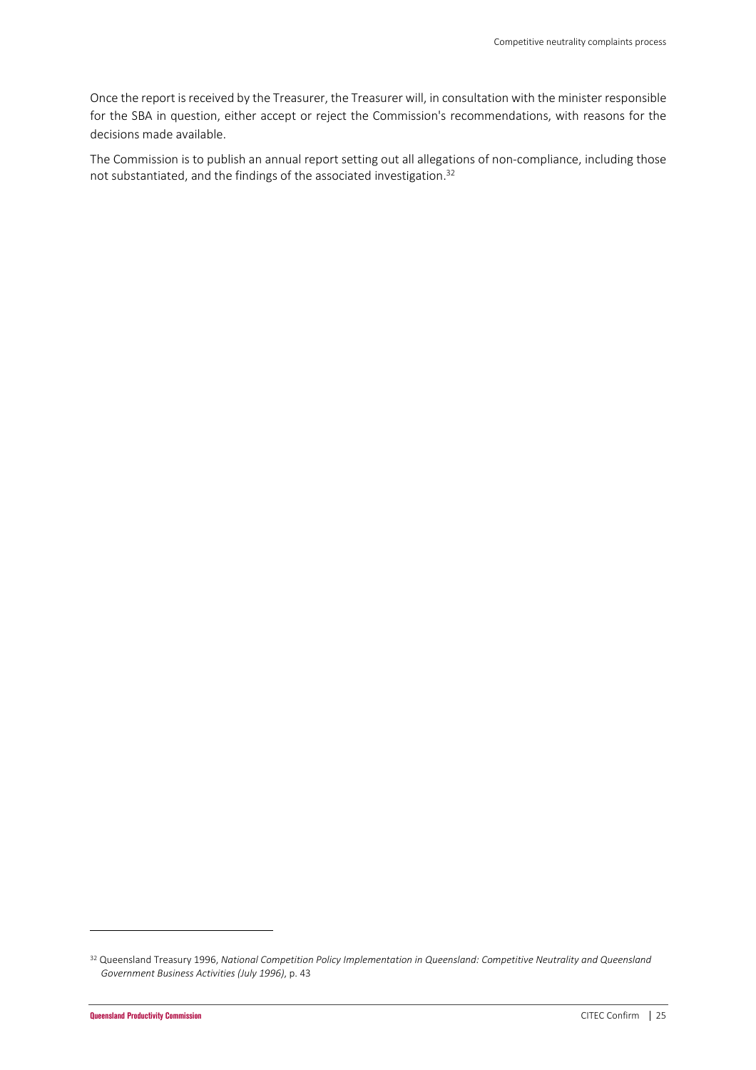Once the report is received by the Treasurer, the Treasurer will, in consultation with the minister responsible for the SBA in question, either accept or reject the Commission's recommendations, with reasons for the decisions made available.

The Commission is to publish an annual report setting out all allegations of non-compliance, including those not substantiated, and the findings of the associated investigation.[32]

[32] Queensland Treasury 1996, *National Competition Policy Implementation in Queensland: Competitive Neutrality and Queensland Government Business Activities (July 1996)*, p. 43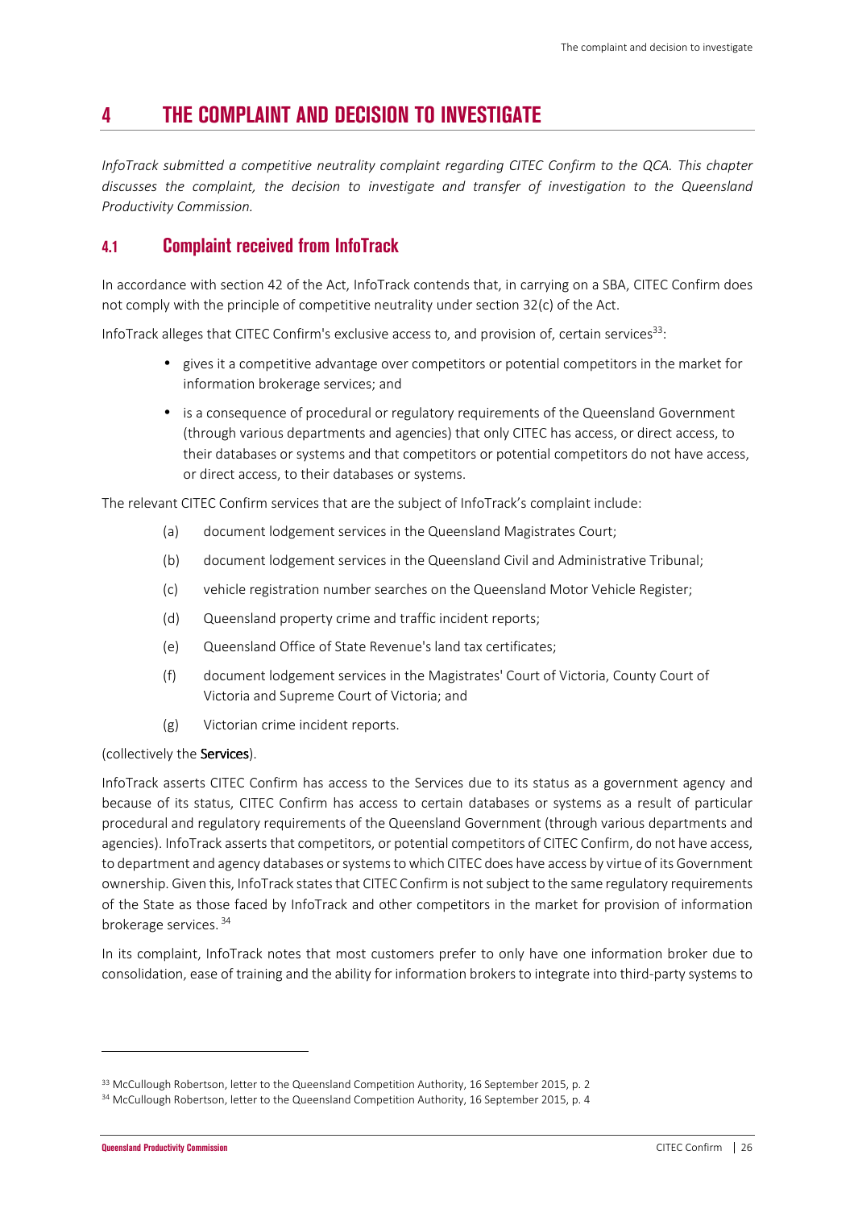# 4 THE COMPLAINT AND DECISION TO INVESTIGATE

*InfoTrack submitted a competitive neutrality complaint regarding CITEC Confirm to the QCA. This chapter discusses the complaint, the decision to investigate and transfer of investigation to the Queensland Productivity Commission.*

## 4.1 Complaint received from InfoTrack

In accordance with section 42 of the Act, InfoTrack contends that, in carrying on a SBA, CITEC Confirm does not comply with the principle of competitive neutrality under section 32(c) of the Act.

InfoTrack alleges that CITEC Confirm's exclusive access to, and provision of, certain services[33]:

- gives it a competitive advantage over competitors or potential competitors in the market for information brokerage services; and
- is a consequence of procedural or regulatory requirements of the Queensland Government (through various departments and agencies) that only CITEC has access, or direct access, to their databases or systems and that competitors or potential competitors do not have access, or direct access, to their databases or systems.

The relevant CITEC Confirm services that are the subject of InfoTrack's complaint include:

(a) document lodgement services in the Queensland Magistrates Court;

(b) document lodgement services in the Queensland Civil and Administrative Tribunal;

(c) vehicle registration number searches on the Queensland Motor Vehicle Register;

(d) Queensland property crime and traffic incident reports;

(e) Queensland Office of State Revenue's land tax certificates;

(f) document lodgement services in the Magistrates' Court of Victoria, County Court of Victoria and Supreme Court of Victoria; and

(g) Victorian crime incident reports.

(collectively the **Services**).

InfoTrack asserts CITEC Confirm has access to the Services due to its status as a government agency and because of its status, CITEC Confirm has access to certain databases or systems as a result of particular procedural and regulatory requirements of the Queensland Government (through various departments and agencies). InfoTrack asserts that competitors, or potential competitors of CITEC Confirm, do not have access, to department and agency databases or systems to which CITEC does have access by virtue of its Government ownership. Given this, InfoTrack states that CITEC Confirm is not subject to the same regulatory requirements of the State as those faced by InfoTrack and other competitors in the market for provision of information brokerage services.[34]

In its complaint, InfoTrack notes that most customers prefer to only have one information broker due to consolidation, ease of training and the ability for information brokers to integrate into third-party systems to

[33] McCullough Robertson, letter to the Queensland Competition Authority, 16 September 2015, p. 2

[34] McCullough Robertson, letter to the Queensland Competition Authority, 16 September 2015, p. 4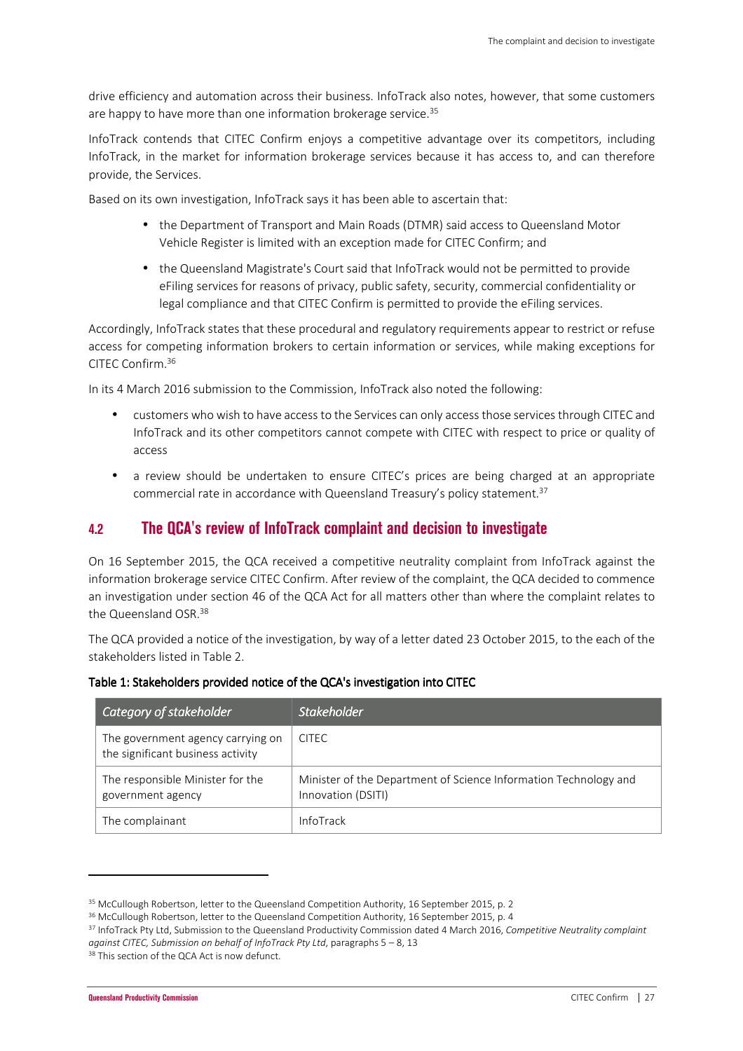drive efficiency and automation across their business. InfoTrack also notes, however, that some customers are happy to have more than one information brokerage service.[35]

InfoTrack contends that CITEC Confirm enjoys a competitive advantage over its competitors, including InfoTrack, in the market for information brokerage services because it has access to, and can therefore provide, the Services.

Based on its own investigation, InfoTrack says it has been able to ascertain that:

- the Department of Transport and Main Roads (DTMR) said access to Queensland Motor Vehicle Register is limited with an exception made for CITEC Confirm; and
- the Queensland Magistrate's Court said that InfoTrack would not be permitted to provide eFiling services for reasons of privacy, public safety, security, commercial confidentiality or legal compliance and that CITEC Confirm is permitted to provide the eFiling services.

Accordingly, InfoTrack states that these procedural and regulatory requirements appear to restrict or refuse access for competing information brokers to certain information or services, while making exceptions for CITEC Confirm.[36]

In its 4 March 2016 submission to the Commission, InfoTrack also noted the following:

- customers who wish to have access to the Services can only access those services through CITEC and InfoTrack and its other competitors cannot compete with CITEC with respect to price or quality of access
- a review should be undertaken to ensure CITEC's prices are being charged at an appropriate commercial rate in accordance with Queensland Treasury's policy statement.[37]

## 4.2 The QCA's review of InfoTrack complaint and decision to investigate

On 16 September 2015, the QCA received a competitive neutrality complaint from InfoTrack against the information brokerage service CITEC Confirm. After review of the complaint, the QCA decided to commence an investigation under section 46 of the QCA Act for all matters other than where the complaint relates to the Queensland OSR.[38]

The QCA provided a notice of the investigation, by way of a letter dated 23 October 2015, to the each of the stakeholders listed in Table 2.

**Table 1: Stakeholders provided notice of the QCA's investigation into CITEC**

| *Category of stakeholder* | *Stakeholder* |
|---|---|
| The government agency carrying on the significant business activity | CITEC |
| The responsible Minister for the government agency | Minister of the Department of Science Information Technology and Innovation (DSITI) |
| The complainant | InfoTrack |

---

[35] McCullough Robertson, letter to the Queensland Competition Authority, 16 September 2015, p. 2

[36] McCullough Robertson, letter to the Queensland Competition Authority, 16 September 2015, p. 4

[37] InfoTrack Pty Ltd, Submission to the Queensland Productivity Commission dated 4 March 2016, *Competitive Neutrality complaint against CITEC, Submission on behalf of InfoTrack Pty Ltd*, paragraphs 5 – 8, 13

[38] This section of the QCA Act is now defunct.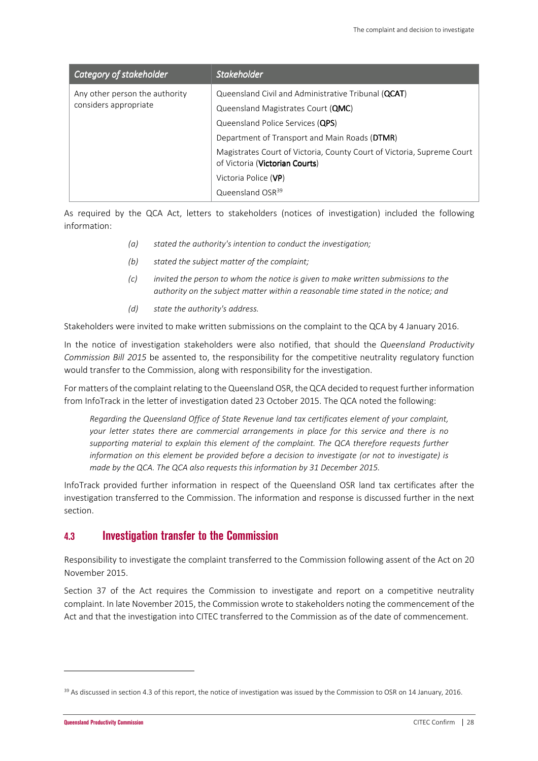| *Category of stakeholder* | *Stakeholder* |
| --- | --- |
| Any other person the authority considers appropriate | Queensland Civil and Administrative Tribunal (**QCAT**) |
| | Queensland Magistrates Court (**QMC**) |
| | Queensland Police Services (**QPS**) |
| | Department of Transport and Main Roads (**DTMR**) |
| | Magistrates Court of Victoria, County Court of Victoria, Supreme Court of Victoria (**Victorian Courts**) |
| | Victoria Police (**VP**) |
| | Queensland OSR[39] |

As required by the QCA Act, letters to stakeholders (notices of investigation) included the following information:

> *(a)* *stated the authority's intention to conduct the investigation;*
>
> *(b)* *stated the subject matter of the complaint;*
>
> *(c)* *invited the person to whom the notice is given to make written submissions to the authority on the subject matter within a reasonable time stated in the notice; and*
>
> *(d)* *state the authority's address.*

Stakeholders were invited to make written submissions on the complaint to the QCA by 4 January 2016.

In the notice of investigation stakeholders were also notified, that should the *Queensland Productivity Commission Bill 2015* be assented to, the responsibility for the competitive neutrality regulatory function would transfer to the Commission, along with responsibility for the investigation.

For matters of the complaint relating to the Queensland OSR, the QCA decided to request further information from InfoTrack in the letter of investigation dated 23 October 2015. The QCA noted the following:

> *Regarding the Queensland Office of State Revenue land tax certificates element of your complaint, your letter states there are commercial arrangements in place for this service and there is no supporting material to explain this element of the complaint. The QCA therefore requests further information on this element be provided before a decision to investigate (or not to investigate) is made by the QCA. The QCA also requests this information by 31 December 2015.*

InfoTrack provided further information in respect of the Queensland OSR land tax certificates after the investigation transferred to the Commission. The information and response is discussed further in the next section.

## 4.3 Investigation transfer to the Commission

Responsibility to investigate the complaint transferred to the Commission following assent of the Act on 20 November 2015.

Section 37 of the Act requires the Commission to investigate and report on a competitive neutrality complaint. In late November 2015, the Commission wrote to stakeholders noting the commencement of the Act and that the investigation into CITEC transferred to the Commission as of the date of commencement.

[39] As discussed in section 4.3 of this report, the notice of investigation was issued by the Commission to OSR on 14 January, 2016.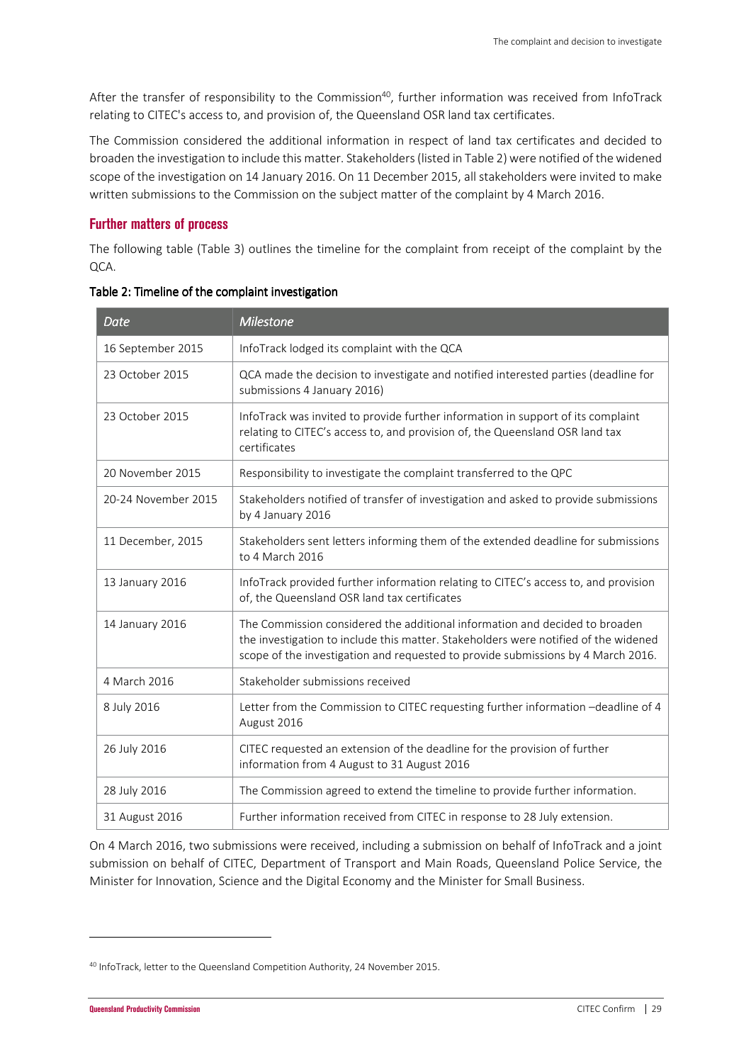After the transfer of responsibility to the Commission[40], further information was received from InfoTrack relating to CITEC's access to, and provision of, the Queensland OSR land tax certificates.

The Commission considered the additional information in respect of land tax certificates and decided to broaden the investigation to include this matter. Stakeholders (listed in Table 2) were notified of the widened scope of the investigation on 14 January 2016. On 11 December 2015, all stakeholders were invited to make written submissions to the Commission on the subject matter of the complaint by 4 March 2016.

## Further matters of process

The following table (Table 3) outlines the timeline for the complaint from receipt of the complaint by the QCA.

**Table 2: Timeline of the complaint investigation**

| *Date* | *Milestone* |
|---|---|
| 16 September 2015 | InfoTrack lodged its complaint with the QCA |
| 23 October 2015 | QCA made the decision to investigate and notified interested parties (deadline for submissions 4 January 2016) |
| 23 October 2015 | InfoTrack was invited to provide further information in support of its complaint relating to CITEC's access to, and provision of, the Queensland OSR land tax certificates |
| 20 November 2015 | Responsibility to investigate the complaint transferred to the QPC |
| 20-24 November 2015 | Stakeholders notified of transfer of investigation and asked to provide submissions by 4 January 2016 |
| 11 December, 2015 | Stakeholders sent letters informing them of the extended deadline for submissions to 4 March 2016 |
| 13 January 2016 | InfoTrack provided further information relating to CITEC's access to, and provision of, the Queensland OSR land tax certificates |
| 14 January 2016 | The Commission considered the additional information and decided to broaden the investigation to include this matter. Stakeholders were notified of the widened scope of the investigation and requested to provide submissions by 4 March 2016. |
| 4 March 2016 | Stakeholder submissions received |
| 8 July 2016 | Letter from the Commission to CITEC requesting further information –deadline of 4 August 2016 |
| 26 July 2016 | CITEC requested an extension of the deadline for the provision of further information from 4 August to 31 August 2016 |
| 28 July 2016 | The Commission agreed to extend the timeline to provide further information. |
| 31 August 2016 | Further information received from CITEC in response to 28 July extension. |

On 4 March 2016, two submissions were received, including a submission on behalf of InfoTrack and a joint submission on behalf of CITEC, Department of Transport and Main Roads, Queensland Police Service, the Minister for Innovation, Science and the Digital Economy and the Minister for Small Business.

[40] InfoTrack, letter to the Queensland Competition Authority, 24 November 2015.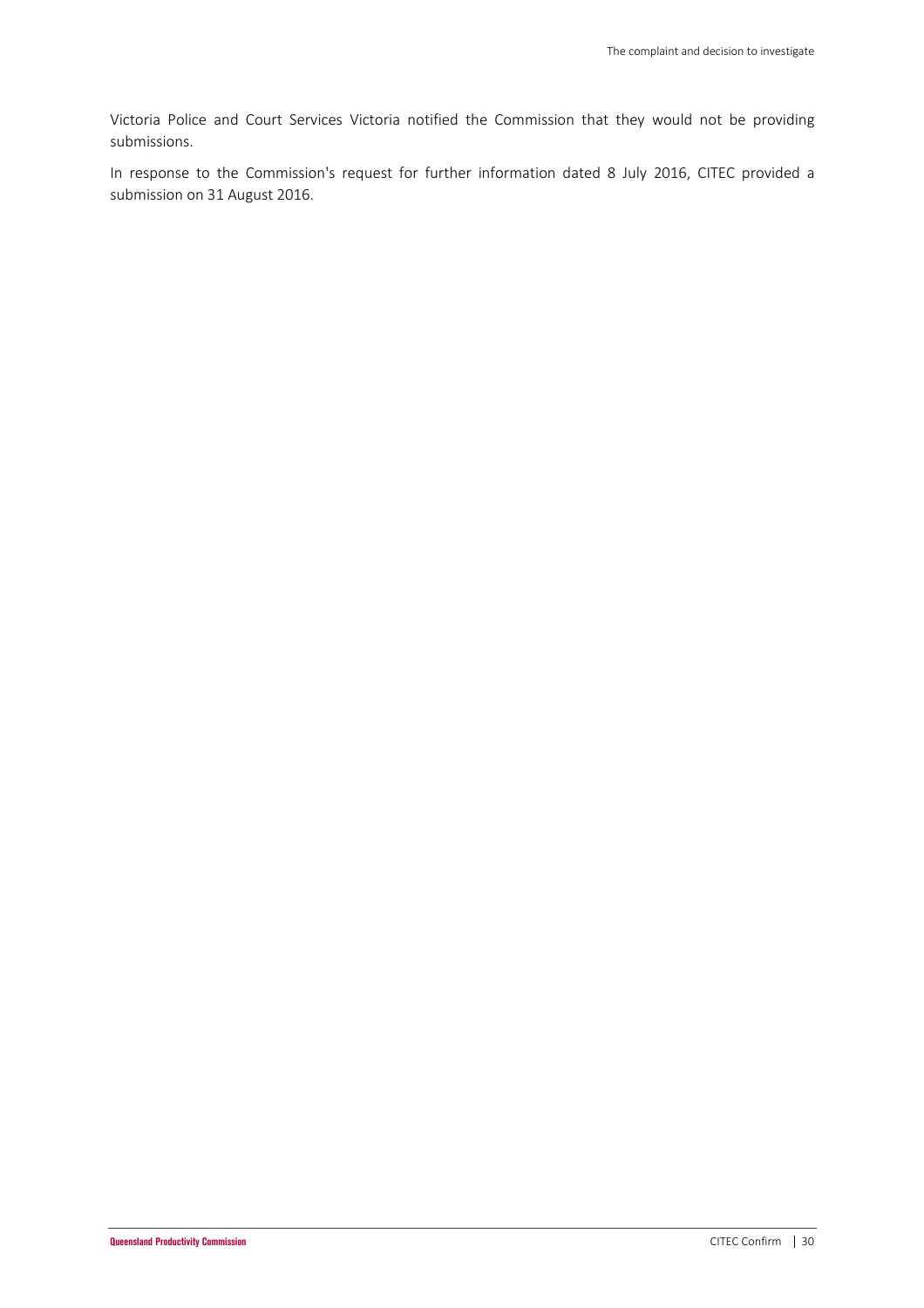Victoria Police and Court Services Victoria notified the Commission that they would not be providing submissions.

In response to the Commission's request for further information dated 8 July 2016, CITEC provided a submission on 31 August 2016.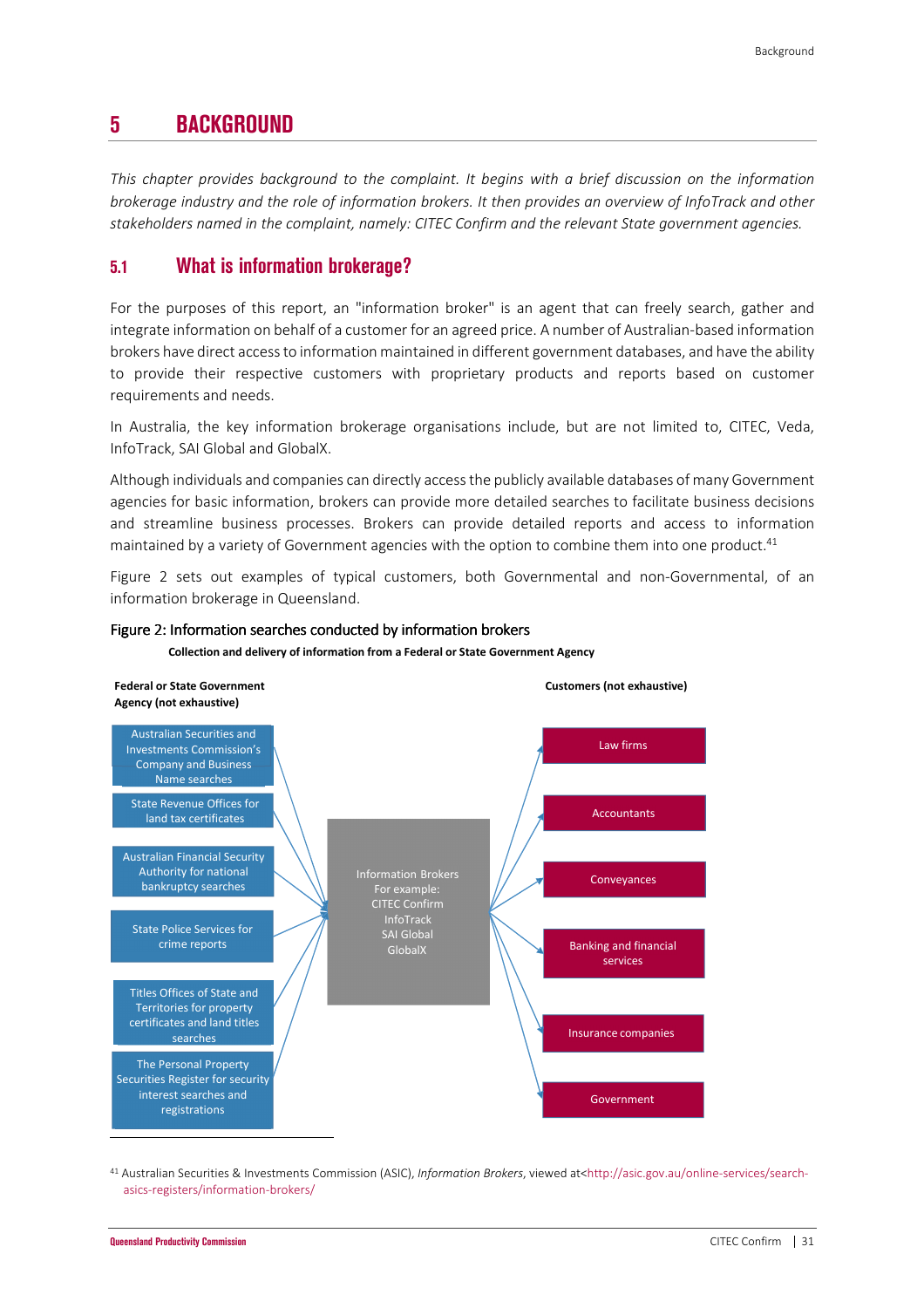# 5 BACKGROUND

*This chapter provides background to the complaint. It begins with a brief discussion on the information brokerage industry and the role of information brokers. It then provides an overview of InfoTrack and other stakeholders named in the complaint, namely: CITEC Confirm and the relevant State government agencies.*

## 5.1 What is information brokerage?

For the purposes of this report, an "information broker" is an agent that can freely search, gather and integrate information on behalf of a customer for an agreed price. A number of Australian-based information brokers have direct access to information maintained in different government databases, and have the ability to provide their respective customers with proprietary products and reports based on customer requirements and needs.

In Australia, the key information brokerage organisations include, but are not limited to, CITEC, Veda, InfoTrack, SAI Global and GlobalX.

Although individuals and companies can directly access the publicly available databases of many Government agencies for basic information, brokers can provide more detailed searches to facilitate business decisions and streamline business processes. Brokers can provide detailed reports and access to information maintained by a variety of Government agencies with the option to combine them into one product.[41]

Figure 2 sets out examples of typical customers, both Governmental and non-Governmental, of an information brokerage in Queensland.

Figure 2: Information searches conducted by information brokers

**Collection and delivery of information from a Federal or State Government Agency**

**Federal or State Government Agency (not exhaustive)**

- Australian Securities and Investments Commission's Company and Business Name searches
- State Revenue Offices for land tax certificates
- Australian Financial Security Authority for national bankruptcy searches
- State Police Services for crime reports
- Titles Offices of State and Territories for property certificates and land titles searches
- The Personal Property Securities Register for security interest searches and registrations

**Information Brokers**

For example:
CITEC Confirm
InfoTrack
SAI Global
GlobalX

**Customers (not exhaustive)**

- Law firms
- Accountants
- Conveyances
- Banking and financial services
- Insurance companies
- Government

[41] Australian Securities & Investments Commission (ASIC), *Information Brokers*, viewed at<http://asic.gov.au/online-services/search-asics-registers/information-brokers/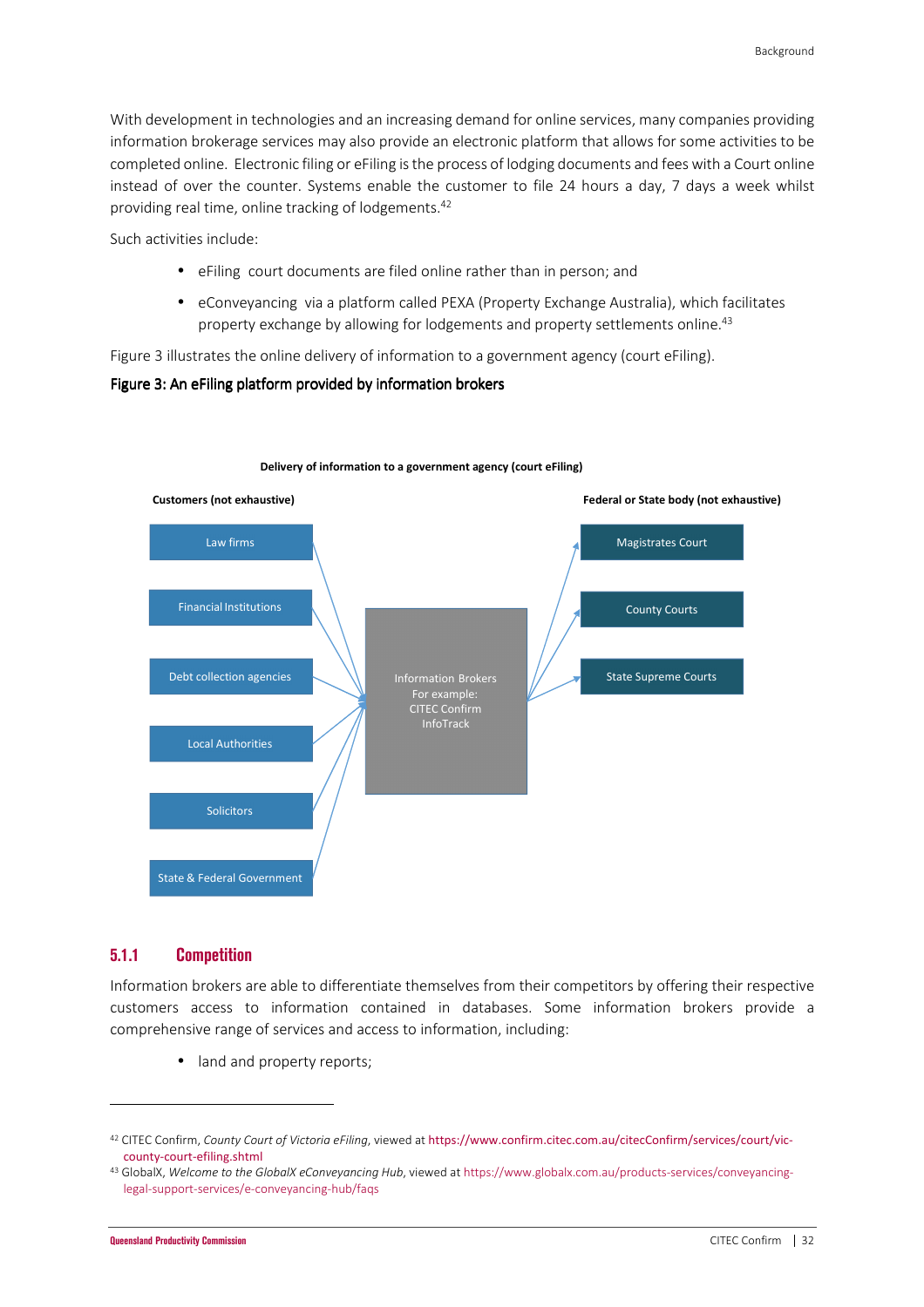With development in technologies and an increasing demand for online services, many companies providing information brokerage services may also provide an electronic platform that allows for some activities to be completed online. Electronic filing or eFiling is the process of lodging documents and fees with a Court online instead of over the counter. Systems enable the customer to file 24 hours a day, 7 days a week whilst providing real time, online tracking of lodgements.[42]

Such activities include:

- eFiling court documents are filed online rather than in person; and
- eConveyancing via a platform called PEXA (Property Exchange Australia), which facilitates property exchange by allowing for lodgements and property settlements online.[43]

Figure 3 illustrates the online delivery of information to a government agency (court eFiling).

**Figure 3: An eFiling platform provided by information brokers**

**Delivery of information to a government agency (court eFiling)**

| Customers (not exhaustive) | | Federal or State body (not exhaustive) |
|---|---|---|
| Law firms | Information Brokers For example: CITEC Confirm InfoTrack | Magistrates Court |
| Financial Institutions | | County Courts |
| Debt collection agencies | | State Supreme Courts |
| Local Authorities | | |
| Solicitors | | |
| State & Federal Government | | |

### 5.1.1 Competition

Information brokers are able to differentiate themselves from their competitors by offering their respective customers access to information contained in databases. Some information brokers provide a comprehensive range of services and access to information, including:

- land and property reports;

---

[42] CITEC Confirm, *County Court of Victoria eFiling*, viewed at https://www.confirm.citec.com.au/citecConfirm/services/court/vic-county-court-efiling.shtml

[43] GlobalX, *Welcome to the GlobalX eConveyancing Hub*, viewed at https://www.globalx.com.au/products-services/conveyancing-legal-support-services/e-conveyancing-hub/faqs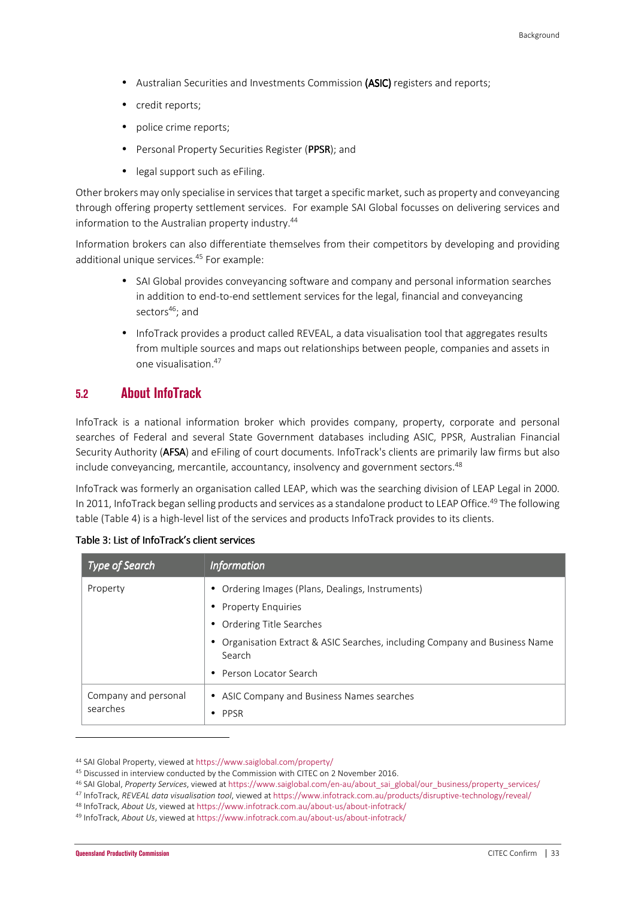- Australian Securities and Investments Commission (**ASIC**) registers and reports;
- credit reports;
- police crime reports;
- Personal Property Securities Register (**PPSR**); and
- legal support such as eFiling.

Other brokers may only specialise in services that target a specific market, such as property and conveyancing through offering property settlement services. For example SAI Global focusses on delivering services and information to the Australian property industry.[44]

Information brokers can also differentiate themselves from their competitors by developing and providing additional unique services.[45] For example:

- SAI Global provides conveyancing software and company and personal information searches in addition to end-to-end settlement services for the legal, financial and conveyancing sectors[46]; and
- InfoTrack provides a product called REVEAL, a data visualisation tool that aggregates results from multiple sources and maps out relationships between people, companies and assets in one visualisation.[47]

## 5.2 About InfoTrack

InfoTrack is a national information broker which provides company, property, corporate and personal searches of Federal and several State Government databases including ASIC, PPSR, Australian Financial Security Authority (**AFSA**) and eFiling of court documents. InfoTrack's clients are primarily law firms but also include conveyancing, mercantile, accountancy, insolvency and government sectors.[48]

InfoTrack was formerly an organisation called LEAP, which was the searching division of LEAP Legal in 2000. In 2011, InfoTrack began selling products and services as a standalone product to LEAP Office.[49] The following table (Table 4) is a high-level list of the services and products InfoTrack provides to its clients.

**Table 3: List of InfoTrack's client services**

| *Type of Search* | *Information* |
|---|---|
| Property | • Ordering Images (Plans, Dealings, Instruments)<br>• Property Enquiries<br>• Ordering Title Searches<br>• Organisation Extract & ASIC Searches, including Company and Business Name Search<br>• Person Locator Search |
| Company and personal searches | • ASIC Company and Business Names searches<br>• PPSR |

[44] SAI Global Property, viewed at https://www.saiglobal.com/property/

[45] Discussed in interview conducted by the Commission with CITEC on 2 November 2016.

[46] SAI Global, *Property Services*, viewed at https://www.saiglobal.com/en-au/about_sai_global/our_business/property_services/

[47] InfoTrack, *REVEAL data visualisation tool*, viewed at https://www.infotrack.com.au/products/disruptive-technology/reveal/

[48] InfoTrack, *About Us*, viewed at https://www.infotrack.com.au/about-us/about-infotrack/

[49] InfoTrack, *About Us*, viewed at https://www.infotrack.com.au/about-us/about-infotrack/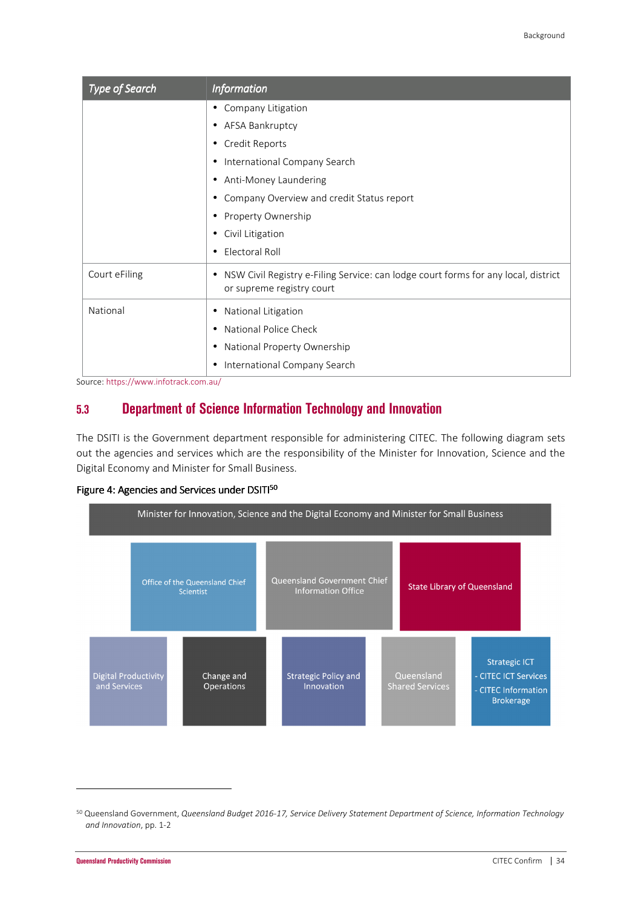| Type of Search | Information |
|---|---|
| | • Company Litigation<br>• AFSA Bankruptcy<br>• Credit Reports<br>• International Company Search<br>• Anti-Money Laundering<br>• Company Overview and credit Status report<br>• Property Ownership<br>• Civil Litigation<br>• Electoral Roll |
| Court eFiling | • NSW Civil Registry e-Filing Service: can lodge court forms for any local, district or supreme registry court |
| National | • National Litigation<br>• National Police Check<br>• National Property Ownership<br>• International Company Search |

Source: https://www.infotrack.com.au/

## 5.3 Department of Science Information Technology and Innovation

The DSITI is the Government department responsible for administering CITEC. The following diagram sets out the agencies and services which are the responsibility of the Minister for Innovation, Science and the Digital Economy and Minister for Small Business.

**Figure 4: Agencies and Services under DSITI[50]**

Minister for Innovation, Science and the Digital Economy and Minister for Small Business

- Office of the Queensland Chief Scientist
- Queensland Government Chief Information Office
- State Library of Queensland
- Digital Productivity and Services
- Change and Operations
- Strategic Policy and Innovation
- Queensland Shared Services
- Strategic ICT
  - CITEC ICT Services
  - CITEC Information Brokerage

[50] Queensland Government, *Queensland Budget 2016-17, Service Delivery Statement Department of Science, Information Technology and Innovation*, pp. 1-2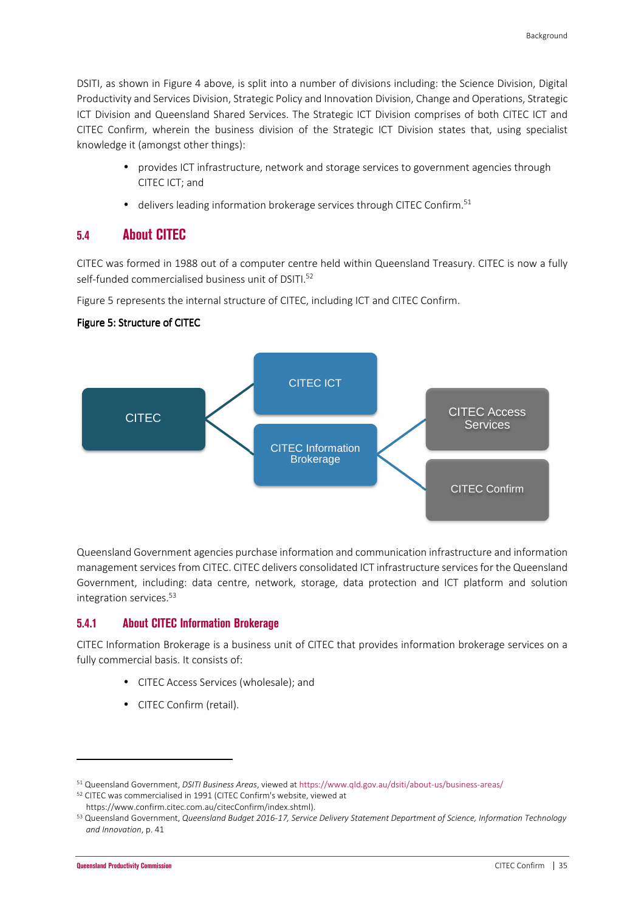DSITI, as shown in Figure 4 above, is split into a number of divisions including: the Science Division, Digital Productivity and Services Division, Strategic Policy and Innovation Division, Change and Operations, Strategic ICT Division and Queensland Shared Services. The Strategic ICT Division comprises of both CITEC ICT and CITEC Confirm, wherein the business division of the Strategic ICT Division states that, using specialist knowledge it (amongst other things):

- provides ICT infrastructure, network and storage services to government agencies through CITEC ICT; and
- delivers leading information brokerage services through CITEC Confirm.[51]

## 5.4 About CITEC

CITEC was formed in 1988 out of a computer centre held within Queensland Treasury. CITEC is now a fully self-funded commercialised business unit of DSITI.[52]

Figure 5 represents the internal structure of CITEC, including ICT and CITEC Confirm.

**Figure 5: Structure of CITEC**

- CITEC
  - CITEC ICT
  - CITEC Information Brokerage
    - CITEC Access Services
    - CITEC Confirm

Queensland Government agencies purchase information and communication infrastructure and information management services from CITEC. CITEC delivers consolidated ICT infrastructure services for the Queensland Government, including: data centre, network, storage, data protection and ICT platform and solution integration services.[53]

### 5.4.1 About CITEC Information Brokerage

CITEC Information Brokerage is a business unit of CITEC that provides information brokerage services on a fully commercial basis. It consists of:

- CITEC Access Services (wholesale); and
- CITEC Confirm (retail).

---

[51] Queensland Government, *DSITI Business Areas*, viewed at https://www.qld.gov.au/dsiti/about-us/business-areas/

[52] CITEC was commercialised in 1991 (CITEC Confirm's website, viewed at https://www.confirm.citec.com.au/citecConfirm/index.shtml).

[53] Queensland Government, *Queensland Budget 2016-17, Service Delivery Statement Department of Science, Information Technology and Innovation*, p. 41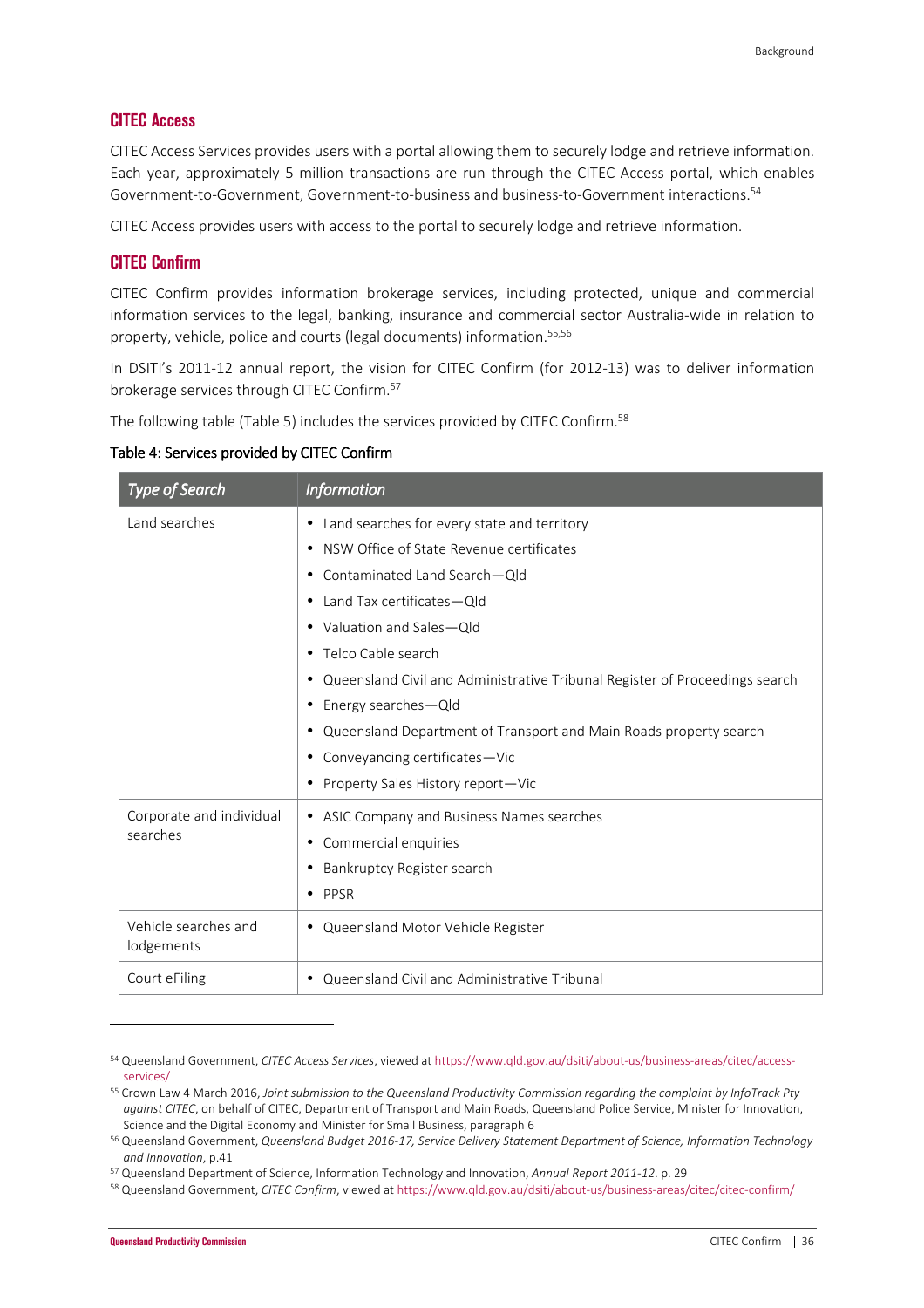## CITEC Access

CITEC Access Services provides users with a portal allowing them to securely lodge and retrieve information. Each year, approximately 5 million transactions are run through the CITEC Access portal, which enables Government-to-Government, Government-to-business and business-to-Government interactions.[54]

CITEC Access provides users with access to the portal to securely lodge and retrieve information.

## CITEC Confirm

CITEC Confirm provides information brokerage services, including protected, unique and commercial information services to the legal, banking, insurance and commercial sector Australia-wide in relation to property, vehicle, police and courts (legal documents) information.[55,56]

In DSITI's 2011-12 annual report, the vision for CITEC Confirm (for 2012-13) was to deliver information brokerage services through CITEC Confirm.[57]

The following table (Table 5) includes the services provided by CITEC Confirm.[58]

**Table 4: Services provided by CITEC Confirm**

| *Type of Search* | *Information* |
|---|---|
| Land searches | • Land searches for every state and territory<br>• NSW Office of State Revenue certificates<br>• Contaminated Land Search—Qld<br>• Land Tax certificates—Qld<br>• Valuation and Sales—Qld<br>• Telco Cable search<br>• Queensland Civil and Administrative Tribunal Register of Proceedings search<br>• Energy searches—Qld<br>• Queensland Department of Transport and Main Roads property search<br>• Conveyancing certificates—Vic<br>• Property Sales History report—Vic |
| Corporate and individual searches | • ASIC Company and Business Names searches<br>• Commercial enquiries<br>• Bankruptcy Register search<br>• PPSR |
| Vehicle searches and lodgements | • Queensland Motor Vehicle Register |
| Court eFiling | • Queensland Civil and Administrative Tribunal |

---

[54] Queensland Government, *CITEC Access Services*, viewed at https://www.qld.gov.au/dsiti/about-us/business-areas/citec/access-services/

[55] Crown Law 4 March 2016, *Joint submission to the Queensland Productivity Commission regarding the complaint by InfoTrack Pty against CITEC*, on behalf of CITEC, Department of Transport and Main Roads, Queensland Police Service, Minister for Innovation, Science and the Digital Economy and Minister for Small Business, paragraph 6

[56] Queensland Government, *Queensland Budget 2016-17, Service Delivery Statement Department of Science, Information Technology and Innovation*, p.41

[57] Queensland Department of Science, Information Technology and Innovation, *Annual Report 2011-12*. p. 29

[58] Queensland Government, *CITEC Confirm*, viewed at https://www.qld.gov.au/dsiti/about-us/business-areas/citec/citec-confirm/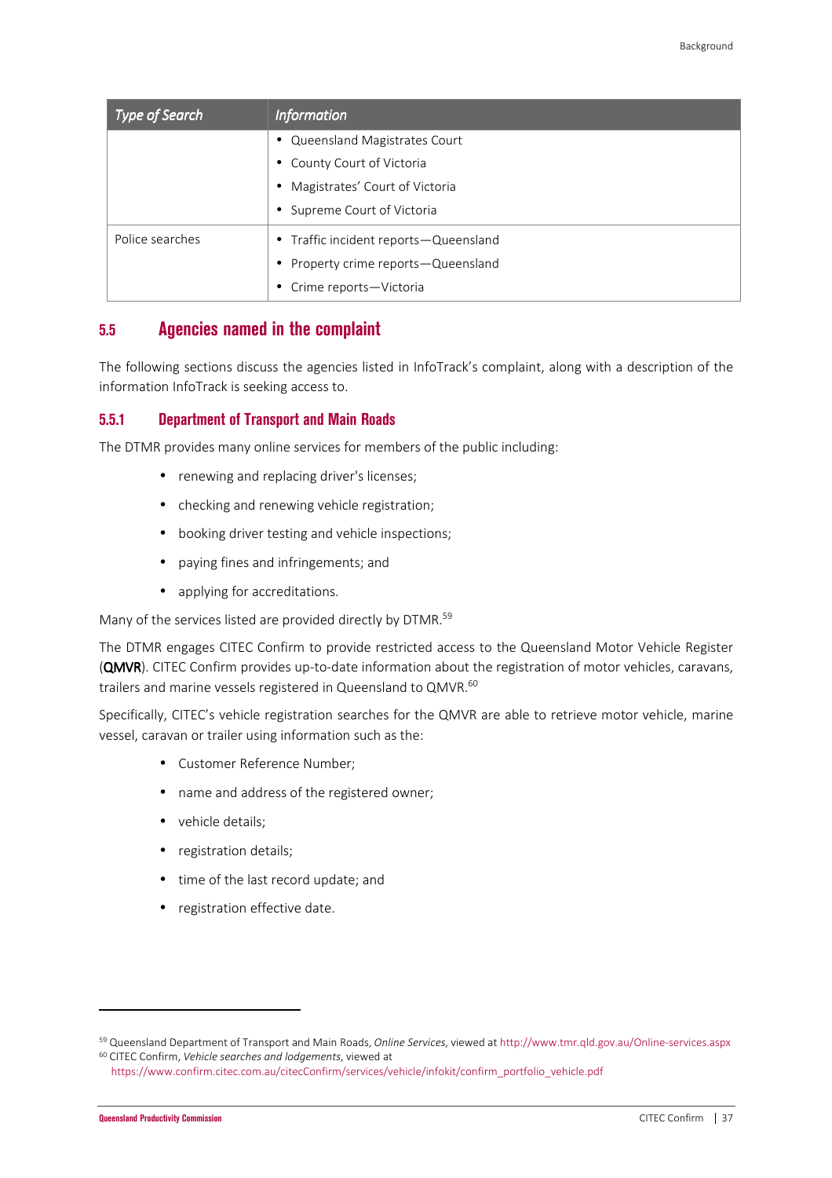| Type of Search | Information |
|---|---|
| | • Queensland Magistrates Court<br>• County Court of Victoria<br>• Magistrates' Court of Victoria<br>• Supreme Court of Victoria |
| Police searches | • Traffic incident reports—Queensland<br>• Property crime reports—Queensland<br>• Crime reports—Victoria |

## 5.5 Agencies named in the complaint

The following sections discuss the agencies listed in InfoTrack's complaint, along with a description of the information InfoTrack is seeking access to.

### 5.5.1 Department of Transport and Main Roads

The DTMR provides many online services for members of the public including:

- renewing and replacing driver's licenses;
- checking and renewing vehicle registration;
- booking driver testing and vehicle inspections;
- paying fines and infringements; and
- applying for accreditations.

Many of the services listed are provided directly by DTMR.[59]

The DTMR engages CITEC Confirm to provide restricted access to the Queensland Motor Vehicle Register (**QMVR**). CITEC Confirm provides up-to-date information about the registration of motor vehicles, caravans, trailers and marine vessels registered in Queensland to QMVR.[60]

Specifically, CITEC's vehicle registration searches for the QMVR are able to retrieve motor vehicle, marine vessel, caravan or trailer using information such as the:

- Customer Reference Number;
- name and address of the registered owner;
- vehicle details;
- registration details;
- time of the last record update; and
- registration effective date.

[59] Queensland Department of Transport and Main Roads, *Online Services*, viewed at http://www.tmr.qld.gov.au/Online-services.aspx

[60] CITEC Confirm, *Vehicle searches and lodgements*, viewed at https://www.confirm.citec.com.au/citecConfirm/services/vehicle/infokit/confirm_portfolio_vehicle.pdf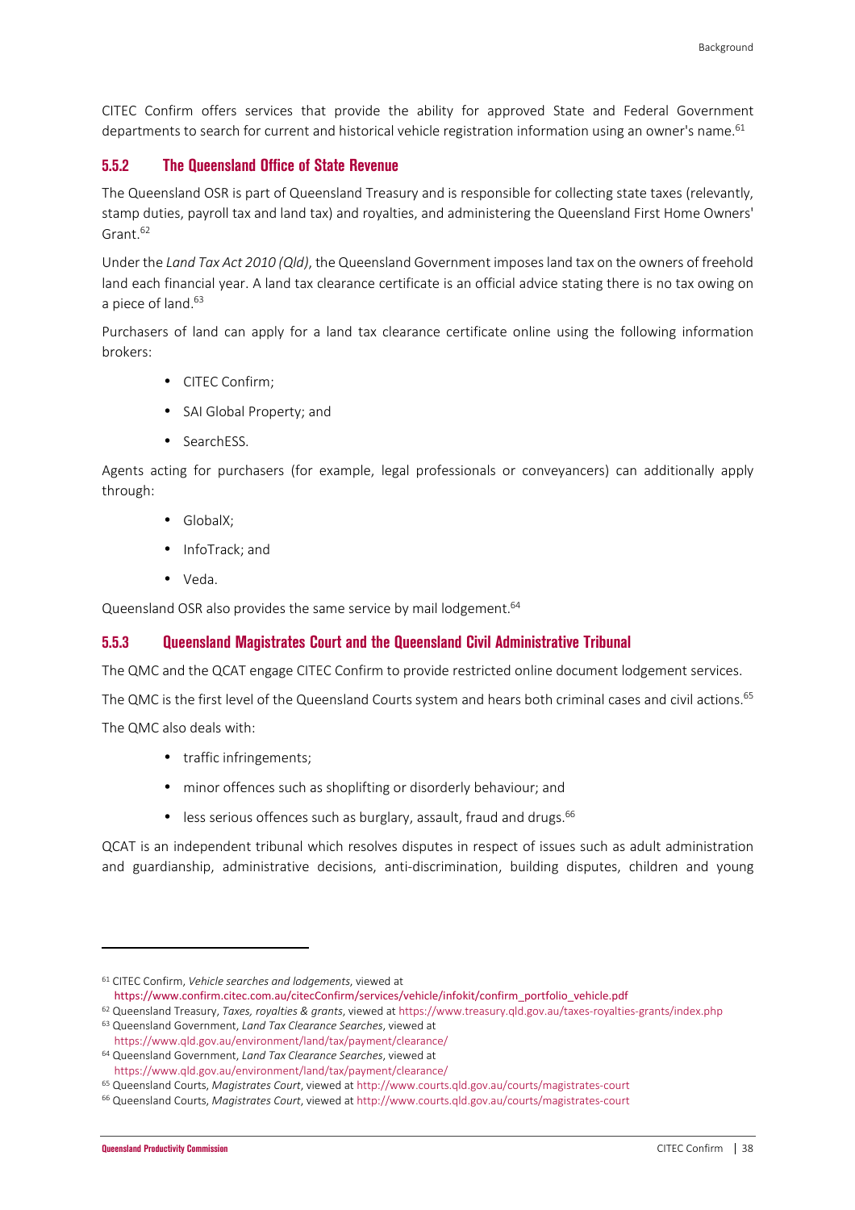CITEC Confirm offers services that provide the ability for approved State and Federal Government departments to search for current and historical vehicle registration information using an owner's name.[61]

### 5.5.2 The Queensland Office of State Revenue

The Queensland OSR is part of Queensland Treasury and is responsible for collecting state taxes (relevantly, stamp duties, payroll tax and land tax) and royalties, and administering the Queensland First Home Owners' Grant.[62]

Under the *Land Tax Act 2010 (Qld)*, the Queensland Government imposes land tax on the owners of freehold land each financial year. A land tax clearance certificate is an official advice stating there is no tax owing on a piece of land.[63]

Purchasers of land can apply for a land tax clearance certificate online using the following information brokers:

- CITEC Confirm;
- SAI Global Property; and
- SearchESS.

Agents acting for purchasers (for example, legal professionals or conveyancers) can additionally apply through:

- GlobalX;
- InfoTrack; and
- Veda.

Queensland OSR also provides the same service by mail lodgement.[64]

### 5.5.3 Queensland Magistrates Court and the Queensland Civil Administrative Tribunal

The QMC and the QCAT engage CITEC Confirm to provide restricted online document lodgement services.

The QMC is the first level of the Queensland Courts system and hears both criminal cases and civil actions.[65]

The QMC also deals with:

- traffic infringements;
- minor offences such as shoplifting or disorderly behaviour; and
- less serious offences such as burglary, assault, fraud and drugs.[66]

QCAT is an independent tribunal which resolves disputes in respect of issues such as adult administration and guardianship, administrative decisions, anti-discrimination, building disputes, children and young

---

[61] CITEC Confirm, *Vehicle searches and lodgements*, viewed at https://www.confirm.citec.com.au/citecConfirm/services/vehicle/infokit/confirm_portfolio_vehicle.pdf

[62] Queensland Treasury, *Taxes, royalties & grants*, viewed at https://www.treasury.qld.gov.au/taxes-royalties-grants/index.php

[63] Queensland Government, *Land Tax Clearance Searches*, viewed at https://www.qld.gov.au/environment/land/tax/payment/clearance/

[64] Queensland Government, *Land Tax Clearance Searches*, viewed at https://www.qld.gov.au/environment/land/tax/payment/clearance/

[65] Queensland Courts, *Magistrates Court*, viewed at http://www.courts.qld.gov.au/courts/magistrates-court

[66] Queensland Courts, *Magistrates Court*, viewed at http://www.courts.qld.gov.au/courts/magistrates-court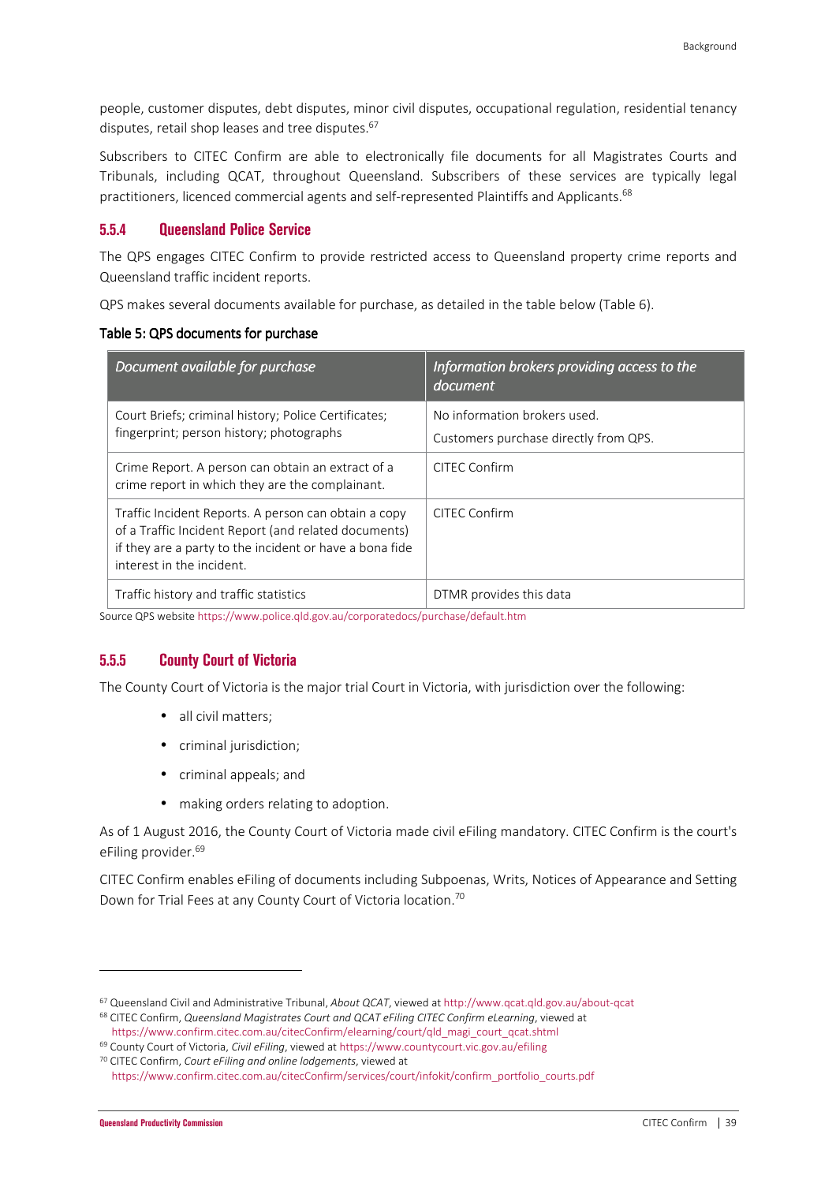people, customer disputes, debt disputes, minor civil disputes, occupational regulation, residential tenancy disputes, retail shop leases and tree disputes.[67]

Subscribers to CITEC Confirm are able to electronically file documents for all Magistrates Courts and Tribunals, including QCAT, throughout Queensland. Subscribers of these services are typically legal practitioners, licenced commercial agents and self-represented Plaintiffs and Applicants.[68]

### 5.5.4 Queensland Police Service

The QPS engages CITEC Confirm to provide restricted access to Queensland property crime reports and Queensland traffic incident reports.

QPS makes several documents available for purchase, as detailed in the table below (Table 6).

**Table 5: QPS documents for purchase**

| *Document available for purchase* | *Information brokers providing access to the document* |
|---|---|
| Court Briefs; criminal history; Police Certificates; fingerprint; person history; photographs | No information brokers used. Customers purchase directly from QPS. |
| Crime Report. A person can obtain an extract of a crime report in which they are the complainant. | CITEC Confirm |
| Traffic Incident Reports. A person can obtain a copy of a Traffic Incident Report (and related documents) if they are a party to the incident or have a bona fide interest in the incident. | CITEC Confirm |
| Traffic history and traffic statistics | DTMR provides this data |

Source QPS website https://www.police.qld.gov.au/corporatedocs/purchase/default.htm

### 5.5.5 County Court of Victoria

The County Court of Victoria is the major trial Court in Victoria, with jurisdiction over the following:

- all civil matters;
- criminal jurisdiction;
- criminal appeals; and
- making orders relating to adoption.

As of 1 August 2016, the County Court of Victoria made civil eFiling mandatory. CITEC Confirm is the court's eFiling provider.[69]

CITEC Confirm enables eFiling of documents including Subpoenas, Writs, Notices of Appearance and Setting Down for Trial Fees at any County Court of Victoria location.[70]

---

[67] Queensland Civil and Administrative Tribunal, *About QCAT*, viewed at http://www.qcat.qld.gov.au/about-qcat

[68] CITEC Confirm, *Queensland Magistrates Court and QCAT eFiling CITEC Confirm eLearning*, viewed at https://www.confirm.citec.com.au/citecConfirm/elearning/court/qld_magi_court_qcat.shtml

[69] County Court of Victoria, *Civil eFiling*, viewed at https://www.countycourt.vic.gov.au/efiling

[70] CITEC Confirm, *Court eFiling and online lodgements*, viewed at https://www.confirm.citec.com.au/citecConfirm/services/court/infokit/confirm_portfolio_courts.pdf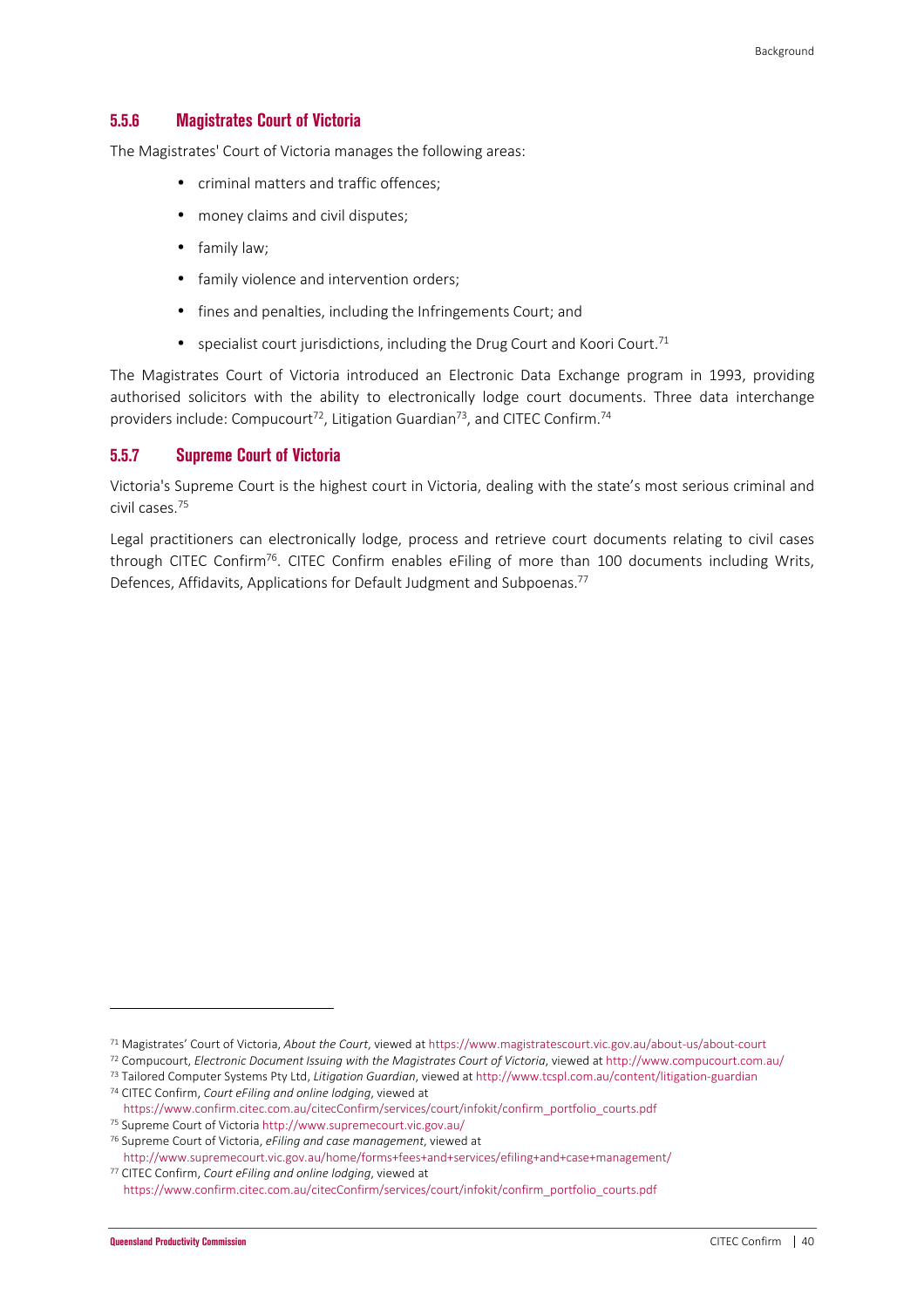### 5.5.6 Magistrates Court of Victoria

The Magistrates' Court of Victoria manages the following areas:

- criminal matters and traffic offences;
- money claims and civil disputes;
- family law;
- family violence and intervention orders;
- fines and penalties, including the Infringements Court; and
- specialist court jurisdictions, including the Drug Court and Koori Court.[71]

The Magistrates Court of Victoria introduced an Electronic Data Exchange program in 1993, providing authorised solicitors with the ability to electronically lodge court documents. Three data interchange providers include: Compucourt[72], Litigation Guardian[73], and CITEC Confirm.[74]

### 5.5.7 Supreme Court of Victoria

Victoria's Supreme Court is the highest court in Victoria, dealing with the state's most serious criminal and civil cases.[75]

Legal practitioners can electronically lodge, process and retrieve court documents relating to civil cases through CITEC Confirm[76]. CITEC Confirm enables eFiling of more than 100 documents including Writs, Defences, Affidavits, Applications for Default Judgment and Subpoenas.[77]

---

[71] Magistrates' Court of Victoria, *About the Court*, viewed at https://www.magistratescourt.vic.gov.au/about-us/about-court

[72] Compucourt, *Electronic Document Issuing with the Magistrates Court of Victoria*, viewed at http://www.compucourt.com.au/

[73] Tailored Computer Systems Pty Ltd, *Litigation Guardian*, viewed at http://www.tcspl.com.au/content/litigation-guardian

[74] CITEC Confirm, *Court eFiling and online lodging*, viewed at https://www.confirm.citec.com.au/citecConfirm/services/court/infokit/confirm_portfolio_courts.pdf

[75] Supreme Court of Victoria http://www.supremecourt.vic.gov.au/

[76] Supreme Court of Victoria, *eFiling and case management*, viewed at http://www.supremecourt.vic.gov.au/home/forms+fees+and+services/efiling+and+case+management/

[77] CITEC Confirm, *Court eFiling and online lodging*, viewed at https://www.confirm.citec.com.au/citecConfirm/services/court/infokit/confirm_portfolio_courts.pdf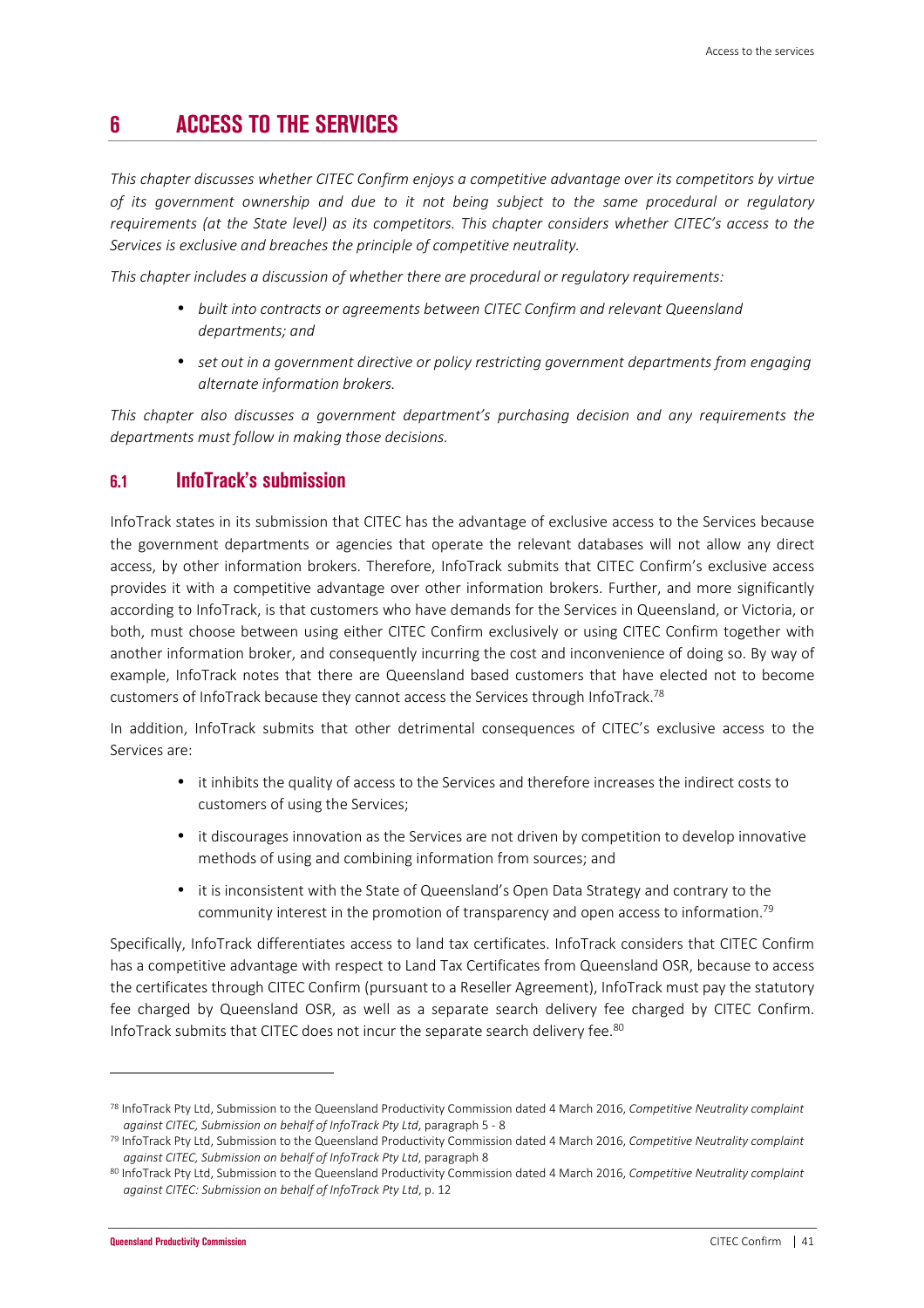# 6 ACCESS TO THE SERVICES

*This chapter discusses whether CITEC Confirm enjoys a competitive advantage over its competitors by virtue of its government ownership and due to it not being subject to the same procedural or regulatory requirements (at the State level) as its competitors. This chapter considers whether CITEC's access to the Services is exclusive and breaches the principle of competitive neutrality.*

*This chapter includes a discussion of whether there are procedural or regulatory requirements:*

- *built into contracts or agreements between CITEC Confirm and relevant Queensland departments; and*
- *set out in a government directive or policy restricting government departments from engaging alternate information brokers.*

*This chapter also discusses a government department's purchasing decision and any requirements the departments must follow in making those decisions.*

## 6.1 InfoTrack's submission

InfoTrack states in its submission that CITEC has the advantage of exclusive access to the Services because the government departments or agencies that operate the relevant databases will not allow any direct access, by other information brokers. Therefore, InfoTrack submits that CITEC Confirm's exclusive access provides it with a competitive advantage over other information brokers. Further, and more significantly according to InfoTrack, is that customers who have demands for the Services in Queensland, or Victoria, or both, must choose between using either CITEC Confirm exclusively or using CITEC Confirm together with another information broker, and consequently incurring the cost and inconvenience of doing so. By way of example, InfoTrack notes that there are Queensland based customers that have elected not to become customers of InfoTrack because they cannot access the Services through InfoTrack.[78]

In addition, InfoTrack submits that other detrimental consequences of CITEC's exclusive access to the Services are:

- it inhibits the quality of access to the Services and therefore increases the indirect costs to customers of using the Services;
- it discourages innovation as the Services are not driven by competition to develop innovative methods of using and combining information from sources; and
- it is inconsistent with the State of Queensland's Open Data Strategy and contrary to the community interest in the promotion of transparency and open access to information.[79]

Specifically, InfoTrack differentiates access to land tax certificates. InfoTrack considers that CITEC Confirm has a competitive advantage with respect to Land Tax Certificates from Queensland OSR, because to access the certificates through CITEC Confirm (pursuant to a Reseller Agreement), InfoTrack must pay the statutory fee charged by Queensland OSR, as well as a separate search delivery fee charged by CITEC Confirm. InfoTrack submits that CITEC does not incur the separate search delivery fee.[80]

---

[78] InfoTrack Pty Ltd, Submission to the Queensland Productivity Commission dated 4 March 2016, *Competitive Neutrality complaint against CITEC, Submission on behalf of InfoTrack Pty Ltd*, paragraph 5 - 8

[79] InfoTrack Pty Ltd, Submission to the Queensland Productivity Commission dated 4 March 2016, *Competitive Neutrality complaint against CITEC, Submission on behalf of InfoTrack Pty Ltd*, paragraph 8

[80] InfoTrack Pty Ltd, Submission to the Queensland Productivity Commission dated 4 March 2016, *Competitive Neutrality complaint against CITEC: Submission on behalf of InfoTrack Pty Ltd*, p. 12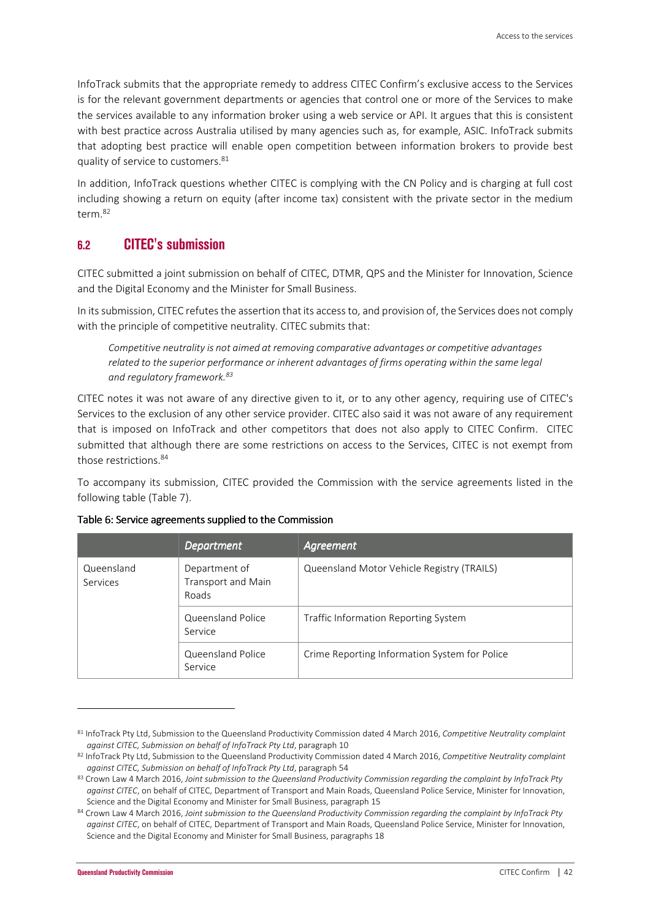InfoTrack submits that the appropriate remedy to address CITEC Confirm's exclusive access to the Services is for the relevant government departments or agencies that control one or more of the Services to make the services available to any information broker using a web service or API. It argues that this is consistent with best practice across Australia utilised by many agencies such as, for example, ASIC. InfoTrack submits that adopting best practice will enable open competition between information brokers to provide best quality of service to customers.[81]

In addition, InfoTrack questions whether CITEC is complying with the CN Policy and is charging at full cost including showing a return on equity (after income tax) consistent with the private sector in the medium term.[82]

## 6.2 CITEC's submission

CITEC submitted a joint submission on behalf of CITEC, DTMR, QPS and the Minister for Innovation, Science and the Digital Economy and the Minister for Small Business.

In its submission, CITEC refutes the assertion that its access to, and provision of, the Services does not comply with the principle of competitive neutrality. CITEC submits that:

> *Competitive neutrality is not aimed at removing comparative advantages or competitive advantages related to the superior performance or inherent advantages of firms operating within the same legal and regulatory framework.[83]*

CITEC notes it was not aware of any directive given to it, or to any other agency, requiring use of CITEC's Services to the exclusion of any other service provider. CITEC also said it was not aware of any requirement that is imposed on InfoTrack and other competitors that does not also apply to CITEC Confirm. CITEC submitted that although there are some restrictions on access to the Services, CITEC is not exempt from those restrictions.[84]

To accompany its submission, CITEC provided the Commission with the service agreements listed in the following table (Table 7).

**Table 6: Service agreements supplied to the Commission**

| | *Department* | *Agreement* |
|---|---|---|
| Queensland Services | Department of Transport and Main Roads | Queensland Motor Vehicle Registry (TRAILS) |
| | Queensland Police Service | Traffic Information Reporting System |
| | Queensland Police Service | Crime Reporting Information System for Police |

[81] InfoTrack Pty Ltd, Submission to the Queensland Productivity Commission dated 4 March 2016, *Competitive Neutrality complaint against CITEC, Submission on behalf of InfoTrack Pty Ltd*, paragraph 10

[82] InfoTrack Pty Ltd, Submission to the Queensland Productivity Commission dated 4 March 2016, *Competitive Neutrality complaint against CITEC, Submission on behalf of InfoTrack Pty Ltd*, paragraph 54

[83] Crown Law 4 March 2016, *Joint submission to the Queensland Productivity Commission regarding the complaint by InfoTrack Pty against CITEC*, on behalf of CITEC, Department of Transport and Main Roads, Queensland Police Service, Minister for Innovation, Science and the Digital Economy and Minister for Small Business, paragraph 15

[84] Crown Law 4 March 2016, *Joint submission to the Queensland Productivity Commission regarding the complaint by InfoTrack Pty against CITEC*, on behalf of CITEC, Department of Transport and Main Roads, Queensland Police Service, Minister for Innovation, Science and the Digital Economy and Minister for Small Business, paragraphs 18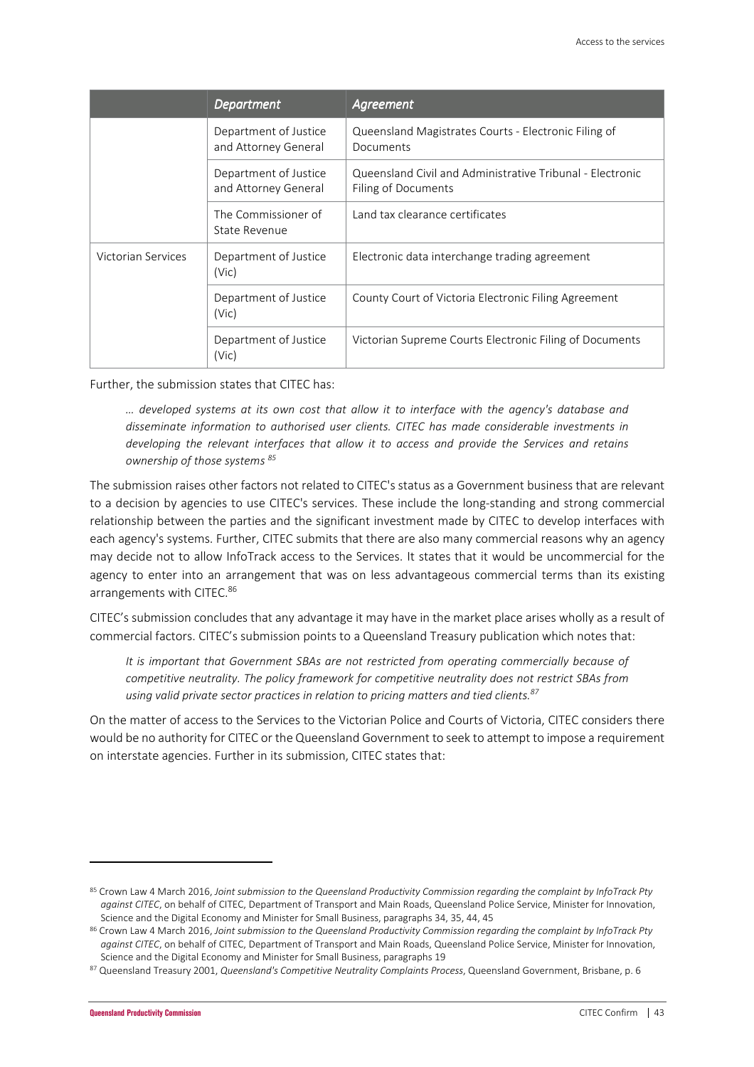| | *Department* | *Agreement* |
| --- | --- | --- |
| | Department of Justice and Attorney General | Queensland Magistrates Courts - Electronic Filing of Documents |
| | Department of Justice and Attorney General | Queensland Civil and Administrative Tribunal - Electronic Filing of Documents |
| | The Commissioner of State Revenue | Land tax clearance certificates |
| Victorian Services | Department of Justice (Vic) | Electronic data interchange trading agreement |
| | Department of Justice (Vic) | County Court of Victoria Electronic Filing Agreement |
| | Department of Justice (Vic) | Victorian Supreme Courts Electronic Filing of Documents |

Further, the submission states that CITEC has:

> *… developed systems at its own cost that allow it to interface with the agency's database and disseminate information to authorised user clients. CITEC has made considerable investments in developing the relevant interfaces that allow it to access and provide the Services and retains ownership of those systems* [85]

The submission raises other factors not related to CITEC's status as a Government business that are relevant to a decision by agencies to use CITEC's services. These include the long-standing and strong commercial relationship between the parties and the significant investment made by CITEC to develop interfaces with each agency's systems. Further, CITEC submits that there are also many commercial reasons why an agency may decide not to allow InfoTrack access to the Services. It states that it would be uncommercial for the agency to enter into an arrangement that was on less advantageous commercial terms than its existing arrangements with CITEC.[86]

CITEC's submission concludes that any advantage it may have in the market place arises wholly as a result of commercial factors. CITEC's submission points to a Queensland Treasury publication which notes that:

> *It is important that Government SBAs are not restricted from operating commercially because of competitive neutrality. The policy framework for competitive neutrality does not restrict SBAs from using valid private sector practices in relation to pricing matters and tied clients.*[87]

On the matter of access to the Services to the Victorian Police and Courts of Victoria, CITEC considers there would be no authority for CITEC or the Queensland Government to seek to attempt to impose a requirement on interstate agencies. Further in its submission, CITEC states that:

---

[85] Crown Law 4 March 2016, *Joint submission to the Queensland Productivity Commission regarding the complaint by InfoTrack Pty against CITEC*, on behalf of CITEC, Department of Transport and Main Roads, Queensland Police Service, Minister for Innovation, Science and the Digital Economy and Minister for Small Business, paragraphs 34, 35, 44, 45

[86] Crown Law 4 March 2016, *Joint submission to the Queensland Productivity Commission regarding the complaint by InfoTrack Pty against CITEC*, on behalf of CITEC, Department of Transport and Main Roads, Queensland Police Service, Minister for Innovation, Science and the Digital Economy and Minister for Small Business, paragraphs 19

[87] Queensland Treasury 2001, *Queensland's Competitive Neutrality Complaints Process*, Queensland Government, Brisbane, p. 6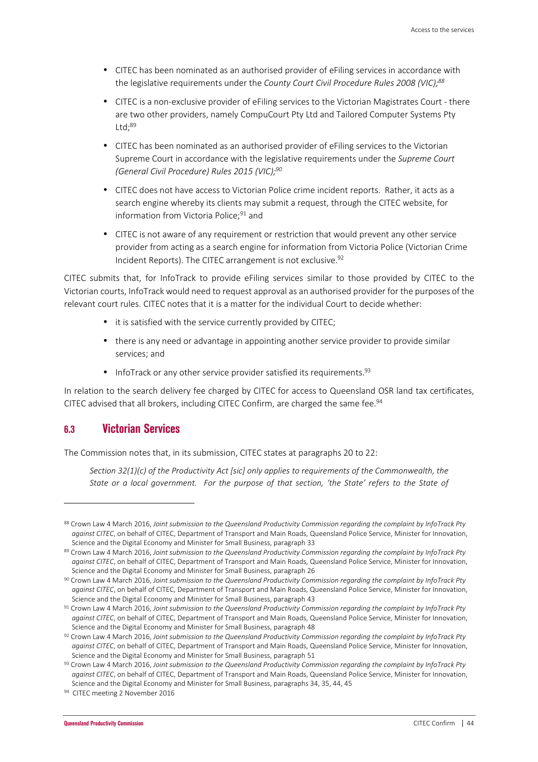- CITEC has been nominated as an authorised provider of eFiling services in accordance with the legislative requirements under the *County Court Civil Procedure Rules 2008 (VIC);*[88]
- CITEC is a non-exclusive provider of eFiling services to the Victorian Magistrates Court - there are two other providers, namely CompuCourt Pty Ltd and Tailored Computer Systems Pty Ltd;[89]
- CITEC has been nominated as an authorised provider of eFiling services to the Victorian Supreme Court in accordance with the legislative requirements under the *Supreme Court (General Civil Procedure) Rules 2015 (VIC);*[90]
- CITEC does not have access to Victorian Police crime incident reports. Rather, it acts as a search engine whereby its clients may submit a request, through the CITEC website, for information from Victoria Police;[91] and
- CITEC is not aware of any requirement or restriction that would prevent any other service provider from acting as a search engine for information from Victoria Police (Victorian Crime Incident Reports). The CITEC arrangement is not exclusive.[92]

CITEC submits that, for InfoTrack to provide eFiling services similar to those provided by CITEC to the Victorian courts, InfoTrack would need to request approval as an authorised provider for the purposes of the relevant court rules. CITEC notes that it is a matter for the individual Court to decide whether:

- it is satisfied with the service currently provided by CITEC;
- there is any need or advantage in appointing another service provider to provide similar services; and
- InfoTrack or any other service provider satisfied its requirements.[93]

In relation to the search delivery fee charged by CITEC for access to Queensland OSR land tax certificates, CITEC advised that all brokers, including CITEC Confirm, are charged the same fee.[94]

## 6.3 Victorian Services

The Commission notes that, in its submission, CITEC states at paragraphs 20 to 22:

> *Section 32(1)(c) of the Productivity Act [sic] only applies to requirements of the Commonwealth, the State or a local government. For the purpose of that section, 'the State' refers to the State of*

---

[88] Crown Law 4 March 2016, *Joint submission to the Queensland Productivity Commission regarding the complaint by InfoTrack Pty against CITEC*, on behalf of CITEC, Department of Transport and Main Roads, Queensland Police Service, Minister for Innovation, Science and the Digital Economy and Minister for Small Business, paragraph 33

[89] Crown Law 4 March 2016, *Joint submission to the Queensland Productivity Commission regarding the complaint by InfoTrack Pty against CITEC*, on behalf of CITEC, Department of Transport and Main Roads, Queensland Police Service, Minister for Innovation, Science and the Digital Economy and Minister for Small Business, paragraph 26

[90] Crown Law 4 March 2016, *Joint submission to the Queensland Productivity Commission regarding the complaint by InfoTrack Pty against CITEC*, on behalf of CITEC, Department of Transport and Main Roads, Queensland Police Service, Minister for Innovation, Science and the Digital Economy and Minister for Small Business, paragraph 43

[91] Crown Law 4 March 2016, *Joint submission to the Queensland Productivity Commission regarding the complaint by InfoTrack Pty against CITEC*, on behalf of CITEC, Department of Transport and Main Roads, Queensland Police Service, Minister for Innovation, Science and the Digital Economy and Minister for Small Business, paragraph 48

[92] Crown Law 4 March 2016, *Joint submission to the Queensland Productivity Commission regarding the complaint by InfoTrack Pty against CITEC*, on behalf of CITEC, Department of Transport and Main Roads, Queensland Police Service, Minister for Innovation, Science and the Digital Economy and Minister for Small Business, paragraph 51

[93] Crown Law 4 March 2016, *Joint submission to the Queensland Productivity Commission regarding the complaint by InfoTrack Pty against CITEC*, on behalf of CITEC, Department of Transport and Main Roads, Queensland Police Service, Minister for Innovation, Science and the Digital Economy and Minister for Small Business, paragraphs 34, 35, 44, 45

[94] CITEC meeting 2 November 2016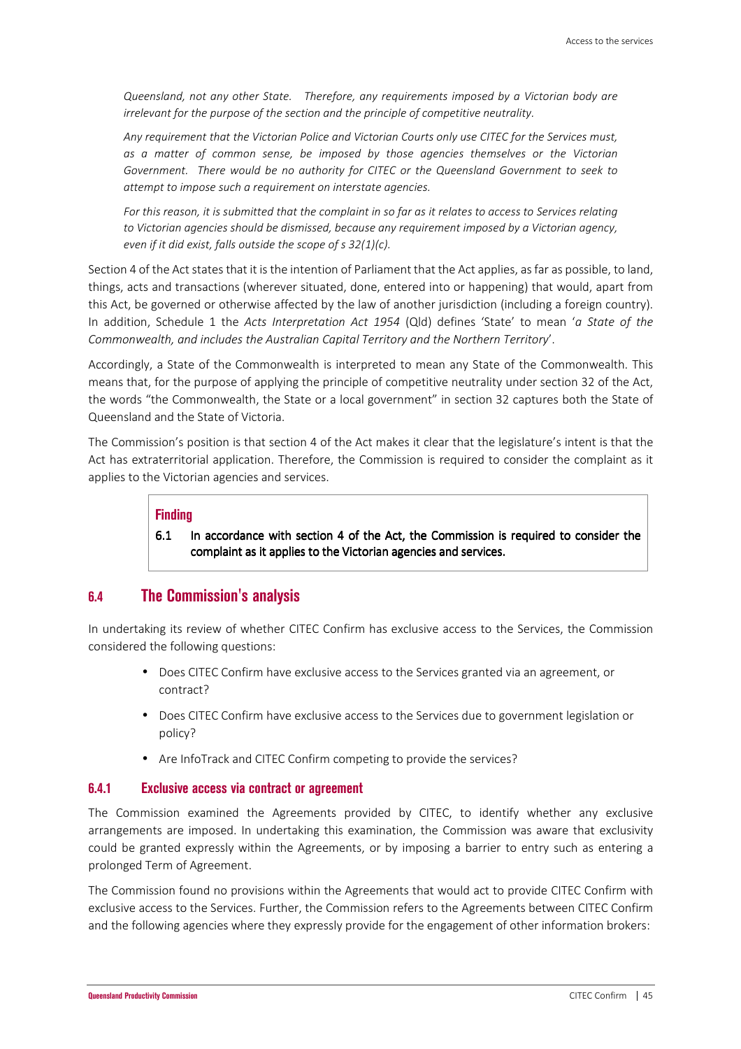*Queensland, not any other State. Therefore, any requirements imposed by a Victorian body are irrelevant for the purpose of the section and the principle of competitive neutrality.*

*Any requirement that the Victorian Police and Victorian Courts only use CITEC for the Services must, as a matter of common sense, be imposed by those agencies themselves or the Victorian Government. There would be no authority for CITEC or the Queensland Government to seek to attempt to impose such a requirement on interstate agencies.*

*For this reason, it is submitted that the complaint in so far as it relates to access to Services relating to Victorian agencies should be dismissed, because any requirement imposed by a Victorian agency, even if it did exist, falls outside the scope of s 32(1)(c).*

Section 4 of the Act states that it is the intention of Parliament that the Act applies, as far as possible, to land, things, acts and transactions (wherever situated, done, entered into or happening) that would, apart from this Act, be governed or otherwise affected by the law of another jurisdiction (including a foreign country). In addition, Schedule 1 the *Acts Interpretation Act 1954* (Qld) defines 'State' to mean '*a State of the Commonwealth, and includes the Australian Capital Territory and the Northern Territory*'.

Accordingly, a State of the Commonwealth is interpreted to mean any State of the Commonwealth. This means that, for the purpose of applying the principle of competitive neutrality under section 32 of the Act, the words "the Commonwealth, the State or a local government" in section 32 captures both the State of Queensland and the State of Victoria.

The Commission's position is that section 4 of the Act makes it clear that the legislature's intent is that the Act has extraterritorial application. Therefore, the Commission is required to consider the complaint as it applies to the Victorian agencies and services.

> **Finding**
>
> **6.1 In accordance with section 4 of the Act, the Commission is required to consider the complaint as it applies to the Victorian agencies and services.**

## 6.4 The Commission's analysis

In undertaking its review of whether CITEC Confirm has exclusive access to the Services, the Commission considered the following questions:

- Does CITEC Confirm have exclusive access to the Services granted via an agreement, or contract?
- Does CITEC Confirm have exclusive access to the Services due to government legislation or policy?
- Are InfoTrack and CITEC Confirm competing to provide the services?

### 6.4.1 Exclusive access via contract or agreement

The Commission examined the Agreements provided by CITEC, to identify whether any exclusive arrangements are imposed. In undertaking this examination, the Commission was aware that exclusivity could be granted expressly within the Agreements, or by imposing a barrier to entry such as entering a prolonged Term of Agreement.

The Commission found no provisions within the Agreements that would act to provide CITEC Confirm with exclusive access to the Services. Further, the Commission refers to the Agreements between CITEC Confirm and the following agencies where they expressly provide for the engagement of other information brokers: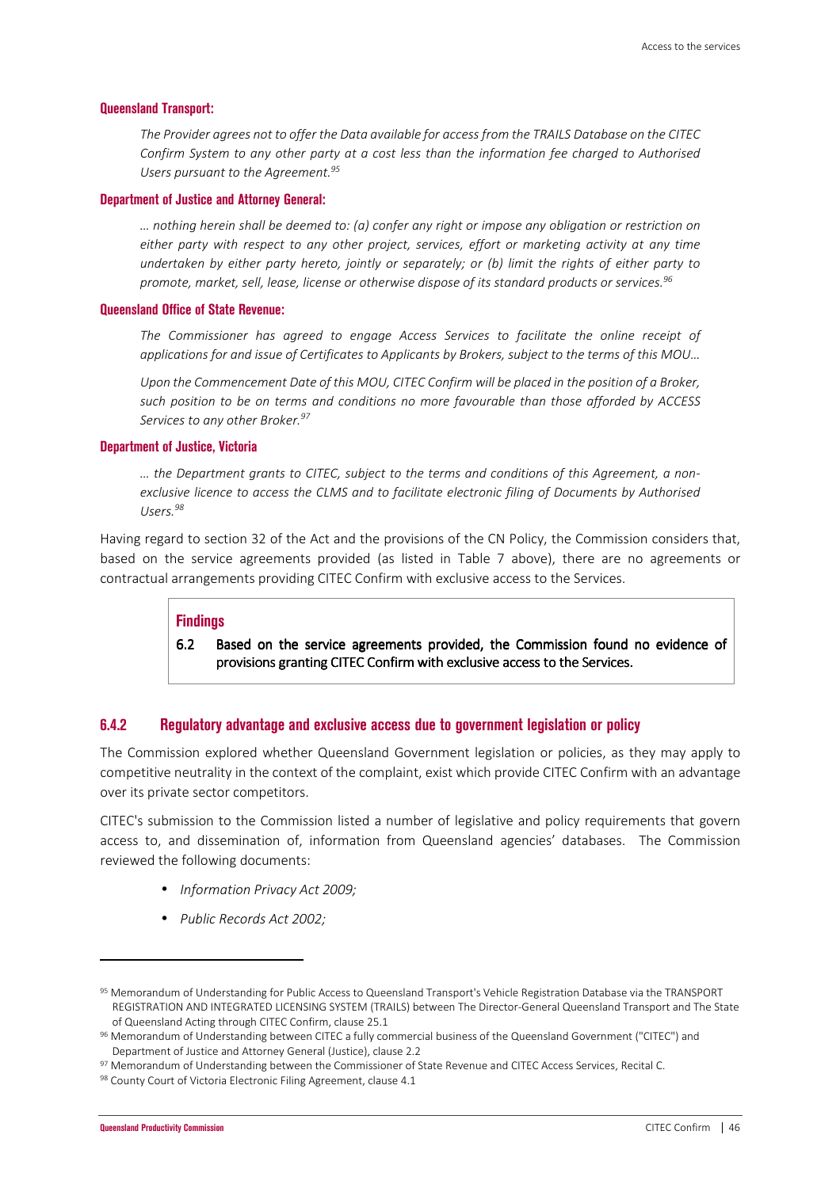**Queensland Transport:**

> *The Provider agrees not to offer the Data available for access from the TRAILS Database on the CITEC Confirm System to any other party at a cost less than the information fee charged to Authorised Users pursuant to the Agreement.*[95]

**Department of Justice and Attorney General:**

> *… nothing herein shall be deemed to: (a) confer any right or impose any obligation or restriction on either party with respect to any other project, services, effort or marketing activity at any time undertaken by either party hereto, jointly or separately; or (b) limit the rights of either party to promote, market, sell, lease, license or otherwise dispose of its standard products or services.*[96]

**Queensland Office of State Revenue:**

> *The Commissioner has agreed to engage Access Services to facilitate the online receipt of applications for and issue of Certificates to Applicants by Brokers, subject to the terms of this MOU…*
>
> *Upon the Commencement Date of this MOU, CITEC Confirm will be placed in the position of a Broker, such position to be on terms and conditions no more favourable than those afforded by ACCESS Services to any other Broker.*[97]

**Department of Justice, Victoria**

> *… the Department grants to CITEC, subject to the terms and conditions of this Agreement, a non-exclusive licence to access the CLMS and to facilitate electronic filing of Documents by Authorised Users.*[98]

Having regard to section 32 of the Act and the provisions of the CN Policy, the Commission considers that, based on the service agreements provided (as listed in Table 7 above), there are no agreements or contractual arrangements providing CITEC Confirm with exclusive access to the Services.

> **Findings**
>
> **6.2 Based on the service agreements provided, the Commission found no evidence of provisions granting CITEC Confirm with exclusive access to the Services.**

### 6.4.2 Regulatory advantage and exclusive access due to government legislation or policy

The Commission explored whether Queensland Government legislation or policies, as they may apply to competitive neutrality in the context of the complaint, exist which provide CITEC Confirm with an advantage over its private sector competitors.

CITEC's submission to the Commission listed a number of legislative and policy requirements that govern access to, and dissemination of, information from Queensland agencies' databases. The Commission reviewed the following documents:

- *Information Privacy Act 2009;*
- *Public Records Act 2002;*

---

[95] Memorandum of Understanding for Public Access to Queensland Transport's Vehicle Registration Database via the TRANSPORT REGISTRATION AND INTEGRATED LICENSING SYSTEM (TRAILS) between The Director-General Queensland Transport and The State of Queensland Acting through CITEC Confirm, clause 25.1

[96] Memorandum of Understanding between CITEC a fully commercial business of the Queensland Government ("CITEC") and Department of Justice and Attorney General (Justice), clause 2.2

[97] Memorandum of Understanding between the Commissioner of State Revenue and CITEC Access Services, Recital C.

[98] County Court of Victoria Electronic Filing Agreement, clause 4.1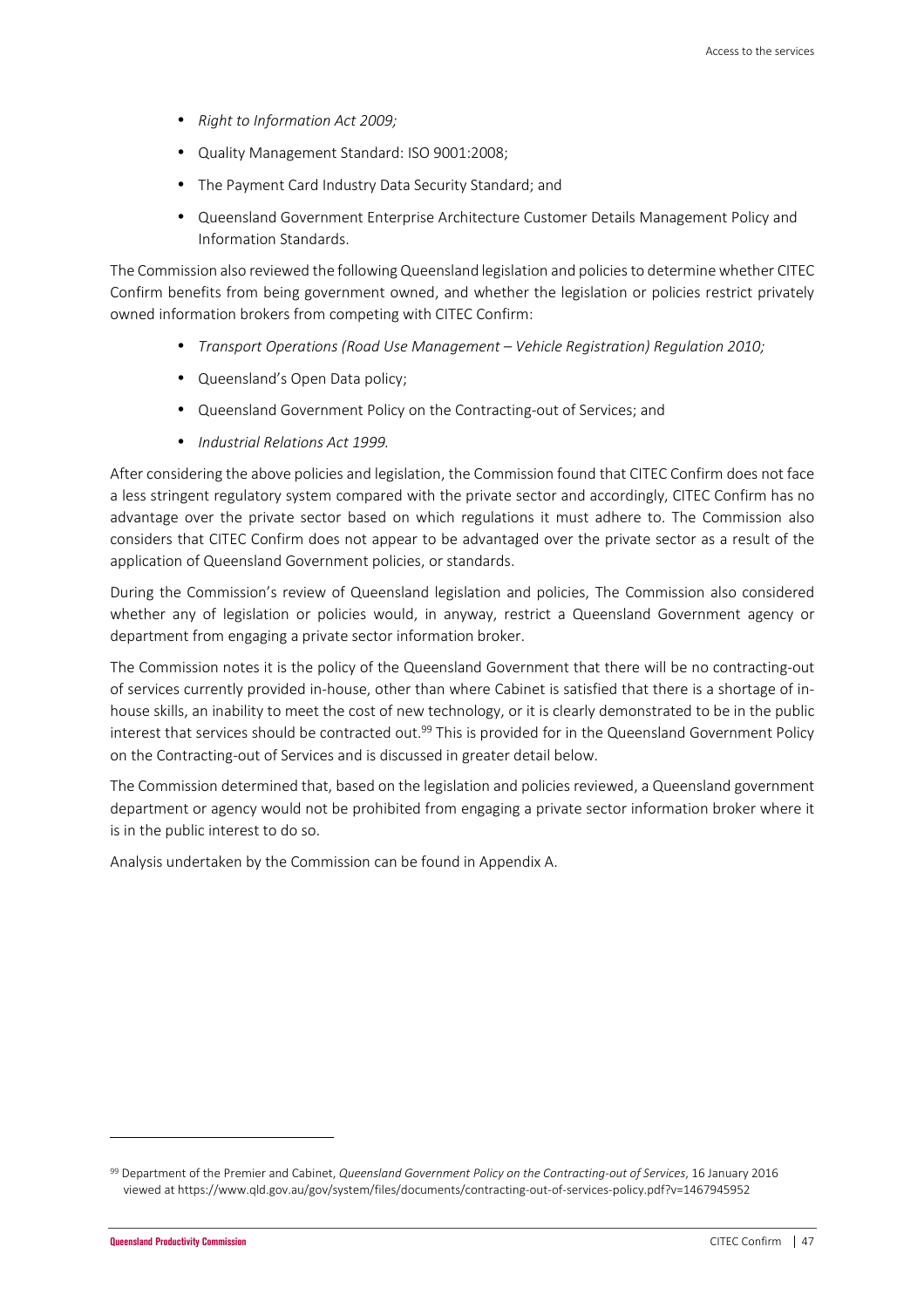- *Right to Information Act 2009;*
- Quality Management Standard: ISO 9001:2008;
- The Payment Card Industry Data Security Standard; and
- Queensland Government Enterprise Architecture Customer Details Management Policy and Information Standards.

The Commission also reviewed the following Queensland legislation and policies to determine whether CITEC Confirm benefits from being government owned, and whether the legislation or policies restrict privately owned information brokers from competing with CITEC Confirm:

- *Transport Operations (Road Use Management – Vehicle Registration) Regulation 2010;*
- Queensland's Open Data policy;
- Queensland Government Policy on the Contracting-out of Services; and
- *Industrial Relations Act 1999.*

After considering the above policies and legislation, the Commission found that CITEC Confirm does not face a less stringent regulatory system compared with the private sector and accordingly, CITEC Confirm has no advantage over the private sector based on which regulations it must adhere to. The Commission also considers that CITEC Confirm does not appear to be advantaged over the private sector as a result of the application of Queensland Government policies, or standards.

During the Commission's review of Queensland legislation and policies, The Commission also considered whether any of legislation or policies would, in anyway, restrict a Queensland Government agency or department from engaging a private sector information broker.

The Commission notes it is the policy of the Queensland Government that there will be no contracting-out of services currently provided in-house, other than where Cabinet is satisfied that there is a shortage of in-house skills, an inability to meet the cost of new technology, or it is clearly demonstrated to be in the public interest that services should be contracted out.[99] This is provided for in the Queensland Government Policy on the Contracting-out of Services and is discussed in greater detail below.

The Commission determined that, based on the legislation and policies reviewed, a Queensland government department or agency would not be prohibited from engaging a private sector information broker where it is in the public interest to do so.

Analysis undertaken by the Commission can be found in Appendix A.

---

[99] Department of the Premier and Cabinet, *Queensland Government Policy on the Contracting-out of Services*, 16 January 2016 viewed at https://www.qld.gov.au/gov/system/files/documents/contracting-out-of-services-policy.pdf?v=1467945952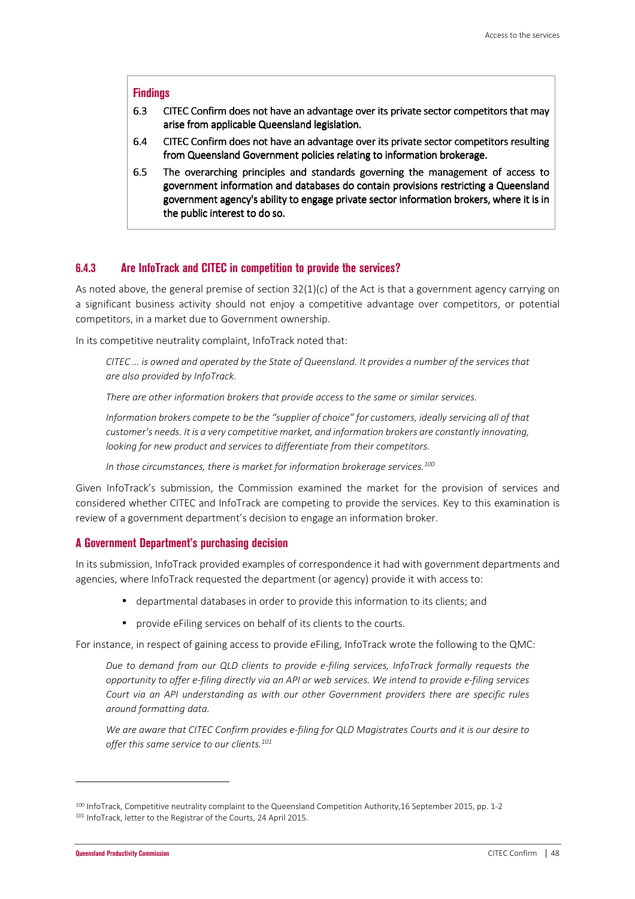**Findings**

6.3 CITEC Confirm does not have an advantage over its private sector competitors that may arise from applicable Queensland legislation.

6.4 CITEC Confirm does not have an advantage over its private sector competitors resulting from Queensland Government policies relating to information brokerage.

6.5 The overarching principles and standards governing the management of access to government information and databases do contain provisions restricting a Queensland government agency's ability to engage private sector information brokers, where it is in the public interest to do so.

### 6.4.3 Are InfoTrack and CITEC in competition to provide the services?

As noted above, the general premise of section 32(1)(c) of the Act is that a government agency carrying on a significant business activity should not enjoy a competitive advantage over competitors, or potential competitors, in a market due to Government ownership.

In its competitive neutrality complaint, InfoTrack noted that:

> *CITEC … is owned and operated by the State of Queensland. It provides a number of the services that are also provided by InfoTrack.*
>
> *There are other information brokers that provide access to the same or similar services.*
>
> *Information brokers compete to be the "supplier of choice" for customers, ideally servicing all of that customer's needs. It is a very competitive market, and information brokers are constantly innovating, looking for new product and services to differentiate from their competitors.*
>
> *In those circumstances, there is market for information brokerage services.*[100]

Given InfoTrack's submission, the Commission examined the market for the provision of services and considered whether CITEC and InfoTrack are competing to provide the services. Key to this examination is review of a government department's decision to engage an information broker.

#### A Government Department's purchasing decision

In its submission, InfoTrack provided examples of correspondence it had with government departments and agencies, where InfoTrack requested the department (or agency) provide it with access to:

- departmental databases in order to provide this information to its clients; and
- provide eFiling services on behalf of its clients to the courts.

For instance, in respect of gaining access to provide eFiling, InfoTrack wrote the following to the QMC:

> *Due to demand from our QLD clients to provide e-filing services, InfoTrack formally requests the opportunity to offer e-filing directly via an API or web services. We intend to provide e-filing services Court via an API understanding as with our other Government providers there are specific rules around formatting data.*
>
> *We are aware that CITEC Confirm provides e-filing for QLD Magistrates Courts and it is our desire to offer this same service to our clients.*[101]

---

[100] InfoTrack, Competitive neutrality complaint to the Queensland Competition Authority,16 September 2015, pp. 1-2

[101] InfoTrack, letter to the Registrar of the Courts, 24 April 2015.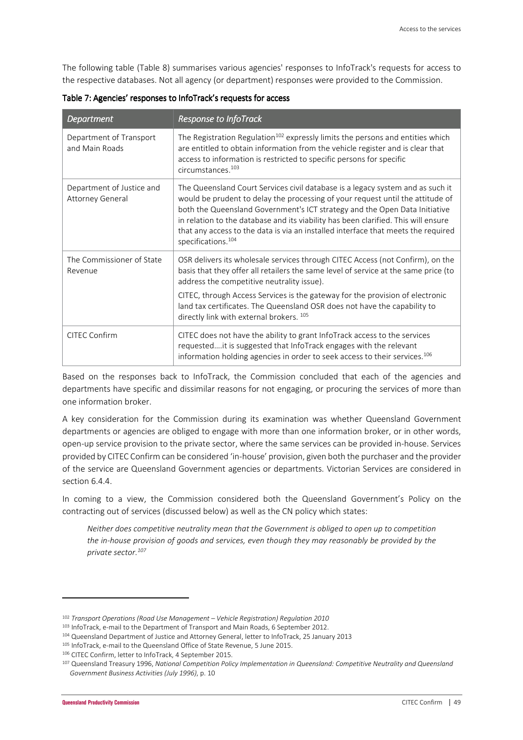The following table (Table 8) summarises various agencies' responses to InfoTrack's requests for access to the respective databases. Not all agency (or department) responses were provided to the Commission.

**Table 7: Agencies' responses to InfoTrack's requests for access**

| *Department* | *Response to InfoTrack* |
|---|---|
| Department of Transport and Main Roads | The Registration Regulation[102] expressly limits the persons and entities which are entitled to obtain information from the vehicle register and is clear that access to information is restricted to specific persons for specific circumstances.[103] |
| Department of Justice and Attorney General | The Queensland Court Services civil database is a legacy system and as such it would be prudent to delay the processing of your request until the attitude of both the Queensland Government's ICT strategy and the Open Data Initiative in relation to the database and its viability has been clarified. This will ensure that any access to the data is via an installed interface that meets the required specifications.[104] |
| The Commissioner of State Revenue | OSR delivers its wholesale services through CITEC Access (not Confirm), on the basis that they offer all retailers the same level of service at the same price (to address the competitive neutrality issue).<br><br>CITEC, through Access Services is the gateway for the provision of electronic land tax certificates. The Queensland OSR does not have the capability to directly link with external brokers. [105] |
| CITEC Confirm | CITEC does not have the ability to grant InfoTrack access to the services requested….it is suggested that InfoTrack engages with the relevant information holding agencies in order to seek access to their services.[106] |

Based on the responses back to InfoTrack, the Commission concluded that each of the agencies and departments have specific and dissimilar reasons for not engaging, or procuring the services of more than one information broker.

A key consideration for the Commission during its examination was whether Queensland Government departments or agencies are obliged to engage with more than one information broker, or in other words, open-up service provision to the private sector, where the same services can be provided in-house. Services provided by CITEC Confirm can be considered 'in-house' provision, given both the purchaser and the provider of the service are Queensland Government agencies or departments. Victorian Services are considered in section 6.4.4.

In coming to a view, the Commission considered both the Queensland Government's Policy on the contracting out of services (discussed below) as well as the CN policy which states:

> *Neither does competitive neutrality mean that the Government is obliged to open up to competition the in-house provision of goods and services, even though they may reasonably be provided by the private sector.[107]*

---

[102] *Transport Operations (Road Use Management – Vehicle Registration) Regulation 2010*

[103] InfoTrack, e-mail to the Department of Transport and Main Roads, 6 September 2012.

[104] Queensland Department of Justice and Attorney General, letter to InfoTrack, 25 January 2013

[105] InfoTrack, e-mail to the Queensland Office of State Revenue, 5 June 2015.

[106] CITEC Confirm, letter to InfoTrack, 4 September 2015.

[107] Queensland Treasury 1996, *National Competition Policy Implementation in Queensland: Competitive Neutrality and Queensland Government Business Activities (July 1996)*, p. 10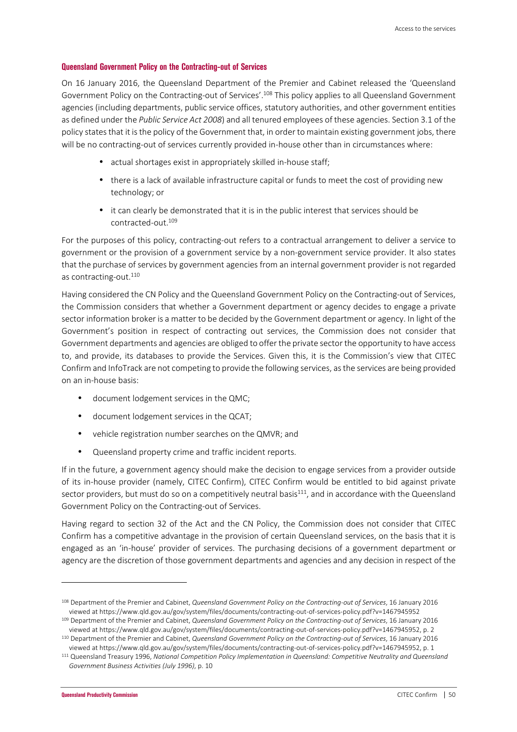### Queensland Government Policy on the Contracting-out of Services

On 16 January 2016, the Queensland Department of the Premier and Cabinet released the 'Queensland Government Policy on the Contracting-out of Services'.[108] This policy applies to all Queensland Government agencies (including departments, public service offices, statutory authorities, and other government entities as defined under the *Public Service Act 2008*) and all tenured employees of these agencies. Section 3.1 of the policy states that it is the policy of the Government that, in order to maintain existing government jobs, there will be no contracting-out of services currently provided in-house other than in circumstances where:

- actual shortages exist in appropriately skilled in-house staff;
- there is a lack of available infrastructure capital or funds to meet the cost of providing new technology; or
- it can clearly be demonstrated that it is in the public interest that services should be contracted-out.[109]

For the purposes of this policy, contracting-out refers to a contractual arrangement to deliver a service to government or the provision of a government service by a non-government service provider. It also states that the purchase of services by government agencies from an internal government provider is not regarded as contracting-out.[110]

Having considered the CN Policy and the Queensland Government Policy on the Contracting-out of Services, the Commission considers that whether a Government department or agency decides to engage a private sector information broker is a matter to be decided by the Government department or agency. In light of the Government's position in respect of contracting out services, the Commission does not consider that Government departments and agencies are obliged to offer the private sector the opportunity to have access to, and provide, its databases to provide the Services. Given this, it is the Commission's view that CITEC Confirm and InfoTrack are not competing to provide the following services, as the services are being provided on an in-house basis:

- document lodgement services in the QMC;
- document lodgement services in the QCAT;
- vehicle registration number searches on the QMVR; and
- Queensland property crime and traffic incident reports.

If in the future, a government agency should make the decision to engage services from a provider outside of its in-house provider (namely, CITEC Confirm), CITEC Confirm would be entitled to bid against private sector providers, but must do so on a competitively neutral basis[111], and in accordance with the Queensland Government Policy on the Contracting-out of Services.

Having regard to section 32 of the Act and the CN Policy, the Commission does not consider that CITEC Confirm has a competitive advantage in the provision of certain Queensland services, on the basis that it is engaged as an 'in-house' provider of services. The purchasing decisions of a government department or agency are the discretion of those government departments and agencies and any decision in respect of the

---

[108] Department of the Premier and Cabinet, *Queensland Government Policy on the Contracting-out of Services*, 16 January 2016 viewed at https://www.qld.gov.au/gov/system/files/documents/contracting-out-of-services-policy.pdf?v=1467945952

[109] Department of the Premier and Cabinet, *Queensland Government Policy on the Contracting-out of Services*, 16 January 2016 viewed at https://www.qld.gov.au/gov/system/files/documents/contracting-out-of-services-policy.pdf?v=1467945952, p. 2

[110] Department of the Premier and Cabinet, *Queensland Government Policy on the Contracting-out of Services*, 16 January 2016 viewed at https://www.qld.gov.au/gov/system/files/documents/contracting-out-of-services-policy.pdf?v=1467945952, p. 1

[111] Queensland Treasury 1996, *National Competition Policy Implementation in Queensland: Competitive Neutrality and Queensland Government Business Activities (July 1996)*, p. 10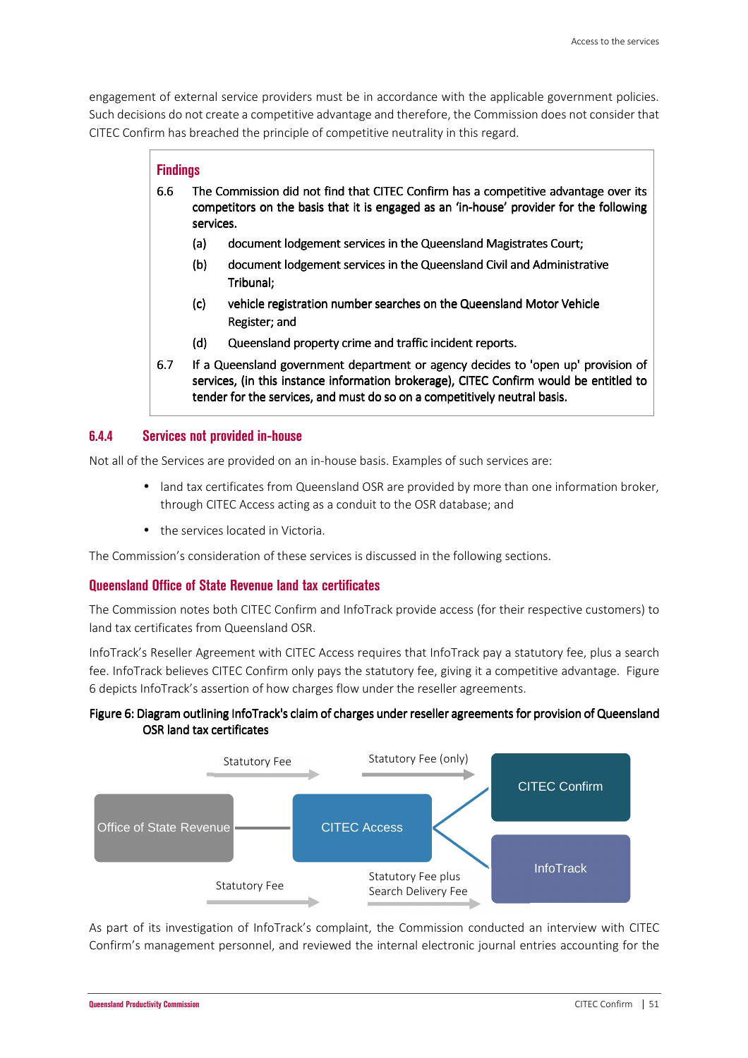engagement of external service providers must be in accordance with the applicable government policies. Such decisions do not create a competitive advantage and therefore, the Commission does not consider that CITEC Confirm has breached the principle of competitive neutrality in this regard.

> **Findings**
>
> 6.6 The Commission did not find that CITEC Confirm has a competitive advantage over its competitors on the basis that it is engaged as an 'in-house' provider for the following services.
>
> (a) document lodgement services in the Queensland Magistrates Court;
>
> (b) document lodgement services in the Queensland Civil and Administrative Tribunal;
>
> (c) vehicle registration number searches on the Queensland Motor Vehicle Register; and
>
> (d) Queensland property crime and traffic incident reports.
>
> 6.7 If a Queensland government department or agency decides to 'open up' provision of services, (in this instance information brokerage), CITEC Confirm would be entitled to tender for the services, and must do so on a competitively neutral basis.

### 6.4.4 Services not provided in-house

Not all of the Services are provided on an in-house basis. Examples of such services are:

- land tax certificates from Queensland OSR are provided by more than one information broker, through CITEC Access acting as a conduit to the OSR database; and
- the services located in Victoria.

The Commission's consideration of these services is discussed in the following sections.

#### Queensland Office of State Revenue land tax certificates

The Commission notes both CITEC Confirm and InfoTrack provide access (for their respective customers) to land tax certificates from Queensland OSR.

InfoTrack's Reseller Agreement with CITEC Access requires that InfoTrack pay a statutory fee, plus a search fee. InfoTrack believes CITEC Confirm only pays the statutory fee, giving it a competitive advantage. Figure 6 depicts InfoTrack's assertion of how charges flow under the reseller agreements.

**Figure 6: Diagram outlining InfoTrack's claim of charges under reseller agreements for provision of Queensland OSR land tax certificates**

Office of State Revenue → CITEC Access: Statutory Fee (for each of CITEC Confirm and InfoTrack)

CITEC Access → CITEC Confirm: Statutory Fee (only)

CITEC Access → InfoTrack: Statutory Fee plus Search Delivery Fee

As part of its investigation of InfoTrack's complaint, the Commission conducted an interview with CITEC Confirm's management personnel, and reviewed the internal electronic journal entries accounting for the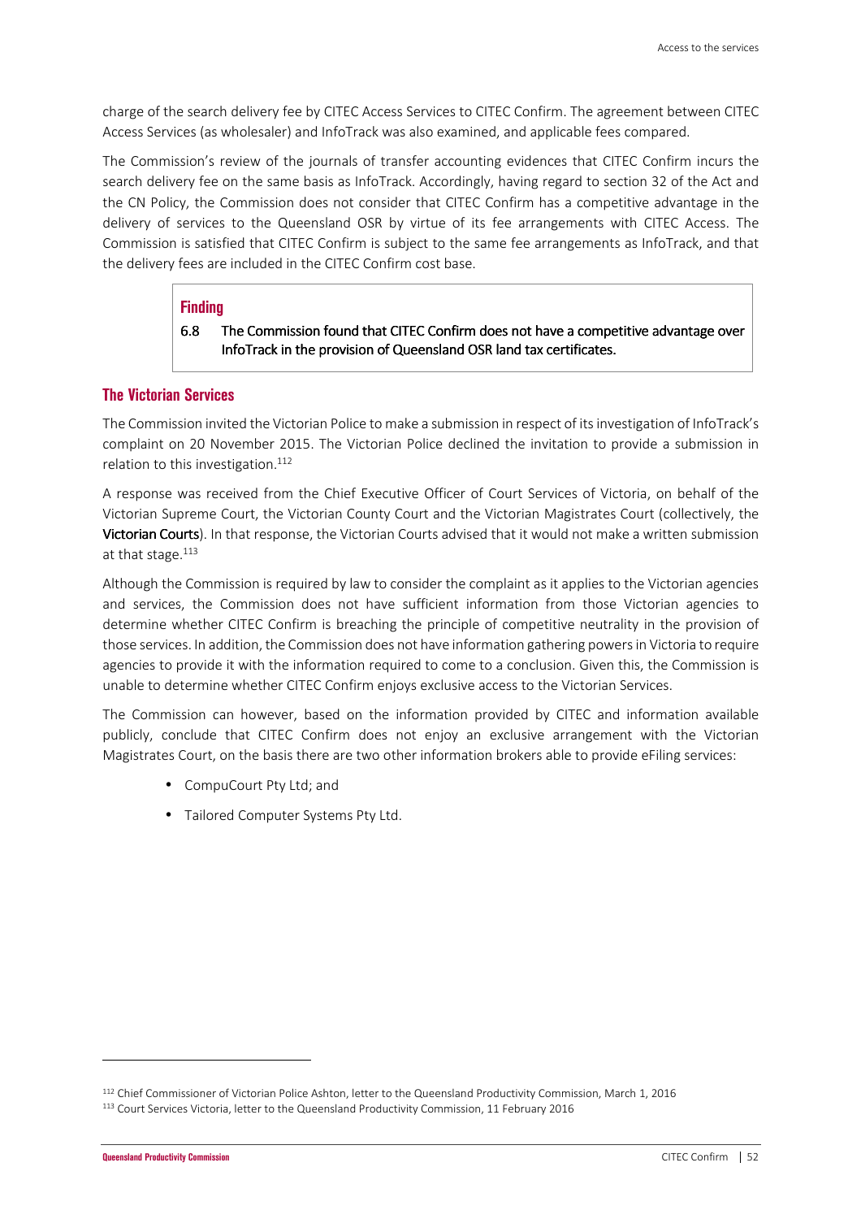charge of the search delivery fee by CITEC Access Services to CITEC Confirm. The agreement between CITEC Access Services (as wholesaler) and InfoTrack was also examined, and applicable fees compared.

The Commission's review of the journals of transfer accounting evidences that CITEC Confirm incurs the search delivery fee on the same basis as InfoTrack. Accordingly, having regard to section 32 of the Act and the CN Policy, the Commission does not consider that CITEC Confirm has a competitive advantage in the delivery of services to the Queensland OSR by virtue of its fee arrangements with CITEC Access. The Commission is satisfied that CITEC Confirm is subject to the same fee arrangements as InfoTrack, and that the delivery fees are included in the CITEC Confirm cost base.

> **Finding**
>
> 6.8 The Commission found that CITEC Confirm does not have a competitive advantage over InfoTrack in the provision of Queensland OSR land tax certificates.

## The Victorian Services

The Commission invited the Victorian Police to make a submission in respect of its investigation of InfoTrack's complaint on 20 November 2015. The Victorian Police declined the invitation to provide a submission in relation to this investigation.[112]

A response was received from the Chief Executive Officer of Court Services of Victoria, on behalf of the Victorian Supreme Court, the Victorian County Court and the Victorian Magistrates Court (collectively, the **Victorian Courts**). In that response, the Victorian Courts advised that it would not make a written submission at that stage.[113]

Although the Commission is required by law to consider the complaint as it applies to the Victorian agencies and services, the Commission does not have sufficient information from those Victorian agencies to determine whether CITEC Confirm is breaching the principle of competitive neutrality in the provision of those services. In addition, the Commission does not have information gathering powers in Victoria to require agencies to provide it with the information required to come to a conclusion. Given this, the Commission is unable to determine whether CITEC Confirm enjoys exclusive access to the Victorian Services.

The Commission can however, based on the information provided by CITEC and information available publicly, conclude that CITEC Confirm does not enjoy an exclusive arrangement with the Victorian Magistrates Court, on the basis there are two other information brokers able to provide eFiling services:

- CompuCourt Pty Ltd; and
- Tailored Computer Systems Pty Ltd.

---

[112] Chief Commissioner of Victorian Police Ashton, letter to the Queensland Productivity Commission, March 1, 2016

[113] Court Services Victoria, letter to the Queensland Productivity Commission, 11 February 2016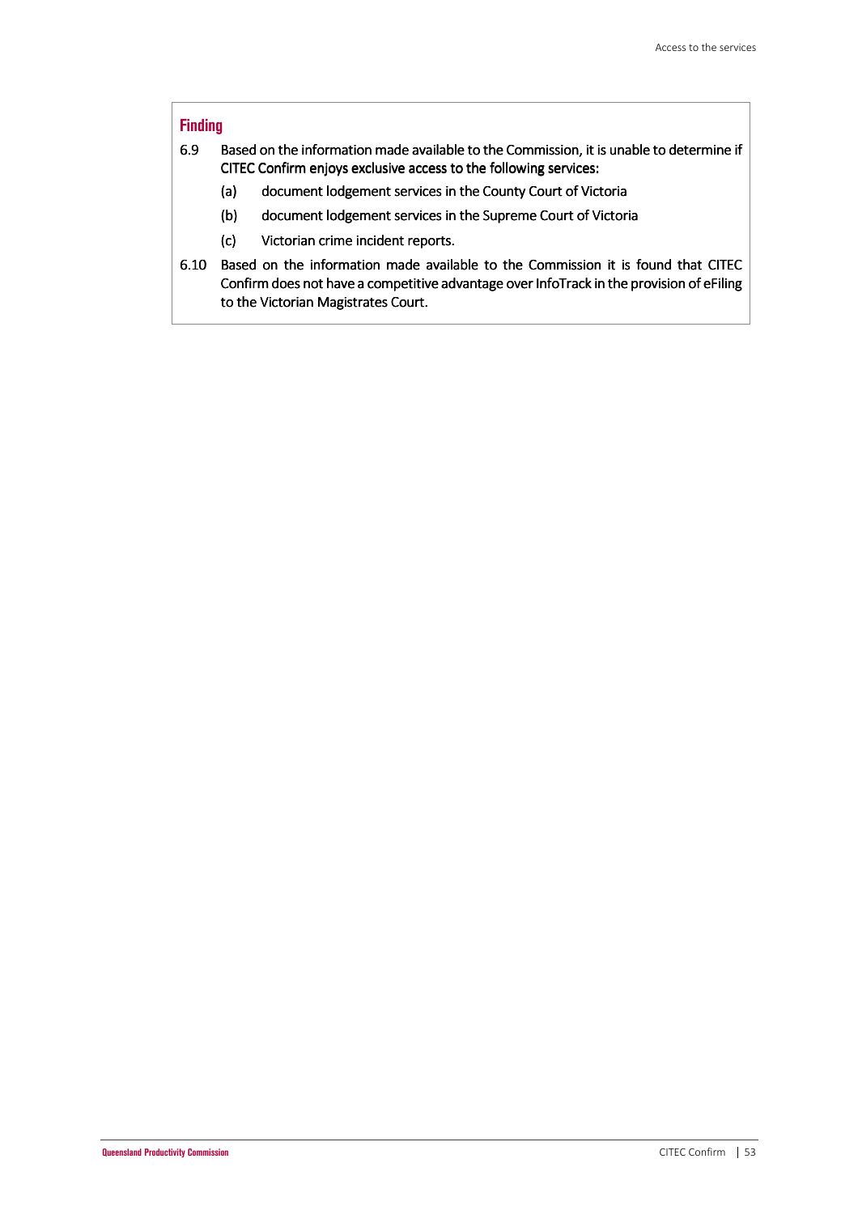**Finding**

6.9 Based on the information made available to the Commission, it is unable to determine if CITEC Confirm enjoys exclusive access to the following services:

(a) document lodgement services in the County Court of Victoria

(b) document lodgement services in the Supreme Court of Victoria

(c) Victorian crime incident reports.

6.10 Based on the information made available to the Commission it is found that CITEC Confirm does not have a competitive advantage over InfoTrack in the provision of eFiling to the Victorian Magistrates Court.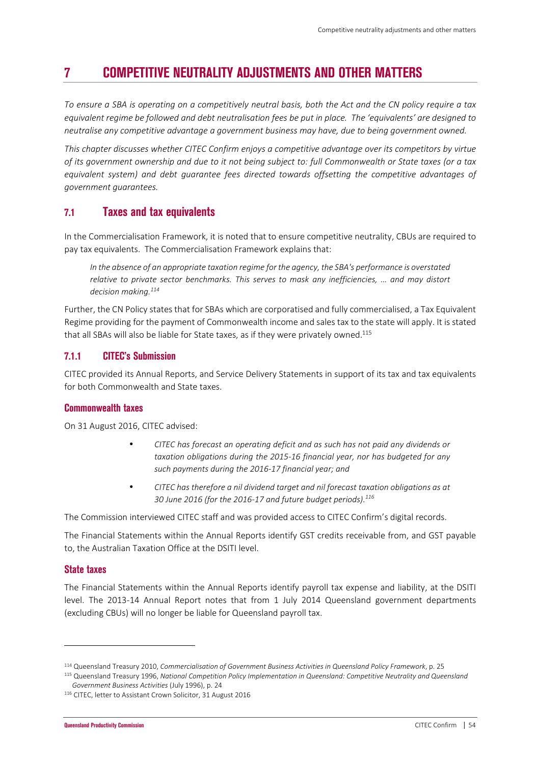# 7 COMPETITIVE NEUTRALITY ADJUSTMENTS AND OTHER MATTERS

*To ensure a SBA is operating on a competitively neutral basis, both the Act and the CN policy require a tax equivalent regime be followed and debt neutralisation fees be put in place. The 'equivalents' are designed to neutralise any competitive advantage a government business may have, due to being government owned.*

*This chapter discusses whether CITEC Confirm enjoys a competitive advantage over its competitors by virtue of its government ownership and due to it not being subject to: full Commonwealth or State taxes (or a tax equivalent system) and debt guarantee fees directed towards offsetting the competitive advantages of government guarantees.*

## 7.1 Taxes and tax equivalents

In the Commercialisation Framework, it is noted that to ensure competitive neutrality, CBUs are required to pay tax equivalents. The Commercialisation Framework explains that:

> *In the absence of an appropriate taxation regime for the agency, the SBA's performance is overstated relative to private sector benchmarks. This serves to mask any inefficiencies, … and may distort decision making.*[114]

Further, the CN Policy states that for SBAs which are corporatised and fully commercialised, a Tax Equivalent Regime providing for the payment of Commonwealth income and sales tax to the state will apply. It is stated that all SBAs will also be liable for State taxes, as if they were privately owned.[115]

### 7.1.1 CITEC's Submission

CITEC provided its Annual Reports, and Service Delivery Statements in support of its tax and tax equivalents for both Commonwealth and State taxes.

#### Commonwealth taxes

On 31 August 2016, CITEC advised:

- *CITEC has forecast an operating deficit and as such has not paid any dividends or taxation obligations during the 2015-16 financial year, nor has budgeted for any such payments during the 2016-17 financial year; and*
- *CITEC has therefore a nil dividend target and nil forecast taxation obligations as at 30 June 2016 (for the 2016-17 and future budget periods).*[116]

The Commission interviewed CITEC staff and was provided access to CITEC Confirm's digital records.

The Financial Statements within the Annual Reports identify GST credits receivable from, and GST payable to, the Australian Taxation Office at the DSITI level.

#### State taxes

The Financial Statements within the Annual Reports identify payroll tax expense and liability, at the DSITI level. The 2013-14 Annual Report notes that from 1 July 2014 Queensland government departments (excluding CBUs) will no longer be liable for Queensland payroll tax.

---

[114] Queensland Treasury 2010, *Commercialisation of Government Business Activities in Queensland Policy Framework*, p. 25

[115] Queensland Treasury 1996, *National Competition Policy Implementation in Queensland: Competitive Neutrality and Queensland Government Business Activities* (July 1996), p. 24

[116] CITEC, letter to Assistant Crown Solicitor, 31 August 2016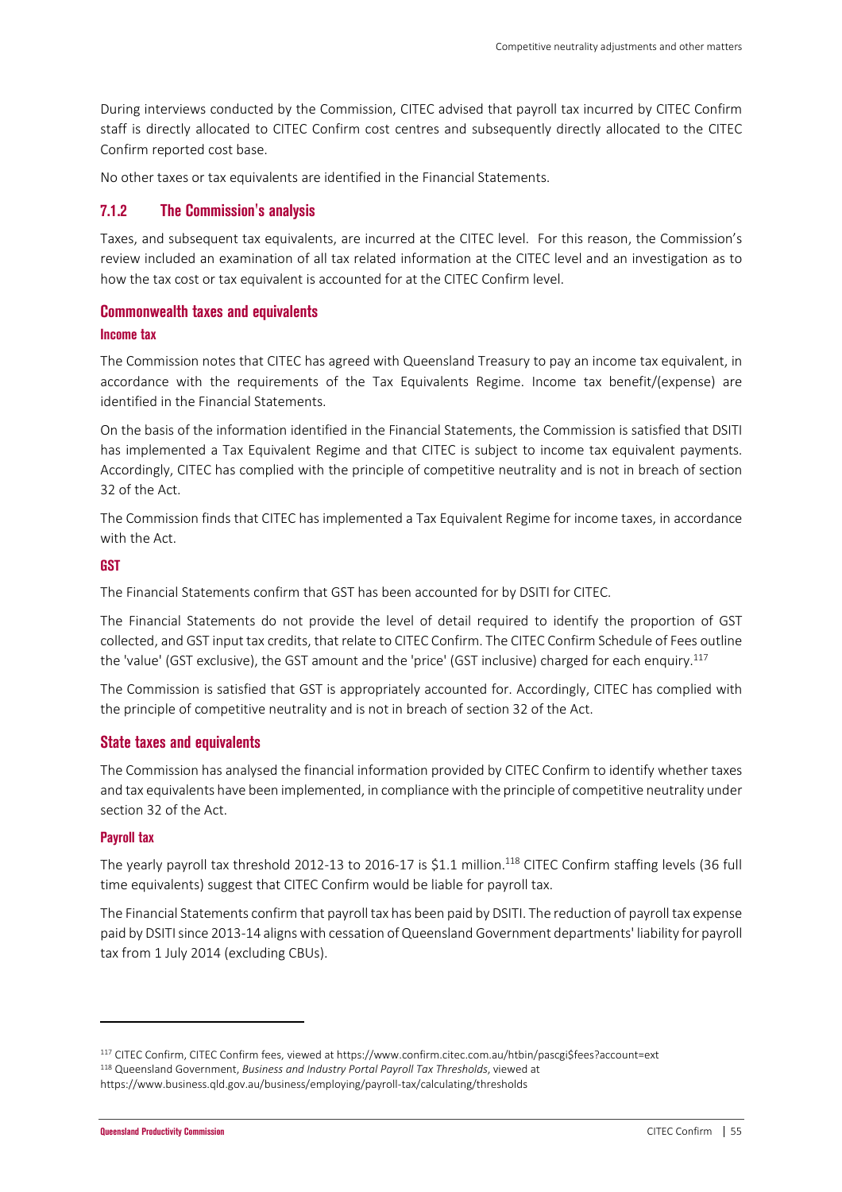During interviews conducted by the Commission, CITEC advised that payroll tax incurred by CITEC Confirm staff is directly allocated to CITEC Confirm cost centres and subsequently directly allocated to the CITEC Confirm reported cost base.

No other taxes or tax equivalents are identified in the Financial Statements.

### 7.1.2 The Commission's analysis

Taxes, and subsequent tax equivalents, are incurred at the CITEC level. For this reason, the Commission's review included an examination of all tax related information at the CITEC level and an investigation as to how the tax cost or tax equivalent is accounted for at the CITEC Confirm level.

#### Commonwealth taxes and equivalents

##### Income tax

The Commission notes that CITEC has agreed with Queensland Treasury to pay an income tax equivalent, in accordance with the requirements of the Tax Equivalents Regime. Income tax benefit/(expense) are identified in the Financial Statements.

On the basis of the information identified in the Financial Statements, the Commission is satisfied that DSITI has implemented a Tax Equivalent Regime and that CITEC is subject to income tax equivalent payments. Accordingly, CITEC has complied with the principle of competitive neutrality and is not in breach of section 32 of the Act.

The Commission finds that CITEC has implemented a Tax Equivalent Regime for income taxes, in accordance with the Act.

##### GST

The Financial Statements confirm that GST has been accounted for by DSITI for CITEC.

The Financial Statements do not provide the level of detail required to identify the proportion of GST collected, and GST input tax credits, that relate to CITEC Confirm. The CITEC Confirm Schedule of Fees outline the 'value' (GST exclusive), the GST amount and the 'price' (GST inclusive) charged for each enquiry.[117]

The Commission is satisfied that GST is appropriately accounted for. Accordingly, CITEC has complied with the principle of competitive neutrality and is not in breach of section 32 of the Act.

#### State taxes and equivalents

The Commission has analysed the financial information provided by CITEC Confirm to identify whether taxes and tax equivalents have been implemented, in compliance with the principle of competitive neutrality under section 32 of the Act.

##### Payroll tax

The yearly payroll tax threshold 2012-13 to 2016-17 is $1.1 million.[118] CITEC Confirm staffing levels (36 full time equivalents) suggest that CITEC Confirm would be liable for payroll tax.

The Financial Statements confirm that payroll tax has been paid by DSITI. The reduction of payroll tax expense paid by DSITI since 2013-14 aligns with cessation of Queensland Government departments' liability for payroll tax from 1 July 2014 (excluding CBUs).

---

[117] CITEC Confirm, CITEC Confirm fees, viewed at https://www.confirm.citec.com.au/htbin/pascgi$fees?account=ext

[118] Queensland Government, *Business and Industry Portal Payroll Tax Thresholds*, viewed at https://www.business.qld.gov.au/business/employing/payroll-tax/calculating/thresholds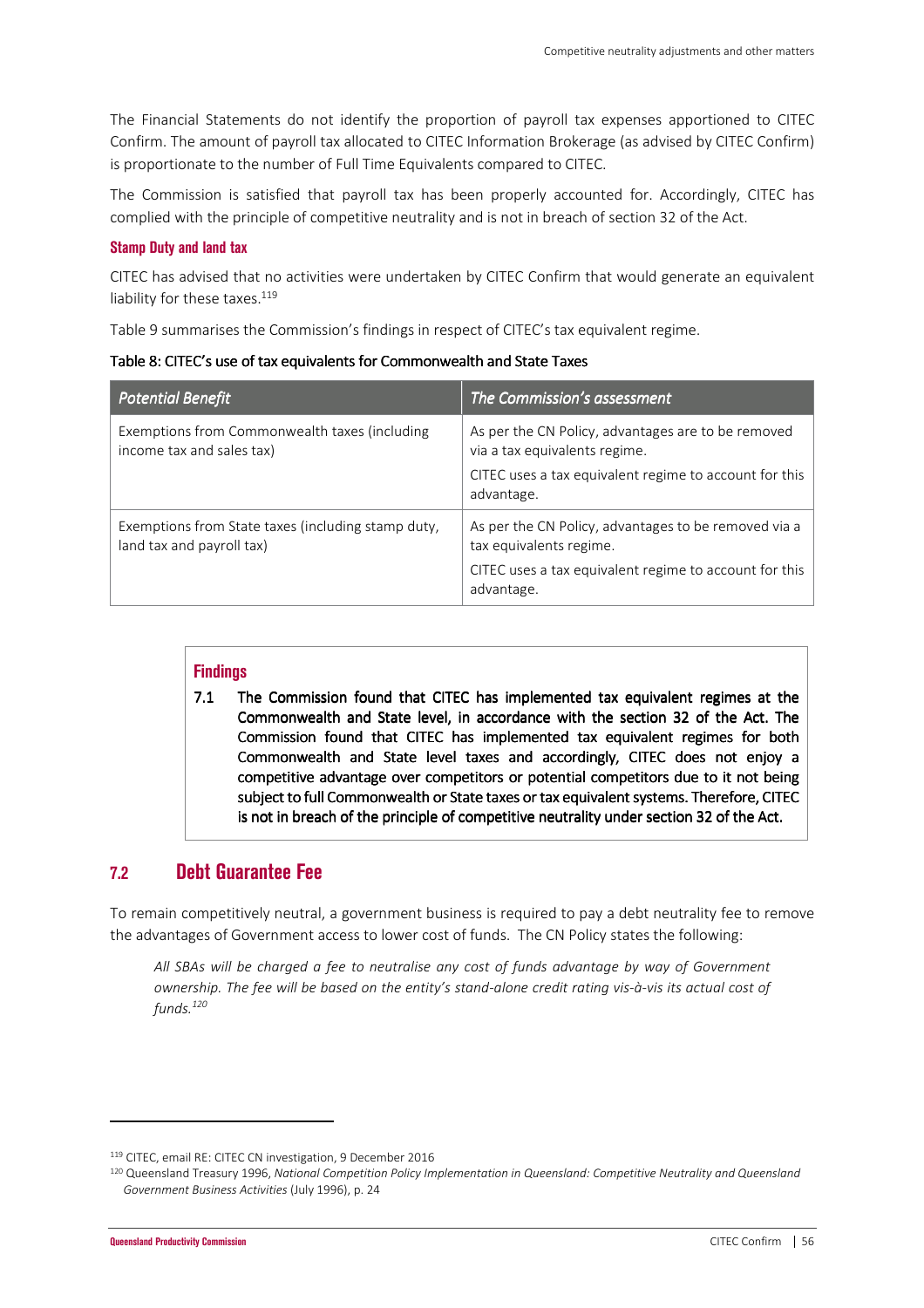The Financial Statements do not identify the proportion of payroll tax expenses apportioned to CITEC Confirm. The amount of payroll tax allocated to CITEC Information Brokerage (as advised by CITEC Confirm) is proportionate to the number of Full Time Equivalents compared to CITEC.

The Commission is satisfied that payroll tax has been properly accounted for. Accordingly, CITEC has complied with the principle of competitive neutrality and is not in breach of section 32 of the Act.

#### Stamp Duty and land tax

CITEC has advised that no activities were undertaken by CITEC Confirm that would generate an equivalent liability for these taxes.[119]

Table 9 summarises the Commission's findings in respect of CITEC's tax equivalent regime.

Table 8: CITEC's use of tax equivalents for Commonwealth and State Taxes

| *Potential Benefit* | *The Commission's assessment* |
|---|---|
| Exemptions from Commonwealth taxes (including income tax and sales tax) | As per the CN Policy, advantages are to be removed via a tax equivalents regime.<br><br>CITEC uses a tax equivalent regime to account for this advantage. |
| Exemptions from State taxes (including stamp duty, land tax and payroll tax) | As per the CN Policy, advantages to be removed via a tax equivalents regime.<br><br>CITEC uses a tax equivalent regime to account for this advantage. |

#### Findings

7.1 The Commission found that CITEC has implemented tax equivalent regimes at the Commonwealth and State level, in accordance with the section 32 of the Act. The Commission found that CITEC has implemented tax equivalent regimes for both Commonwealth and State level taxes and accordingly, CITEC does not enjoy a competitive advantage over competitors or potential competitors due to it not being subject to full Commonwealth or State taxes or tax equivalent systems. Therefore, CITEC is not in breach of the principle of competitive neutrality under section 32 of the Act.

## 7.2 Debt Guarantee Fee

To remain competitively neutral, a government business is required to pay a debt neutrality fee to remove the advantages of Government access to lower cost of funds. The CN Policy states the following:

*All SBAs will be charged a fee to neutralise any cost of funds advantage by way of Government ownership. The fee will be based on the entity's stand-alone credit rating vis-à-vis its actual cost of funds.*[120]

[119] CITEC, email RE: CITEC CN investigation, 9 December 2016

[120] Queensland Treasury 1996, *National Competition Policy Implementation in Queensland: Competitive Neutrality and Queensland Government Business Activities* (July 1996), p. 24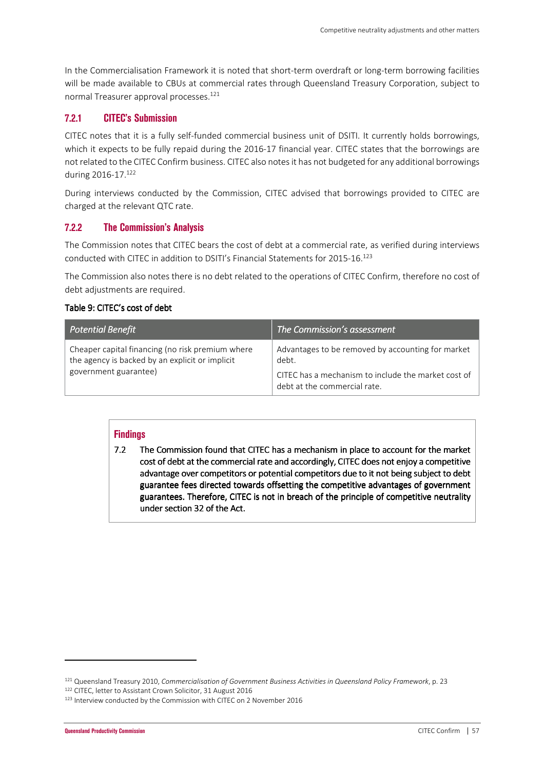In the Commercialisation Framework it is noted that short-term overdraft or long-term borrowing facilities will be made available to CBUs at commercial rates through Queensland Treasury Corporation, subject to normal Treasurer approval processes.[121]

### 7.2.1 CITEC's Submission

CITEC notes that it is a fully self-funded commercial business unit of DSITI. It currently holds borrowings, which it expects to be fully repaid during the 2016-17 financial year. CITEC states that the borrowings are not related to the CITEC Confirm business. CITEC also notes it has not budgeted for any additional borrowings during 2016-17.[122]

During interviews conducted by the Commission, CITEC advised that borrowings provided to CITEC are charged at the relevant QTC rate.

### 7.2.2 The Commission's Analysis

The Commission notes that CITEC bears the cost of debt at a commercial rate, as verified during interviews conducted with CITEC in addition to DSITI's Financial Statements for 2015-16.[123]

The Commission also notes there is no debt related to the operations of CITEC Confirm, therefore no cost of debt adjustments are required.

**Table 9: CITEC's cost of debt**

| *Potential Benefit* | *The Commission's assessment* |
| --- | --- |
| Cheaper capital financing (no risk premium where the agency is backed by an explicit or implicit government guarantee) | Advantages to be removed by accounting for market debt.<br><br>CITEC has a mechanism to include the market cost of debt at the commercial rate. |

> **Findings**
>
> 7.2 The Commission found that CITEC has a mechanism in place to account for the market cost of debt at the commercial rate and accordingly, CITEC does not enjoy a competitive advantage over competitors or potential competitors due to it not being subject to debt guarantee fees directed towards offsetting the competitive advantages of government guarantees. Therefore, CITEC is not in breach of the principle of competitive neutrality under section 32 of the Act.

---

[121] Queensland Treasury 2010, *Commercialisation of Government Business Activities in Queensland Policy Framework*, p. 23

[122] CITEC, letter to Assistant Crown Solicitor, 31 August 2016

[123] Interview conducted by the Commission with CITEC on 2 November 2016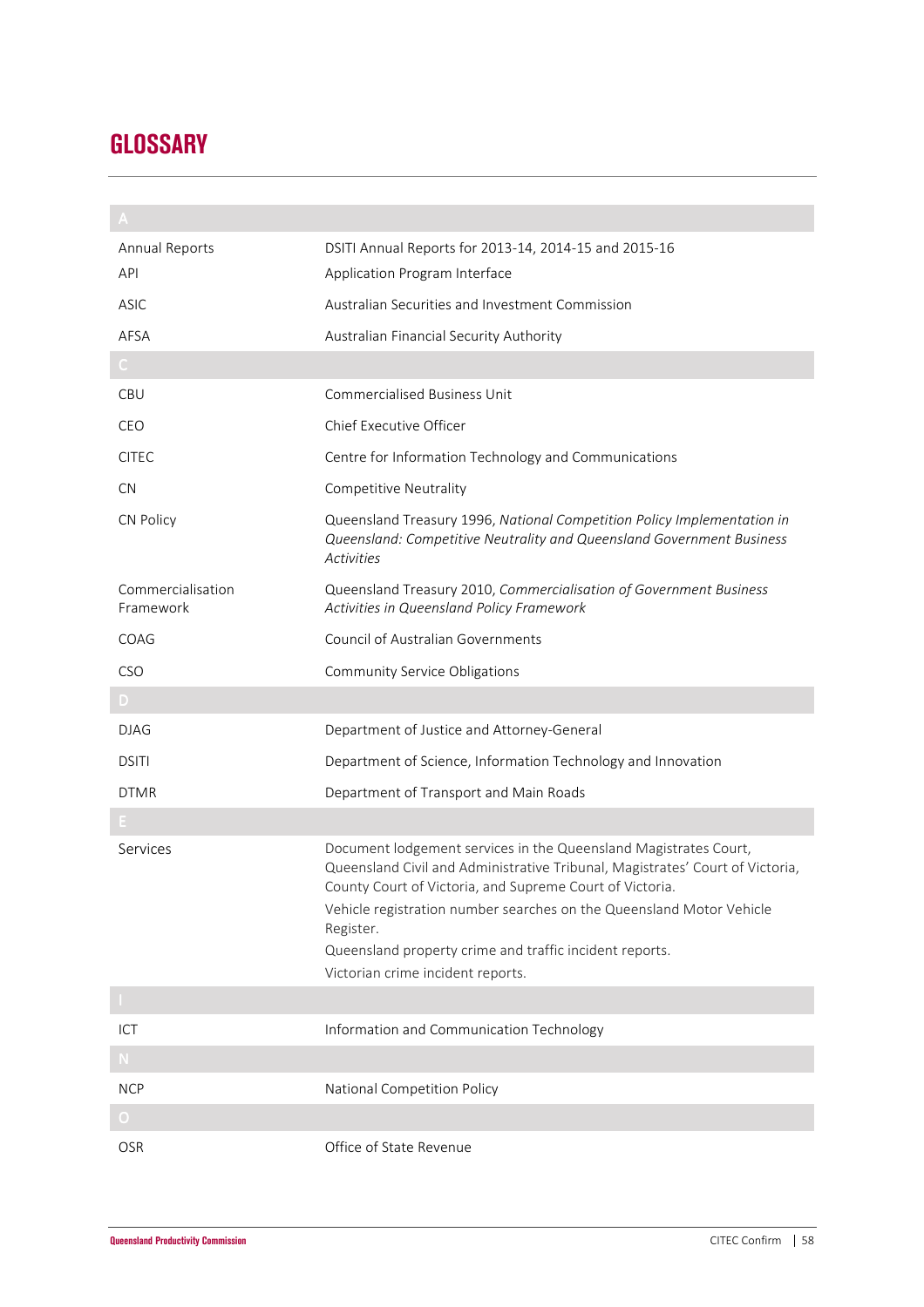# GLOSSARY

| | |
|---|---|
| **A** | |
| Annual Reports | DSITI Annual Reports for 2013-14, 2014-15 and 2015-16 |
| API | Application Program Interface |
| ASIC | Australian Securities and Investment Commission |
| AFSA | Australian Financial Security Authority |
| **C** | |
| CBU | Commercialised Business Unit |
| CEO | Chief Executive Officer |
| CITEC | Centre for Information Technology and Communications |
| CN | Competitive Neutrality |
| CN Policy | Queensland Treasury 1996, *National Competition Policy Implementation in Queensland: Competitive Neutrality and Queensland Government Business Activities* |
| Commercialisation Framework | Queensland Treasury 2010, *Commercialisation of Government Business Activities in Queensland Policy Framework* |
| COAG | Council of Australian Governments |
| CSO | Community Service Obligations |
| **D** | |
| DJAG | Department of Justice and Attorney-General |
| DSITI | Department of Science, Information Technology and Innovation |
| DTMR | Department of Transport and Main Roads |
| **E** | |
| Services | Document lodgement services in the Queensland Magistrates Court, Queensland Civil and Administrative Tribunal, Magistrates' Court of Victoria, County Court of Victoria, and Supreme Court of Victoria.<br>Vehicle registration number searches on the Queensland Motor Vehicle Register.<br>Queensland property crime and traffic incident reports.<br>Victorian crime incident reports. |
| **I** | |
| ICT | Information and Communication Technology |
| **N** | |
| NCP | National Competition Policy |
| **O** | |
| OSR | Office of State Revenue |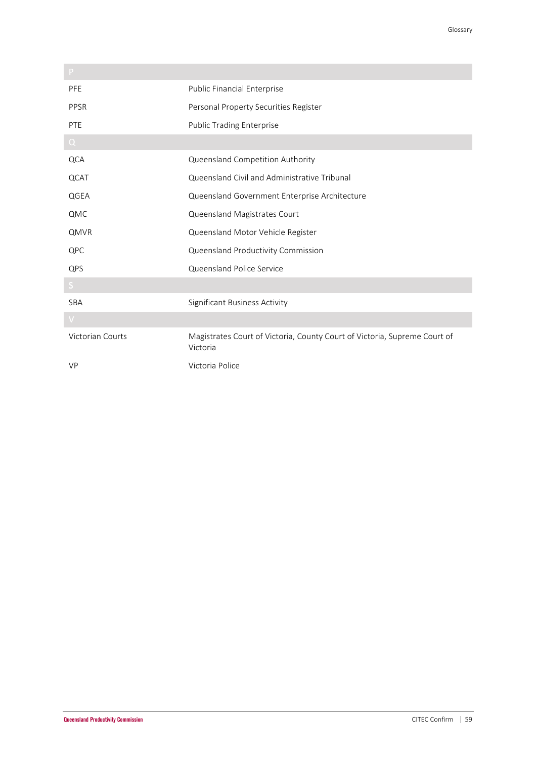| P | |
|---|---|
| PFE | Public Financial Enterprise |
| PPSR | Personal Property Securities Register |
| PTE | Public Trading Enterprise |
| **Q** | |
| QCA | Queensland Competition Authority |
| QCAT | Queensland Civil and Administrative Tribunal |
| QGEA | Queensland Government Enterprise Architecture |
| QMC | Queensland Magistrates Court |
| QMVR | Queensland Motor Vehicle Register |
| QPC | Queensland Productivity Commission |
| QPS | Queensland Police Service |
| **S** | |
| SBA | Significant Business Activity |
| **V** | |
| Victorian Courts | Magistrates Court of Victoria, County Court of Victoria, Supreme Court of Victoria |
| VP | Victoria Police |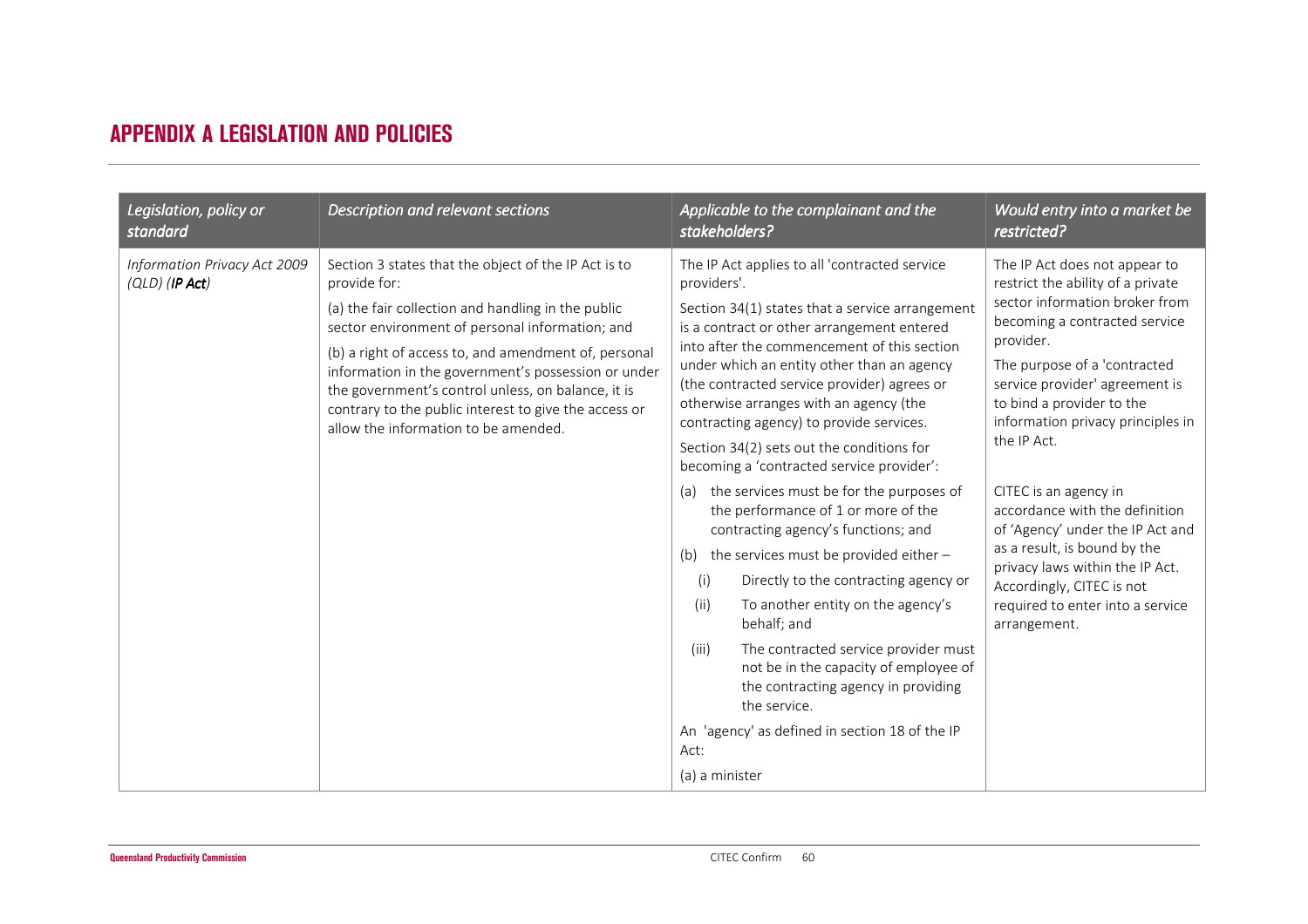# APPENDIX A LEGISLATION AND POLICIES

| *Legislation, policy or standard* | *Description and relevant sections* | *Applicable to the complainant and the stakeholders?* | *Would entry into a market be restricted?* |
|---|---|---|---|
| *Information Privacy Act 2009 (QLD) (**IP Act**)* | Section 3 states that the object of the IP Act is to provide for:<br><br>(a) the fair collection and handling in the public sector environment of personal information; and<br><br>(b) a right of access to, and amendment of, personal information in the government's possession or under the government's control unless, on balance, it is contrary to the public interest to give the access or allow the information to be amended. | The IP Act applies to all 'contracted service providers'.<br><br>Section 34(1) states that a service arrangement is a contract or other arrangement entered into after the commencement of this section under which an entity other than an agency (the contracted service provider) agrees or otherwise arranges with an agency (the contracting agency) to provide services.<br><br>Section 34(2) sets out the conditions for becoming a 'contracted service provider':<br><br>(a) the services must be for the purposes of the performance of 1 or more of the contracting agency's functions; and<br><br>(b) the services must be provided either –<br><br>(i) Directly to the contracting agency or<br><br>(ii) To another entity on the agency's behalf; and<br><br>(iii) The contracted service provider must not be in the capacity of employee of the contracting agency in providing the service.<br><br>An 'agency' as defined in section 18 of the IP Act:<br><br>(a) a minister | The IP Act does not appear to restrict the ability of a private sector information broker from becoming a contracted service provider.<br><br>The purpose of a 'contracted service provider' agreement is to bind a provider to the information privacy principles in the IP Act.<br><br>CITEC is an agency in accordance with the definition of 'Agency' under the IP Act and as a result, is bound by the privacy laws within the IP Act. Accordingly, CITEC is not required to enter into a service arrangement. |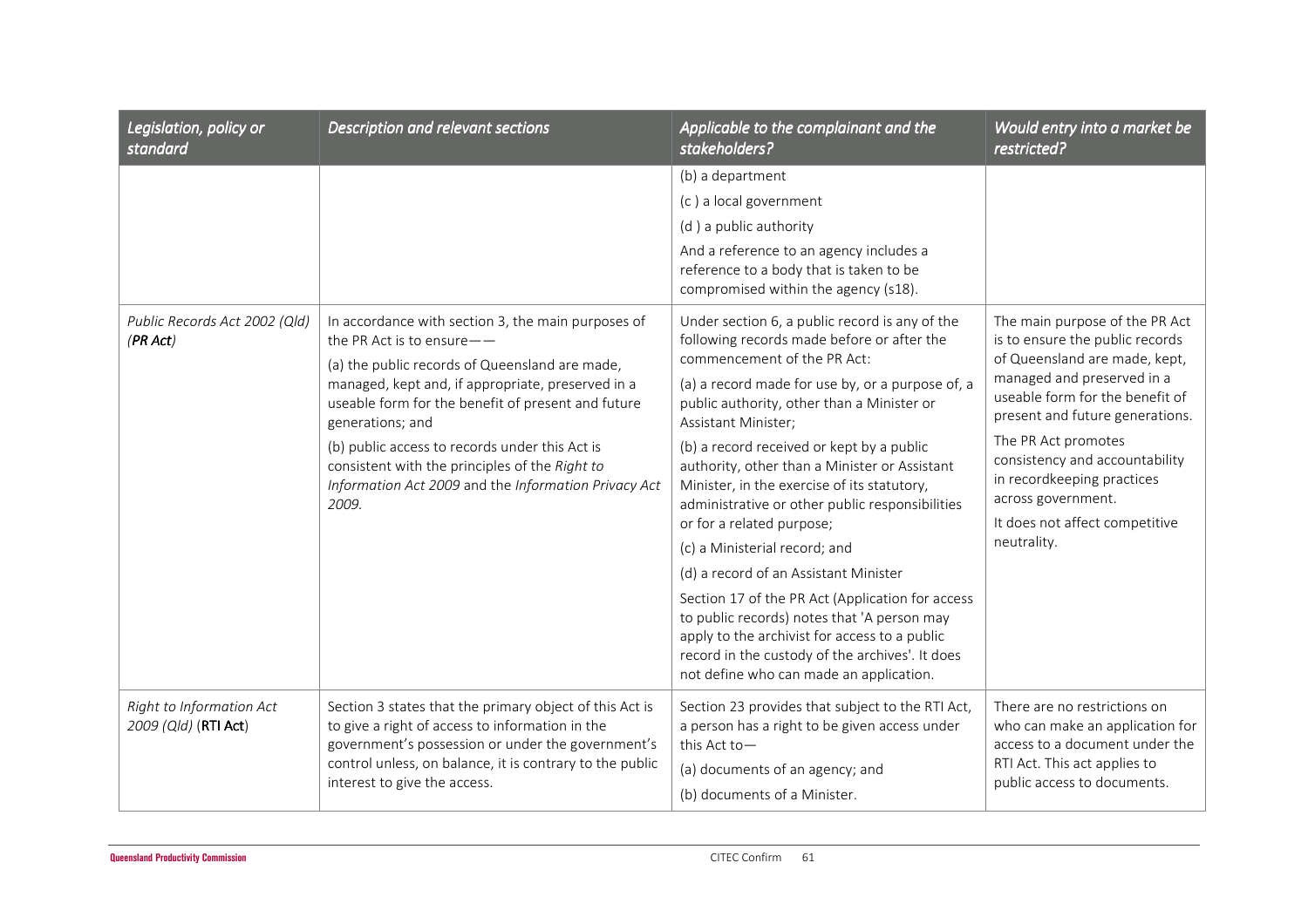| *Legislation, policy or standard* | *Description and relevant sections* | *Applicable to the complainant and the stakeholders?* | *Would entry into a market be restricted?* |
|---|---|---|---|
| | | (b) a department<br>(c ) a local government<br>(d ) a public authority<br>And a reference to an agency includes a reference to a body that is taken to be compromised within the agency (s18). | |
| *Public Records Act 2002 (Qld)* (***PR Act***) | In accordance with section 3, the main purposes of the PR Act is to ensure——<br>(a) the public records of Queensland are made, managed, kept and, if appropriate, preserved in a useable form for the benefit of present and future generations; and<br>(b) public access to records under this Act is consistent with the principles of the *Right to Information Act 2009* and the *Information Privacy Act 2009.* | Under section 6, a public record is any of the following records made before or after the commencement of the PR Act:<br>(a) a record made for use by, or a purpose of, a public authority, other than a Minister or Assistant Minister;<br>(b) a record received or kept by a public authority, other than a Minister or Assistant Minister, in the exercise of its statutory, administrative or other public responsibilities or for a related purpose;<br>(c) a Ministerial record; and<br>(d) a record of an Assistant Minister<br>Section 17 of the PR Act (Application for access to public records) notes that 'A person may apply to the archivist for access to a public record in the custody of the archives'. It does not define who can made an application. | The main purpose of the PR Act is to ensure the public records of Queensland are made, kept, managed and preserved in a useable form for the benefit of present and future generations.<br>The PR Act promotes consistency and accountability in recordkeeping practices across government.<br>It does not affect competitive neutrality. |
| *Right to Information Act 2009 (Qld)* (**RTI Act**) | Section 3 states that the primary object of this Act is to give a right of access to information in the government's possession or under the government's control unless, on balance, it is contrary to the public interest to give the access. | Section 23 provides that subject to the RTI Act, a person has a right to be given access under this Act to—<br>(a) documents of an agency; and<br>(b) documents of a Minister. | There are no restrictions on who can make an application for access to a document under the RTI Act. This act applies to public access to documents. |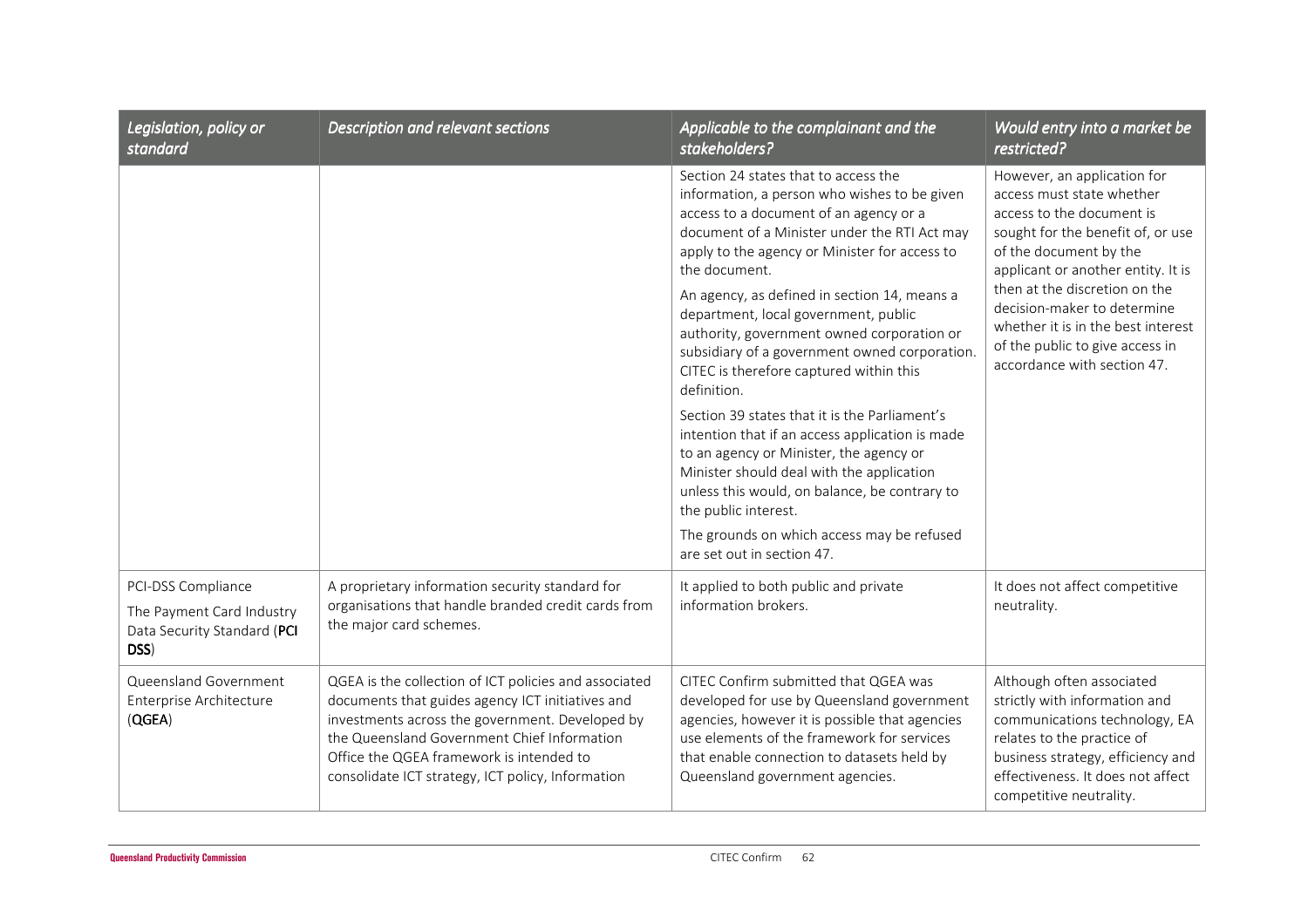| *Legislation, policy or standard* | *Description and relevant sections* | *Applicable to the complainant and the stakeholders?* | *Would entry into a market be restricted?* |
|---|---|---|---|
| | | Section 24 states that to access the information, a person who wishes to be given access to a document of an agency or a document of a Minister under the RTI Act may apply to the agency or Minister for access to the document.<br><br>An agency, as defined in section 14, means a department, local government, public authority, government owned corporation or subsidiary of a government owned corporation. CITEC is therefore captured within this definition.<br><br>Section 39 states that it is the Parliament's intention that if an access application is made to an agency or Minister, the agency or Minister should deal with the application unless this would, on balance, be contrary to the public interest.<br><br>The grounds on which access may be refused are set out in section 47. | However, an application for access must state whether access to the document is sought for the benefit of, or use of the document by the applicant or another entity. It is then at the discretion on the decision-maker to determine whether it is in the best interest of the public to give access in accordance with section 47. |
| PCI-DSS Compliance<br><br>The Payment Card Industry Data Security Standard (**PCI DSS**) | A proprietary information security standard for organisations that handle branded credit cards from the major card schemes. | It applied to both public and private information brokers. | It does not affect competitive neutrality. |
| Queensland Government Enterprise Architecture (**QGEA**) | QGEA is the collection of ICT policies and associated documents that guides agency ICT initiatives and investments across the government. Developed by the Queensland Government Chief Information Office the QGEA framework is intended to consolidate ICT strategy, ICT policy, Information | CITEC Confirm submitted that QGEA was developed for use by Queensland government agencies, however it is possible that agencies use elements of the framework for services that enable connection to datasets held by Queensland government agencies. | Although often associated strictly with information and communications technology, EA relates to the practice of business strategy, efficiency and effectiveness. It does not affect competitive neutrality. |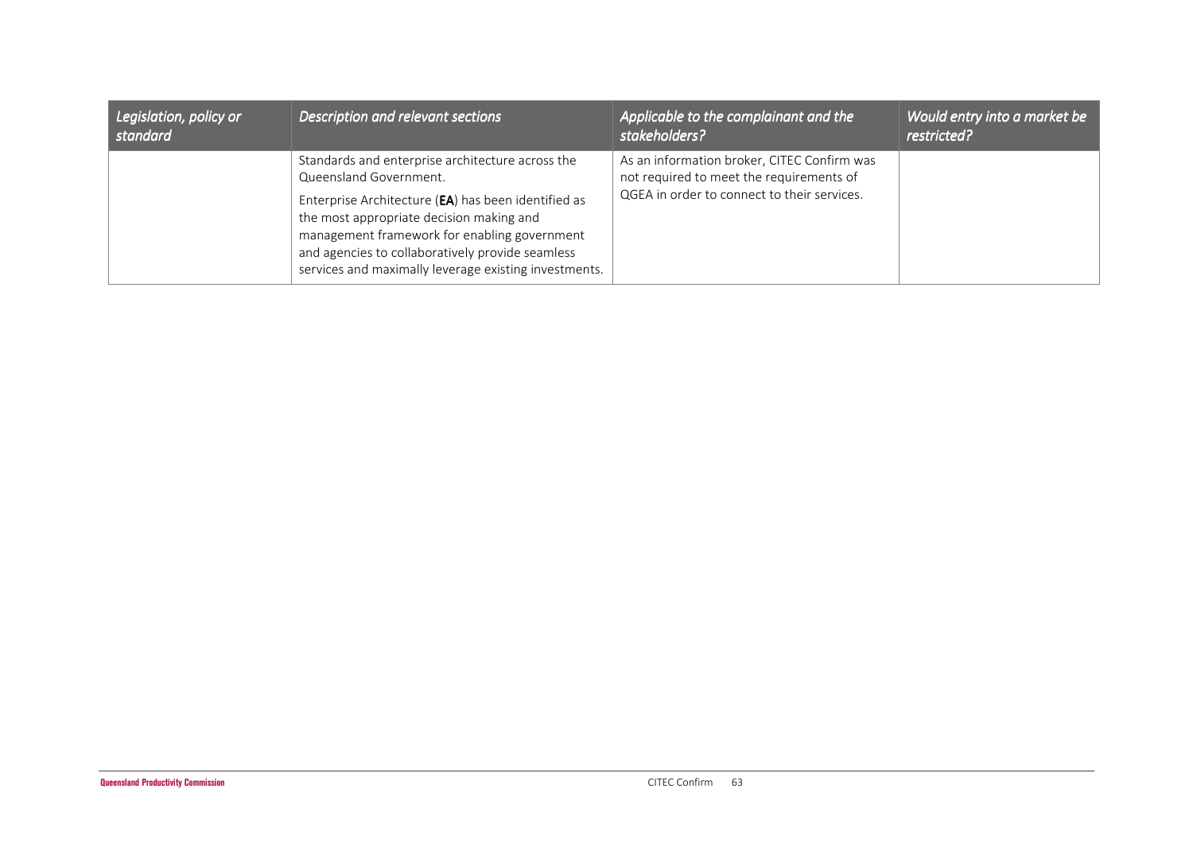| *Legislation, policy or standard* | *Description and relevant sections* | *Applicable to the complainant and the stakeholders?* | *Would entry into a market be restricted?* |
|---|---|---|---|
| | Standards and enterprise architecture across the Queensland Government.<br><br>Enterprise Architecture (**EA**) has been identified as the most appropriate decision making and management framework for enabling government and agencies to collaboratively provide seamless services and maximally leverage existing investments. | As an information broker, CITEC Confirm was not required to meet the requirements of QGEA in order to connect to their services. | |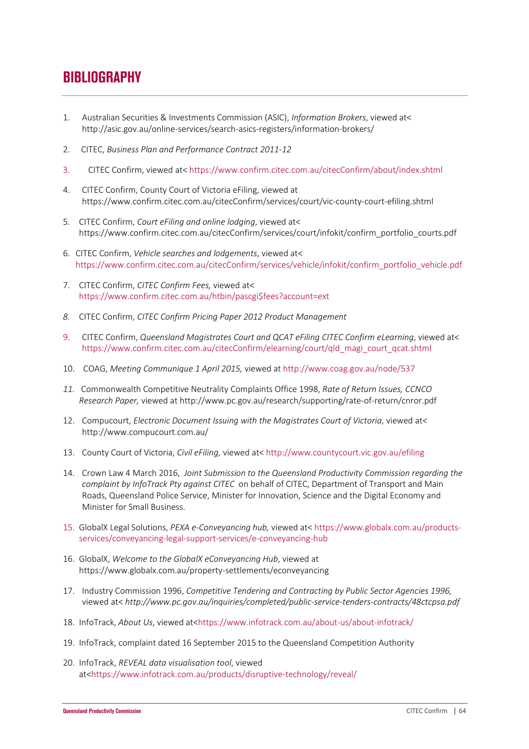# BIBLIOGRAPHY

1. Australian Securities & Investments Commission (ASIC), *Information Brokers*, viewed at< http://asic.gov.au/online-services/search-asics-registers/information-brokers/
2. CITEC, *Business Plan and Performance Contract 2011-12*
3. CITEC Confirm, viewed at< https://www.confirm.citec.com.au/citecConfirm/about/index.shtml
4. CITEC Confirm, County Court of Victoria eFiling, viewed at https://www.confirm.citec.com.au/citecConfirm/services/court/vic-county-court-efiling.shtml
5. CITEC Confirm, *Court eFiling and online lodging*, viewed at< https://www.confirm.citec.com.au/citecConfirm/services/court/infokit/confirm_portfolio_courts.pdf
6. CITEC Confirm, *Vehicle searches and lodgements*, viewed at< https://www.confirm.citec.com.au/citecConfirm/services/vehicle/infokit/confirm_portfolio_vehicle.pdf
7. CITEC Confirm, *CITEC Confirm Fees,* viewed at< https://www.confirm.citec.com.au/htbin/pascgi$fees?account=ext
8. CITEC Confirm, *CITEC Confirm Pricing Paper 2012 Product Management*
9. CITEC Confirm, *Queensland Magistrates Court and QCAT eFiling CITEC Confirm eLearning*, viewed at< https://www.confirm.citec.com.au/citecConfirm/elearning/court/qld_magi_court_qcat.shtml
10. COAG, *Meeting Communique 1 April 2015,* viewed at http://www.coag.gov.au/node/537
11. Commonwealth Competitive Neutrality Complaints Office 1998, *Rate of Return Issues, CCNCO Research Paper,* viewed at http://www.pc.gov.au/research/supporting/rate-of-return/cnror.pdf
12. Compucourt, *Electronic Document Issuing with the Magistrates Court of Victoria*, viewed at< http://www.compucourt.com.au/
13. County Court of Victoria, *Civil eFiling,* viewed at< http://www.countycourt.vic.gov.au/efiling
14. Crown Law 4 March 2016, *Joint Submission to the Queensland Productivity Commission regarding the complaint by InfoTrack Pty against CITEC* on behalf of CITEC, Department of Transport and Main Roads, Queensland Police Service, Minister for Innovation, Science and the Digital Economy and Minister for Small Business.
15. GlobalX Legal Solutions, *PEXA e-Conveyancing hub,* viewed at< https://www.globalx.com.au/products-services/conveyancing-legal-support-services/e-conveyancing-hub
16. GlobalX, *Welcome to the GlobalX eConveyancing Hub*, viewed at https://www.globalx.com.au/property-settlements/econveyancing
17. Industry Commission 1996, *Competitive Tendering and Contracting by Public Sector Agencies 1996,* viewed at< *http://www.pc.gov.au/inquiries/completed/public-service-tenders-contracts/48ctcpsa.pdf*
18. InfoTrack, *About Us*, viewed at<https://www.infotrack.com.au/about-us/about-infotrack/
19. InfoTrack, complaint dated 16 September 2015 to the Queensland Competition Authority
20. InfoTrack, *REVEAL data visualisation tool*, viewed at<https://www.infotrack.com.au/products/disruptive-technology/reveal/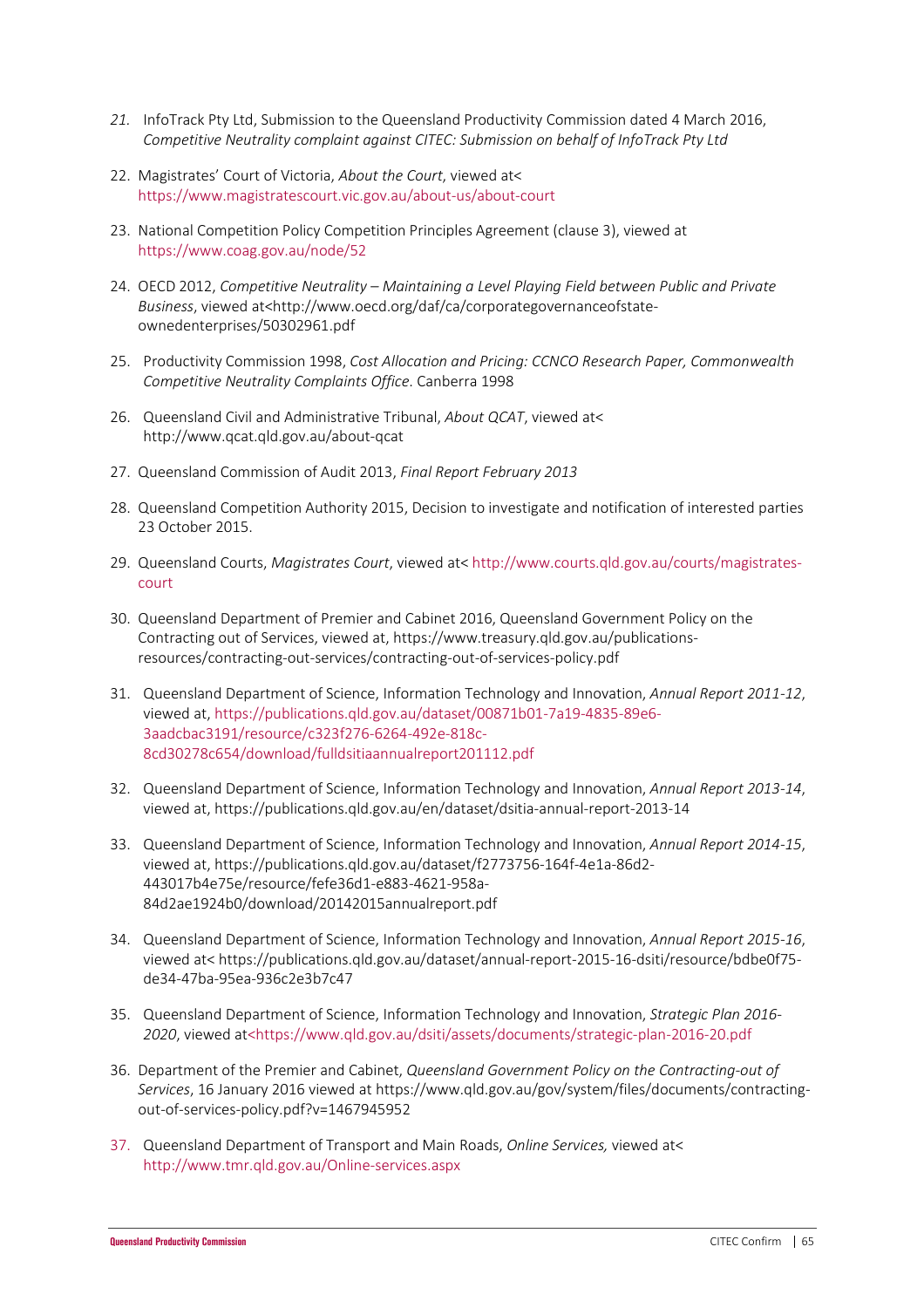21. InfoTrack Pty Ltd, Submission to the Queensland Productivity Commission dated 4 March 2016, *Competitive Neutrality complaint against CITEC: Submission on behalf of InfoTrack Pty Ltd*

22. Magistrates' Court of Victoria, *About the Court*, viewed at< https://www.magistratescourt.vic.gov.au/about-us/about-court

23. National Competition Policy Competition Principles Agreement (clause 3), viewed at https://www.coag.gov.au/node/52

24. OECD 2012, *Competitive Neutrality – Maintaining a Level Playing Field between Public and Private Business*, viewed at<http://www.oecd.org/daf/ca/corporategovernanceofstate-ownedenterprises/50302961.pdf

25. Productivity Commission 1998, *Cost Allocation and Pricing: CCNCO Research Paper, Commonwealth Competitive Neutrality Complaints Office*. Canberra 1998

26. Queensland Civil and Administrative Tribunal, *About QCAT*, viewed at< http://www.qcat.qld.gov.au/about-qcat

27. Queensland Commission of Audit 2013, *Final Report February 2013*

28. Queensland Competition Authority 2015, Decision to investigate and notification of interested parties 23 October 2015.

29. Queensland Courts, *Magistrates Court*, viewed at< http://www.courts.qld.gov.au/courts/magistrates-court

30. Queensland Department of Premier and Cabinet 2016, Queensland Government Policy on the Contracting out of Services, viewed at, https://www.treasury.qld.gov.au/publications-resources/contracting-out-services/contracting-out-of-services-policy.pdf

31. Queensland Department of Science, Information Technology and Innovation, *Annual Report 2011-12*, viewed at, https://publications.qld.gov.au/dataset/00871b01-7a19-4835-89e6-3aadcbac3191/resource/c323f276-6264-492e-818c-8cd30278c654/download/fulldsitiaannualreport201112.pdf

32. Queensland Department of Science, Information Technology and Innovation, *Annual Report 2013-14*, viewed at, https://publications.qld.gov.au/en/dataset/dsitia-annual-report-2013-14

33. Queensland Department of Science, Information Technology and Innovation, *Annual Report 2014-15*, viewed at, https://publications.qld.gov.au/dataset/f2773756-164f-4e1a-86d2-443017b4e75e/resource/fefe36d1-e883-4621-958a-84d2ae1924b0/download/20142015annualreport.pdf

34. Queensland Department of Science, Information Technology and Innovation, *Annual Report 2015-16*, viewed at< https://publications.qld.gov.au/dataset/annual-report-2015-16-dsiti/resource/bdbe0f75-de34-47ba-95ea-936c2e3b7c47

35. Queensland Department of Science, Information Technology and Innovation, *Strategic Plan 2016-2020*, viewed at<https://www.qld.gov.au/dsiti/assets/documents/strategic-plan-2016-20.pdf

36. Department of the Premier and Cabinet, *Queensland Government Policy on the Contracting-out of Services*, 16 January 2016 viewed at https://www.qld.gov.au/gov/system/files/documents/contracting-out-of-services-policy.pdf?v=1467945952

37. Queensland Department of Transport and Main Roads, *Online Services,* viewed at< http://www.tmr.qld.gov.au/Online-services.aspx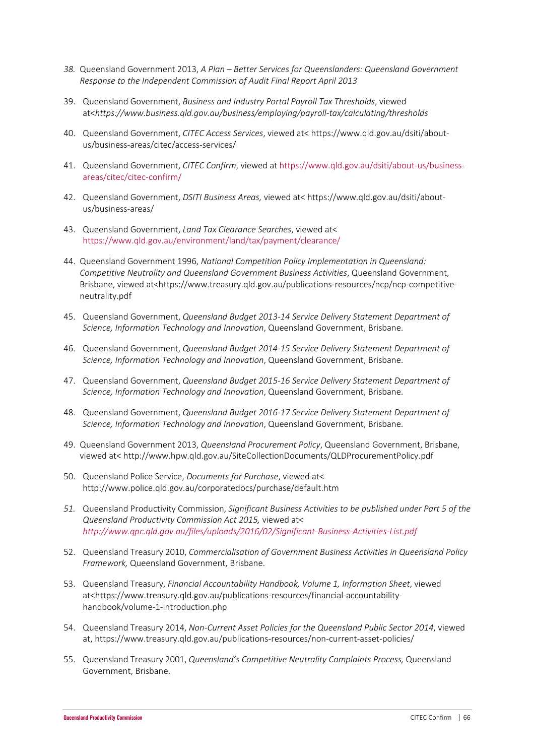38. Queensland Government 2013, *A Plan – Better Services for Queenslanders: Queensland Government Response to the Independent Commission of Audit Final Report April 2013*

39. Queensland Government, *Business and Industry Portal Payroll Tax Thresholds*, viewed at<*https://www.business.qld.gov.au/business/employing/payroll-tax/calculating/thresholds*

40. Queensland Government, *CITEC Access Services*, viewed at< https://www.qld.gov.au/dsiti/about-us/business-areas/citec/access-services/

41. Queensland Government, *CITEC Confirm*, viewed at https://www.qld.gov.au/dsiti/about-us/business-areas/citec/citec-confirm/

42. Queensland Government, *DSITI Business Areas,* viewed at< https://www.qld.gov.au/dsiti/about-us/business-areas/

43. Queensland Government, *Land Tax Clearance Searches*, viewed at< https://www.qld.gov.au/environment/land/tax/payment/clearance/

44. Queensland Government 1996, *National Competition Policy Implementation in Queensland: Competitive Neutrality and Queensland Government Business Activities*, Queensland Government, Brisbane, viewed at<https://www.treasury.qld.gov.au/publications-resources/ncp/ncp-competitive-neutrality.pdf

45. Queensland Government, *Queensland Budget 2013-14 Service Delivery Statement Department of Science, Information Technology and Innovation*, Queensland Government, Brisbane.

46. Queensland Government, *Queensland Budget 2014-15 Service Delivery Statement Department of Science, Information Technology and Innovation*, Queensland Government, Brisbane.

47. Queensland Government, *Queensland Budget 2015-16 Service Delivery Statement Department of Science, Information Technology and Innovation*, Queensland Government, Brisbane.

48. Queensland Government, *Queensland Budget 2016-17 Service Delivery Statement Department of Science, Information Technology and Innovation*, Queensland Government, Brisbane.

49. Queensland Government 2013, *Queensland Procurement Policy*, Queensland Government, Brisbane, viewed at< http://www.hpw.qld.gov.au/SiteCollectionDocuments/QLDProcurementPolicy.pdf

50. Queensland Police Service, *Documents for Purchase*, viewed at< http://www.police.qld.gov.au/corporatedocs/purchase/default.htm

51. Queensland Productivity Commission, *Significant Business Activities to be published under Part 5 of the Queensland Productivity Commission Act 2015,* viewed at< *http://www.qpc.qld.gov.au/files/uploads/2016/02/Significant-Business-Activities-List.pdf*

52. Queensland Treasury 2010, *Commercialisation of Government Business Activities in Queensland Policy Framework,* Queensland Government, Brisbane.

53. Queensland Treasury, *Financial Accountability Handbook, Volume 1, Information Sheet*, viewed at<https://www.treasury.qld.gov.au/publications-resources/financial-accountability-handbook/volume-1-introduction.php

54. Queensland Treasury 2014, *Non-Current Asset Policies for the Queensland Public Sector 2014*, viewed at, https://www.treasury.qld.gov.au/publications-resources/non-current-asset-policies/

55. Queensland Treasury 2001, *Queensland's Competitive Neutrality Complaints Process,* Queensland Government, Brisbane.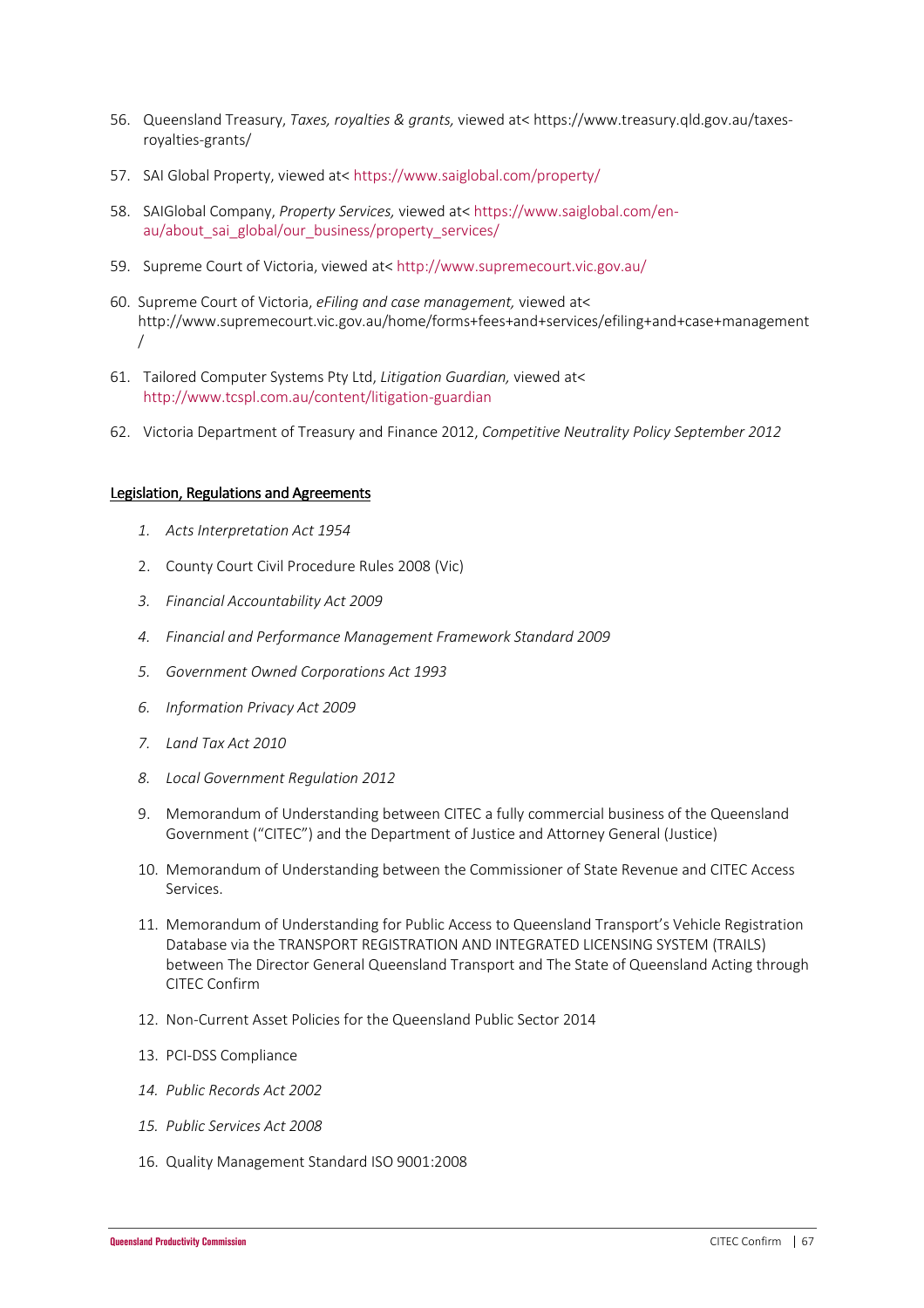56. Queensland Treasury, *Taxes, royalties & grants,* viewed at< https://www.treasury.qld.gov.au/taxes-royalties-grants/

57. SAI Global Property, viewed at< https://www.saiglobal.com/property/

58. SAIGlobal Company, *Property Services,* viewed at< https://www.saiglobal.com/en-au/about_sai_global/our_business/property_services/

59. Supreme Court of Victoria, viewed at< http://www.supremecourt.vic.gov.au/

60. Supreme Court of Victoria, *eFiling and case management,* viewed at< http://www.supremecourt.vic.gov.au/home/forms+fees+and+services/efiling+and+case+management/

61. Tailored Computer Systems Pty Ltd, *Litigation Guardian,* viewed at< http://www.tcspl.com.au/content/litigation-guardian

62. Victoria Department of Treasury and Finance 2012, *Competitive Neutrality Policy September 2012*

<u>**Legislation, Regulations and Agreements**</u>

1. *Acts Interpretation Act 1954*
2. County Court Civil Procedure Rules 2008 (Vic)
3. *Financial Accountability Act 2009*
4. *Financial and Performance Management Framework Standard 2009*
5. *Government Owned Corporations Act 1993*
6. *Information Privacy Act 2009*
7. *Land Tax Act 2010*
8. *Local Government Regulation 2012*
9. Memorandum of Understanding between CITEC a fully commercial business of the Queensland Government ("CITEC") and the Department of Justice and Attorney General (Justice)
10. Memorandum of Understanding between the Commissioner of State Revenue and CITEC Access Services.
11. Memorandum of Understanding for Public Access to Queensland Transport's Vehicle Registration Database via the TRANSPORT REGISTRATION AND INTEGRATED LICENSING SYSTEM (TRAILS) between The Director General Queensland Transport and The State of Queensland Acting through CITEC Confirm
12. Non-Current Asset Policies for the Queensland Public Sector 2014
13. PCI-DSS Compliance
14. *Public Records Act 2002*
15. *Public Services Act 2008*
16. Quality Management Standard ISO 9001:2008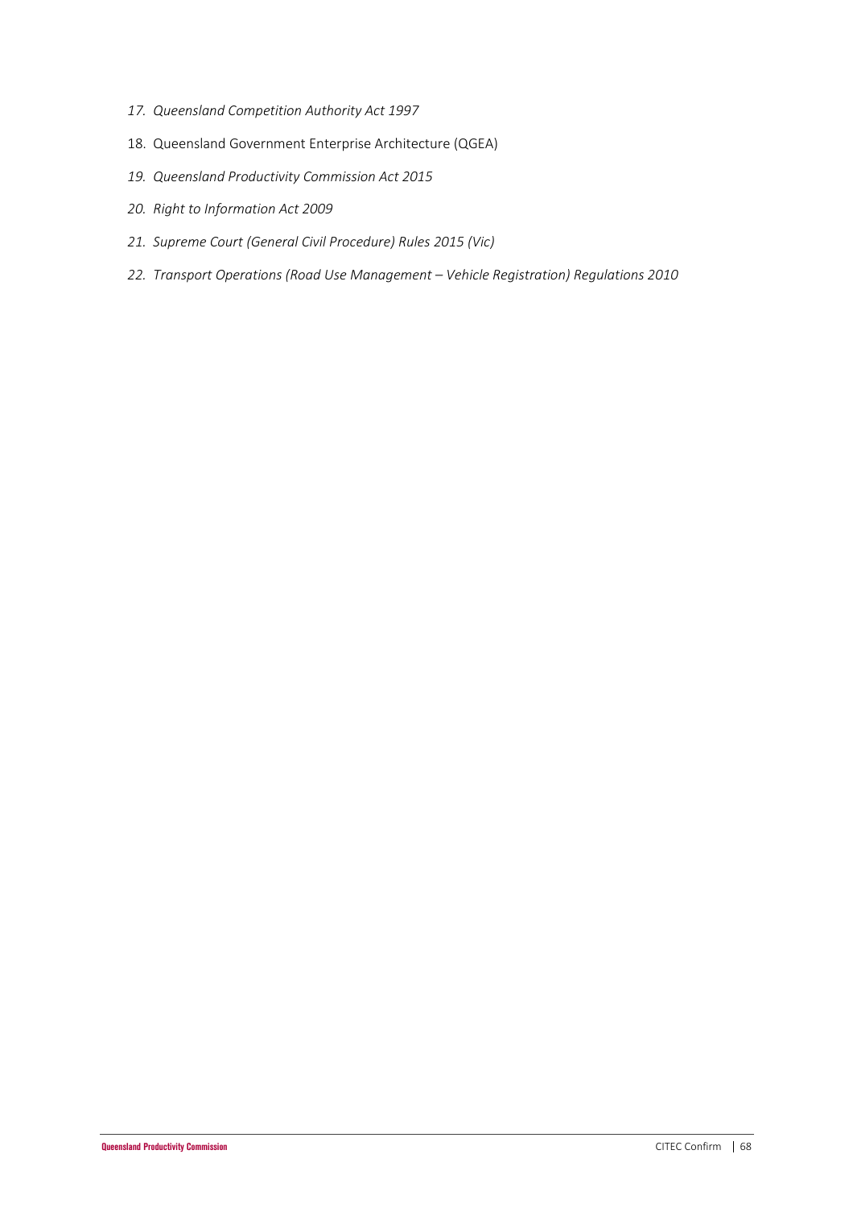17. *Queensland Competition Authority Act 1997*
18. Queensland Government Enterprise Architecture (QGEA)
19. *Queensland Productivity Commission Act 2015*
20. *Right to Information Act 2009*
21. *Supreme Court (General Civil Procedure) Rules 2015 (Vic)*
22. *Transport Operations (Road Use Management – Vehicle Registration) Regulations 2010*